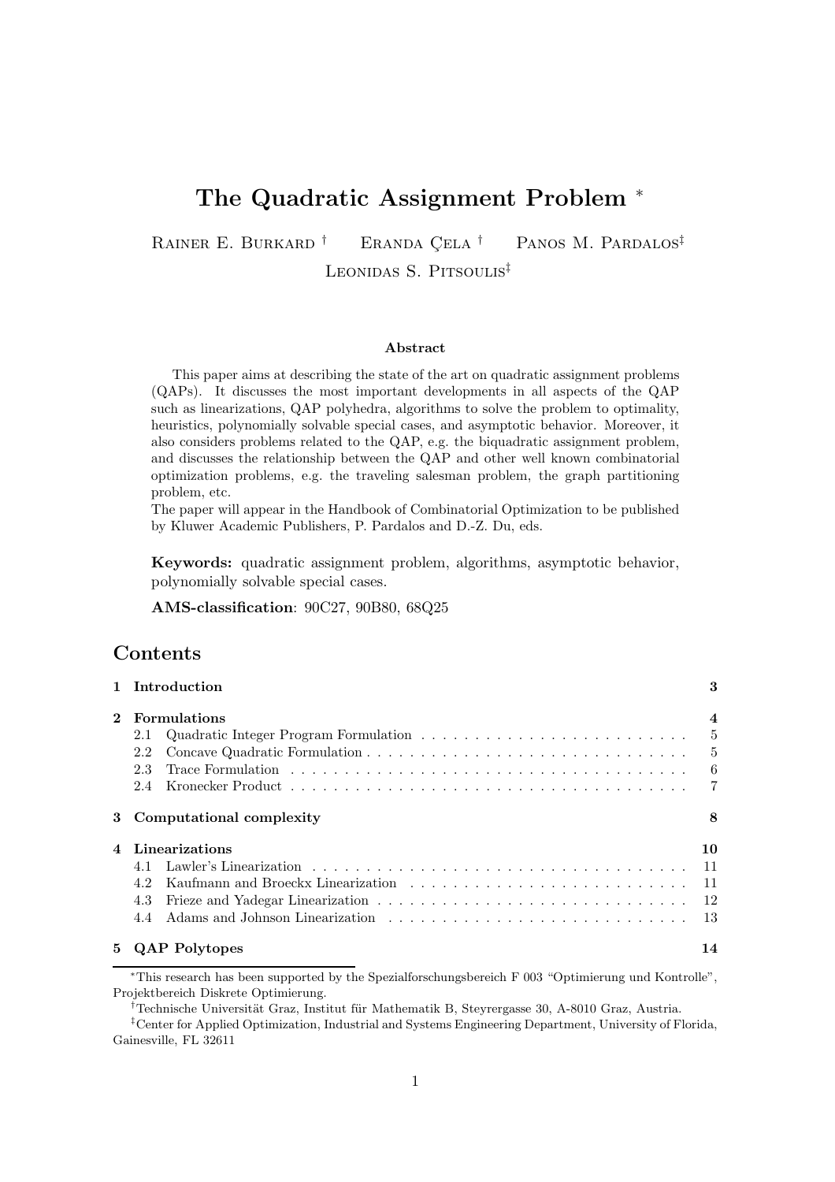# The Quadratic Assignment Problem [*]

Rainer E. Burkard [†] Eranda Çela [†] Panos M. Pardalos [‡]
Leonidas S. Pitsoulis [‡]

**Abstract**

This paper aims at describing the state of the art on quadratic assignment problems (QAPs). It discusses the most important developments in all aspects of the QAP such as linearizations, QAP polyhedra, algorithms to solve the problem to optimality, heuristics, polynomially solvable special cases, and asymptotic behavior. Moreover, it also considers problems related to the QAP, e.g. the biquadratic assignment problem, and discusses the relationship between the QAP and other well known combinatorial optimization problems, e.g. the traveling salesman problem, the graph partitioning problem, etc.
The paper will appear in the Handbook of Combinatorial Optimization to be published by Kluwer Academic Publishers, P. Pardalos and D.-Z. Du, eds.

**Keywords:** quadratic assignment problem, algorithms, asymptotic behavior, polynomially solvable special cases.

**AMS-classification**: 90C27, 90B80, 68Q25

## Contents

- **1 Introduction** — **3**
- **2 Formulations** — **4**
  - 2.1 Quadratic Integer Program Formulation — 5
  - 2.2 Concave Quadratic Formulation — 5
  - 2.3 Trace Formulation — 6
  - 2.4 Kronecker Product — 7
- **3 Computational complexity** — **8**
- **4 Linearizations** — **10**
  - 4.1 Lawler's Linearization — 11
  - 4.2 Kaufmann and Broeckx Linearization — 11
  - 4.3 Frieze and Yadegar Linearization — 12
  - 4.4 Adams and Johnson Linearization — 13
- **5 QAP Polytopes** — **14**

---

[*] This research has been supported by the Spezialforschungsbereich F 003 "Optimierung und Kontrolle", Projektbereich Diskrete Optimierung.

[†] Technische Universität Graz, Institut für Mathematik B, Steyrergasse 30, A-8010 Graz, Austria.

[‡] Center for Applied Optimization, Industrial and Systems Engineering Department, University of Florida, Gainesville, FL 32611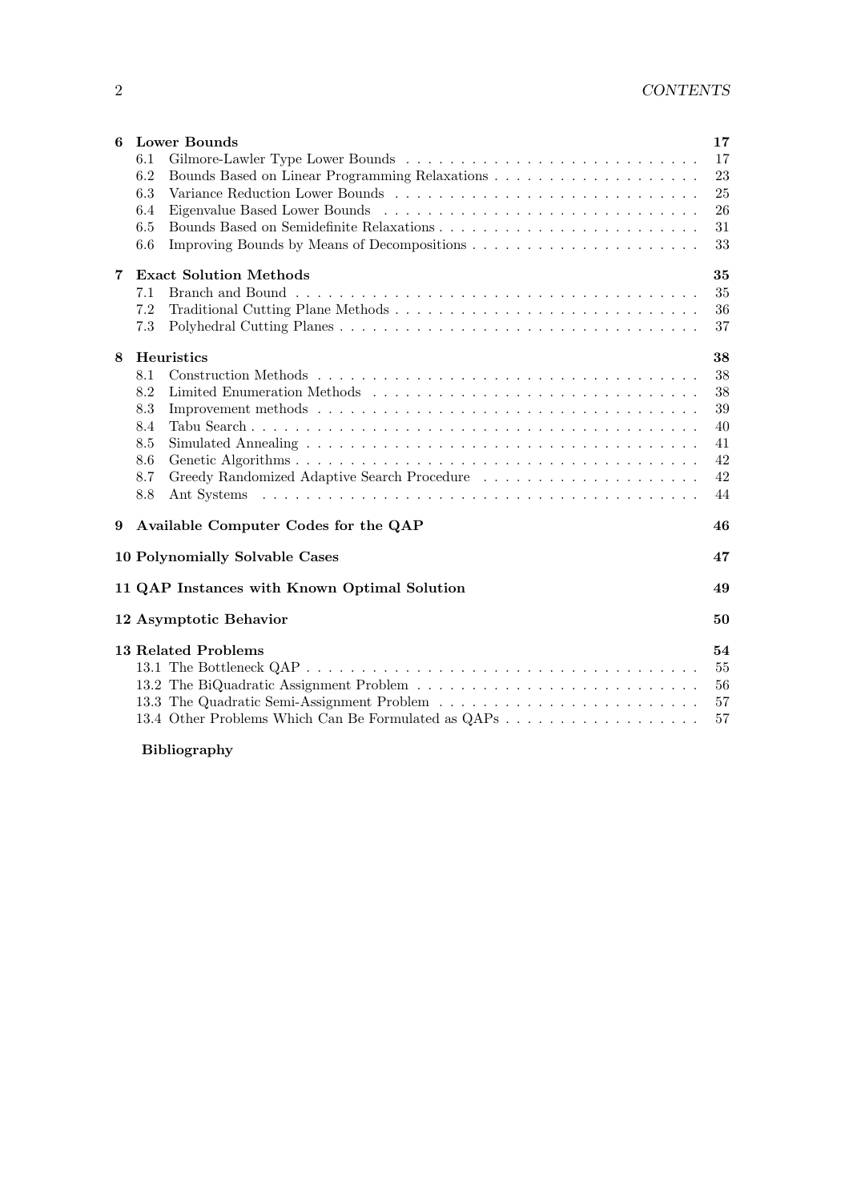**6 Lower Bounds** 17

- 6.1 Gilmore-Lawler Type Lower Bounds 17
- 6.2 Bounds Based on Linear Programming Relaxations 23
- 6.3 Variance Reduction Lower Bounds 25
- 6.4 Eigenvalue Based Lower Bounds 26
- 6.5 Bounds Based on Semidefinite Relaxations 31
- 6.6 Improving Bounds by Means of Decompositions 33

**7 Exact Solution Methods** 35

- 7.1 Branch and Bound 35
- 7.2 Traditional Cutting Plane Methods 36
- 7.3 Polyhedral Cutting Planes 37

**8 Heuristics** 38

- 8.1 Construction Methods 38
- 8.2 Limited Enumeration Methods 38
- 8.3 Improvement methods 39
- 8.4 Tabu Search 40
- 8.5 Simulated Annealing 41
- 8.6 Genetic Algorithms 42
- 8.7 Greedy Randomized Adaptive Search Procedure 42
- 8.8 Ant Systems 44

**9 Available Computer Codes for the QAP** 46

**10 Polynomially Solvable Cases** 47

**11 QAP Instances with Known Optimal Solution** 49

**12 Asymptotic Behavior** 50

**13 Related Problems** 54

- 13.1 The Bottleneck QAP 55
- 13.2 The BiQuadratic Assignment Problem 56
- 13.3 The Quadratic Semi-Assignment Problem 57
- 13.4 Other Problems Which Can Be Formulated as QAPs 57

**Bibliography**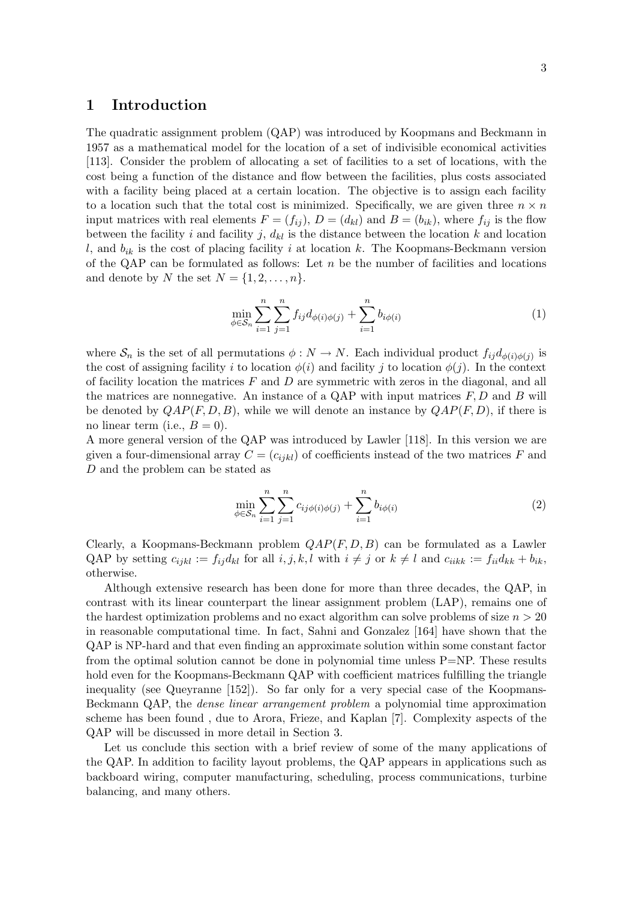# 1 Introduction

The quadratic assignment problem (QAP) was introduced by Koopmans and Beckmann in 1957 as a mathematical model for the location of a set of indivisible economical activities [113]. Consider the problem of allocating a set of facilities to a set of locations, with the cost being a function of the distance and flow between the facilities, plus costs associated with a facility being placed at a certain location. The objective is to assign each facility to a location such that the total cost is minimized. Specifically, we are given three $n \times n$ input matrices with real elements $F = (f_{ij})$, $D = (d_{kl})$ and $B = (b_{ik})$, where $f_{ij}$ is the flow between the facility $i$ and facility $j$, $d_{kl}$ is the distance between the location $k$ and location $l$, and $b_{ik}$ is the cost of placing facility $i$ at location $k$. The Koopmans-Beckmann version of the QAP can be formulated as follows: Let $n$ be the number of facilities and locations and denote by $N$ the set $N = \{1, 2, \ldots, n\}$.

$$\min_{\phi \in \mathcal{S}_n} \sum_{i=1}^{n} \sum_{j=1}^{n} f_{ij} d_{\phi(i)\phi(j)} + \sum_{i=1}^{n} b_{i\phi(i)} \tag{1}$$

where $\mathcal{S}_n$ is the set of all permutations $\phi : N \to N$. Each individual product $f_{ij} d_{\phi(i)\phi(j)}$ is the cost of assigning facility $i$ to location $\phi(i)$ and facility $j$ to location $\phi(j)$. In the context of facility location the matrices $F$ and $D$ are symmetric with zeros in the diagonal, and all the matrices are nonnegative. An instance of a QAP with input matrices $F, D$ and $B$ will be denoted by $QAP(F, D, B)$, while we will denote an instance by $QAP(F, D)$, if there is no linear term (i.e., $B = 0$).

A more general version of the QAP was introduced by Lawler [118]. In this version we are given a four-dimensional array $C = (c_{ijkl})$ of coefficients instead of the two matrices $F$ and $D$ and the problem can be stated as

$$\min_{\phi \in \mathcal{S}_n} \sum_{i=1}^{n} \sum_{j=1}^{n} c_{ij\phi(i)\phi(j)} + \sum_{i=1}^{n} b_{i\phi(i)} \tag{2}$$

Clearly, a Koopmans-Beckmann problem $QAP(F, D, B)$ can be formulated as a Lawler QAP by setting $c_{ijkl} := f_{ij} d_{kl}$ for all $i, j, k, l$ with $i \neq j$ or $k \neq l$ and $c_{iikk} := f_{ii} d_{kk} + b_{ik}$, otherwise.

Although extensive research has been done for more than three decades, the QAP, in contrast with its linear counterpart the linear assignment problem (LAP), remains one of the hardest optimization problems and no exact algorithm can solve problems of size $n > 20$ in reasonable computational time. In fact, Sahni and Gonzalez [164] have shown that the QAP is NP-hard and that even finding an approximate solution within some constant factor from the optimal solution cannot be done in polynomial time unless P=NP. These results hold even for the Koopmans-Beckmann QAP with coefficient matrices fulfilling the triangle inequality (see Queyranne [152]). So far only for a very special case of the Koopmans-Beckmann QAP, the *dense linear arrangement problem* a polynomial time approximation scheme has been found , due to Arora, Frieze, and Kaplan [7]. Complexity aspects of the QAP will be discussed in more detail in Section 3.

Let us conclude this section with a brief review of some of the many applications of the QAP. In addition to facility layout problems, the QAP appears in applications such as backboard wiring, computer manufacturing, scheduling, process communications, turbine balancing, and many others.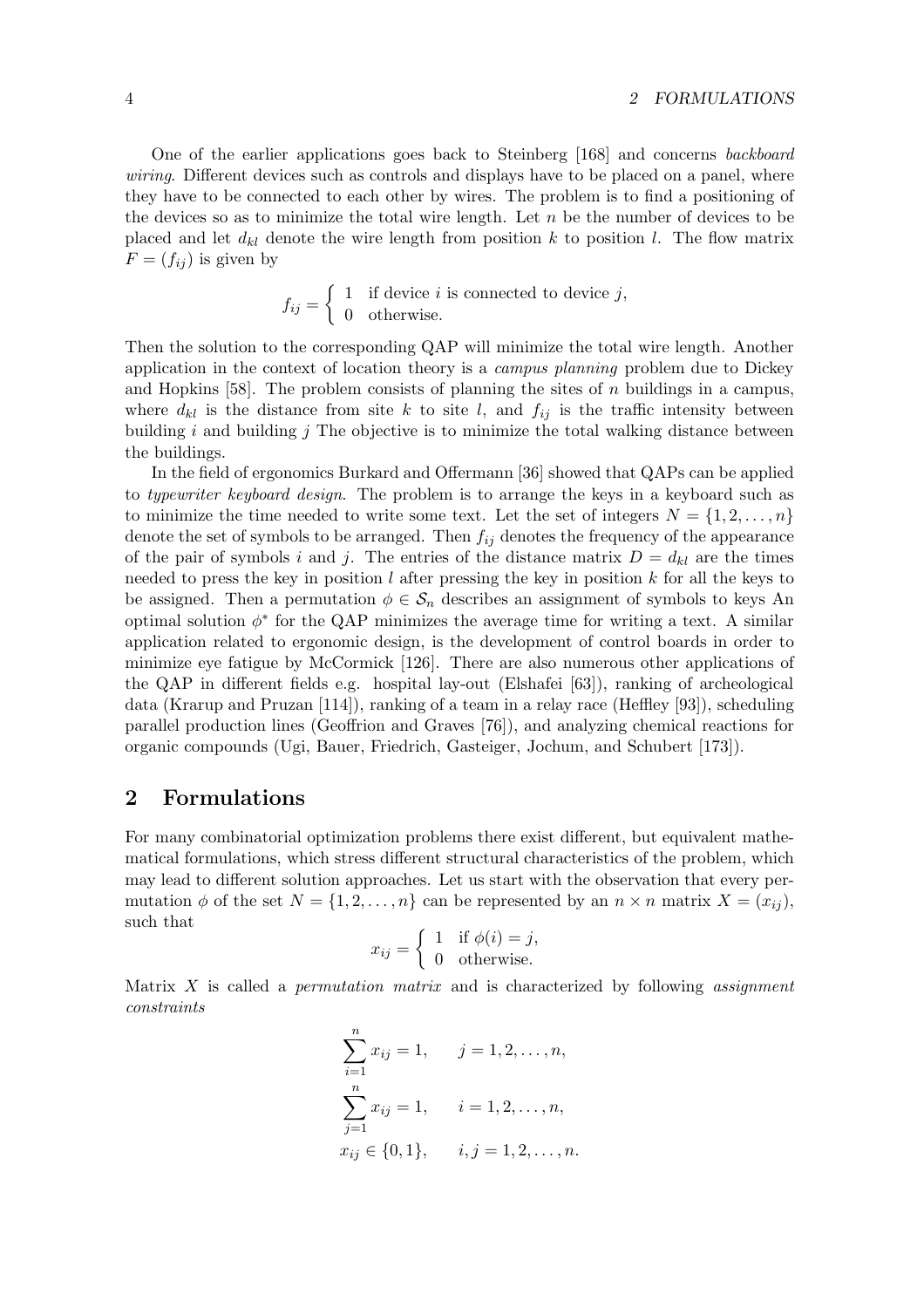One of the earlier applications goes back to Steinberg [168] and concerns *backboard wiring*. Different devices such as controls and displays have to be placed on a panel, where they have to be connected to each other by wires. The problem is to find a positioning of the devices so as to minimize the total wire length. Let $n$ be the number of devices to be placed and let $d_{kl}$ denote the wire length from position $k$ to position $l$. The flow matrix $F = (f_{ij})$ is given by

$$f_{ij} = \begin{cases} 1 & \text{if device } i \text{ is connected to device } j, \\ 0 & \text{otherwise.} \end{cases}$$

Then the solution to the corresponding QAP will minimize the total wire length. Another application in the context of location theory is a *campus planning* problem due to Dickey and Hopkins [58]. The problem consists of planning the sites of $n$ buildings in a campus, where $d_{kl}$ is the distance from site $k$ to site $l$, and $f_{ij}$ is the traffic intensity between building $i$ and building $j$ The objective is to minimize the total walking distance between the buildings.

In the field of ergonomics Burkard and Offermann [36] showed that QAPs can be applied to *typewriter keyboard design*. The problem is to arrange the keys in a keyboard such as to minimize the time needed to write some text. Let the set of integers $N = \{1, 2, \ldots, n\}$ denote the set of symbols to be arranged. Then $f_{ij}$ denotes the frequency of the appearance of the pair of symbols $i$ and $j$. The entries of the distance matrix $D = d_{kl}$ are the times needed to press the key in position $l$ after pressing the key in position $k$ for all the keys to be assigned. Then a permutation $\phi \in \mathcal{S}_n$ describes an assignment of symbols to keys An optimal solution $\phi^*$ for the QAP minimizes the average time for writing a text. A similar application related to ergonomic design, is the development of control boards in order to minimize eye fatigue by McCormick [126]. There are also numerous other applications of the QAP in different fields e.g. hospital lay-out (Elshafei [63]), ranking of archeological data (Krarup and Pruzan [114]), ranking of a team in a relay race (Heffley [93]), scheduling parallel production lines (Geoffrion and Graves [76]), and analyzing chemical reactions for organic compounds (Ugi, Bauer, Friedrich, Gasteiger, Jochum, and Schubert [173]).

## 2 Formulations

For many combinatorial optimization problems there exist different, but equivalent mathematical formulations, which stress different structural characteristics of the problem, which may lead to different solution approaches. Let us start with the observation that every permutation $\phi$ of the set $N = \{1, 2, \ldots, n\}$ can be represented by an $n \times n$ matrix $X = (x_{ij})$, such that

$$x_{ij} = \begin{cases} 1 & \text{if } \phi(i) = j, \\ 0 & \text{otherwise.} \end{cases}$$

Matrix $X$ is called a *permutation matrix* and is characterized by following *assignment constraints*

$$\sum_{i=1}^{n} x_{ij} = 1, \qquad j = 1, 2, \ldots, n,$$

$$\sum_{j=1}^{n} x_{ij} = 1, \qquad i = 1, 2, \ldots, n,$$

$$x_{ij} \in \{0, 1\}, \qquad i, j = 1, 2, \ldots, n.$$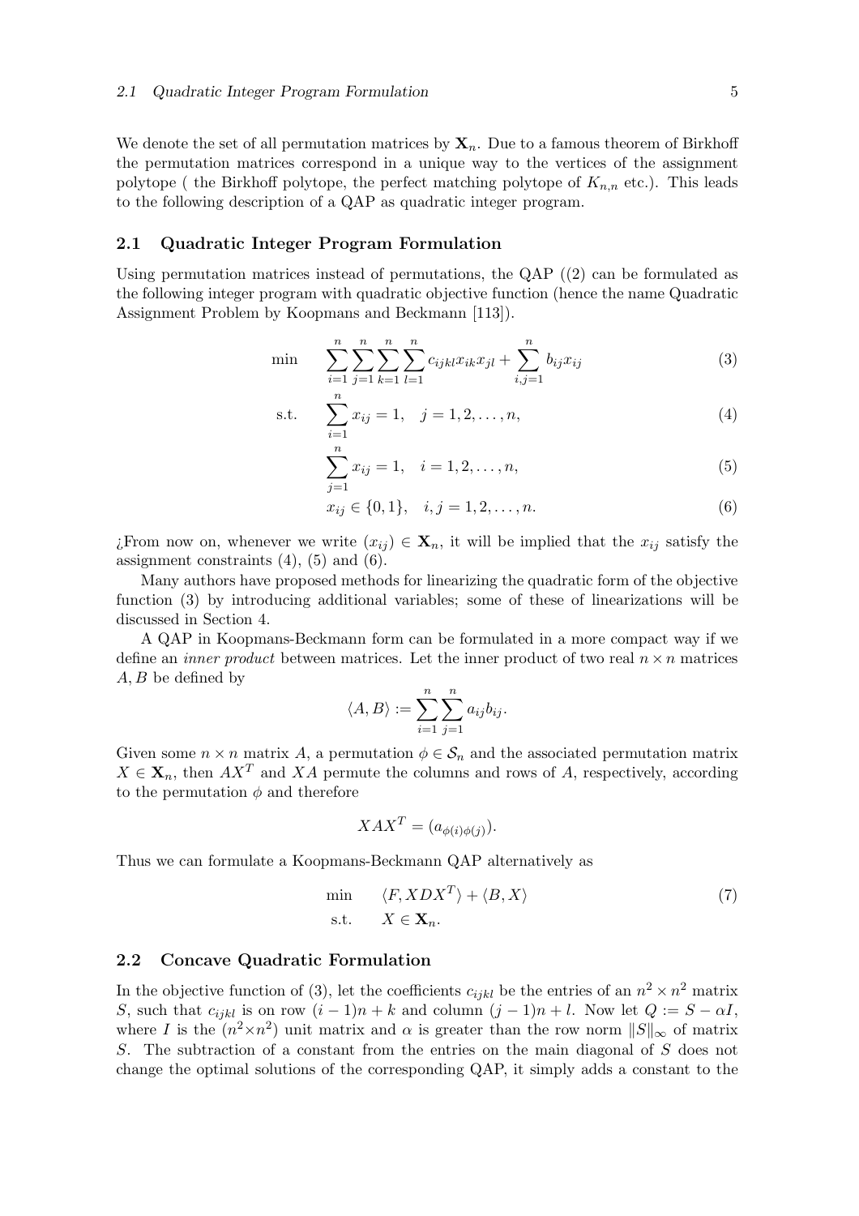We denote the set of all permutation matrices by $\mathbf{X}_n$. Due to a famous theorem of Birkhoff the permutation matrices correspond in a unique way to the vertices of the assignment polytope ( the Birkhoff polytope, the perfect matching polytope of $K_{n,n}$ etc.). This leads to the following description of a QAP as quadratic integer program.

## 2.1 Quadratic Integer Program Formulation

Using permutation matrices instead of permutations, the QAP ((2) can be formulated as the following integer program with quadratic objective function (hence the name Quadratic Assignment Problem by Koopmans and Beckmann [113]).

$$\min \quad \sum_{i=1}^{n}\sum_{j=1}^{n}\sum_{k=1}^{n}\sum_{l=1}^{n} c_{ijkl}x_{ik}x_{jl} + \sum_{i,j=1}^{n} b_{ij}x_{ij} \tag{3}$$

$$\text{s.t.} \quad \sum_{i=1}^{n} x_{ij} = 1, \quad j = 1,2,\ldots,n, \tag{4}$$

$$\sum_{j=1}^{n} x_{ij} = 1, \quad i = 1,2,\ldots,n, \tag{5}$$

$$x_{ij} \in \{0,1\}, \quad i,j = 1,2,\ldots,n. \tag{6}$$

¿From now on, whenever we write $(x_{ij}) \in \mathbf{X}_n$, it will be implied that the $x_{ij}$ satisfy the assignment constraints (4), (5) and (6).

Many authors have proposed methods for linearizing the quadratic form of the objective function (3) by introducing additional variables; some of these of linearizations will be discussed in Section 4.

A QAP in Koopmans-Beckmann form can be formulated in a more compact way if we define an *inner product* between matrices. Let the inner product of two real $n \times n$ matrices $A, B$ be defined by

$$\langle A, B \rangle := \sum_{i=1}^{n}\sum_{j=1}^{n} a_{ij}b_{ij}.$$

Given some $n \times n$ matrix $A$, a permutation $\phi \in \mathcal{S}_n$ and the associated permutation matrix $X \in \mathbf{X}_n$, then $AX^T$ and $XA$ permute the columns and rows of $A$, respectively, according to the permutation $\phi$ and therefore

$$XAX^T = (a_{\phi(i)\phi(j)}).$$

Thus we can formulate a Koopmans-Beckmann QAP alternatively as

$$\begin{array}{ll} \min & \langle F, XDX^T \rangle + \langle B, X \rangle \\ \text{s.t.} & X \in \mathbf{X}_n. \end{array} \tag{7}$$

## 2.2 Concave Quadratic Formulation

In the objective function of (3), let the coefficients $c_{ijkl}$ be the entries of an $n^2 \times n^2$ matrix $S$, such that $c_{ijkl}$ is on row $(i-1)n + k$ and column $(j-1)n + l$. Now let $Q := S - \alpha I$, where $I$ is the $(n^2 \times n^2)$ unit matrix and $\alpha$ is greater than the row norm $\|S\|_\infty$ of matrix $S$. The subtraction of a constant from the entries on the main diagonal of $S$ does not change the optimal solutions of the corresponding QAP, it simply adds a constant to the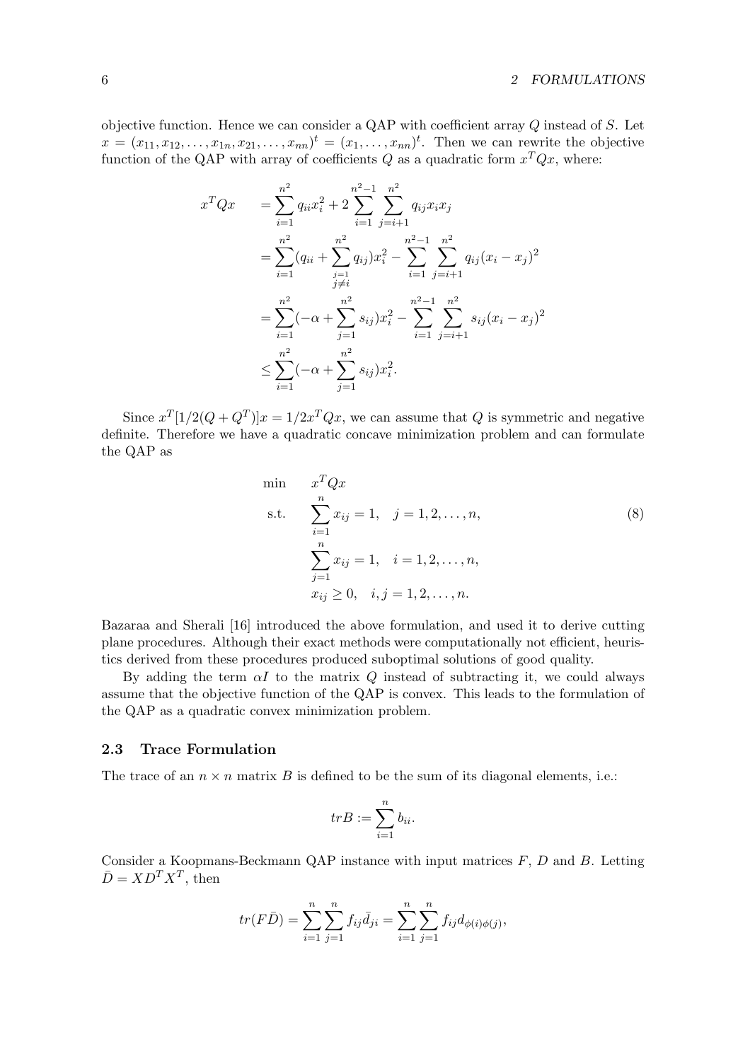objective function. Hence we can consider a QAP with coefficient array $Q$ instead of $S$. Let $x = (x_{11}, x_{12}, \ldots, x_{1n}, x_{21}, \ldots, x_{nn})^t = (x_1, \ldots, x_{nn})^t$. Then we can rewrite the objective function of the QAP with array of coefficients $Q$ as a quadratic form $x^T Q x$, where:

$$
\begin{aligned}
x^T Q x \quad &= \sum_{i=1}^{n^2} q_{ii} x_i^2 + 2 \sum_{i=1}^{n^2-1} \sum_{j=i+1}^{n^2} q_{ij} x_i x_j \\
&= \sum_{i=1}^{n^2} (q_{ii} + \sum_{\substack{j=1 \\ j \neq i}}^{n^2} q_{ij}) x_i^2 - \sum_{i=1}^{n^2-1} \sum_{j=i+1}^{n^2} q_{ij} (x_i - x_j)^2 \\
&= \sum_{i=1}^{n^2} (-\alpha + \sum_{j=1}^{n^2} s_{ij}) x_i^2 - \sum_{i=1}^{n^2-1} \sum_{j=i+1}^{n^2} s_{ij} (x_i - x_j)^2 \\
&\leq \sum_{i=1}^{n^2} (-\alpha + \sum_{j=1}^{n^2} s_{ij}) x_i^2.
\end{aligned}
$$

Since $x^T [1/2(Q + Q^T)] x = 1/2 x^T Q x$, we can assume that $Q$ is symmetric and negative definite. Therefore we have a quadratic concave minimization problem and can formulate the QAP as

$$
\begin{aligned}
\min \quad & x^T Q x \\
\text{s.t.} \quad & \sum_{i=1}^{n} x_{ij} = 1, \quad j = 1, 2, \ldots, n, \\
& \sum_{j=1}^{n} x_{ij} = 1, \quad i = 1, 2, \ldots, n, \\
& x_{ij} \geq 0, \quad i, j = 1, 2, \ldots, n.
\end{aligned}
\tag{8}
$$

Bazaraa and Sherali [16] introduced the above formulation, and used it to derive cutting plane procedures. Although their exact methods were computationally not efficient, heuristics derived from these procedures produced suboptimal solutions of good quality.

By adding the term $\alpha I$ to the matrix $Q$ instead of subtracting it, we could always assume that the objective function of the QAP is convex. This leads to the formulation of the QAP as a quadratic convex minimization problem.

### 2.3 Trace Formulation

The trace of an $n \times n$ matrix $B$ is defined to be the sum of its diagonal elements, i.e.:

$$
trB := \sum_{i=1}^{n} b_{ii}.
$$

Consider a Koopmans-Beckmann QAP instance with input matrices $F$, $D$ and $B$. Letting $\bar{D} = X D^T X^T$, then

$$
tr(F\bar{D}) = \sum_{i=1}^{n} \sum_{j=1}^{n} f_{ij} \bar{d}_{ji} = \sum_{i=1}^{n} \sum_{j=1}^{n} f_{ij} d_{\phi(i)\phi(j)},
$$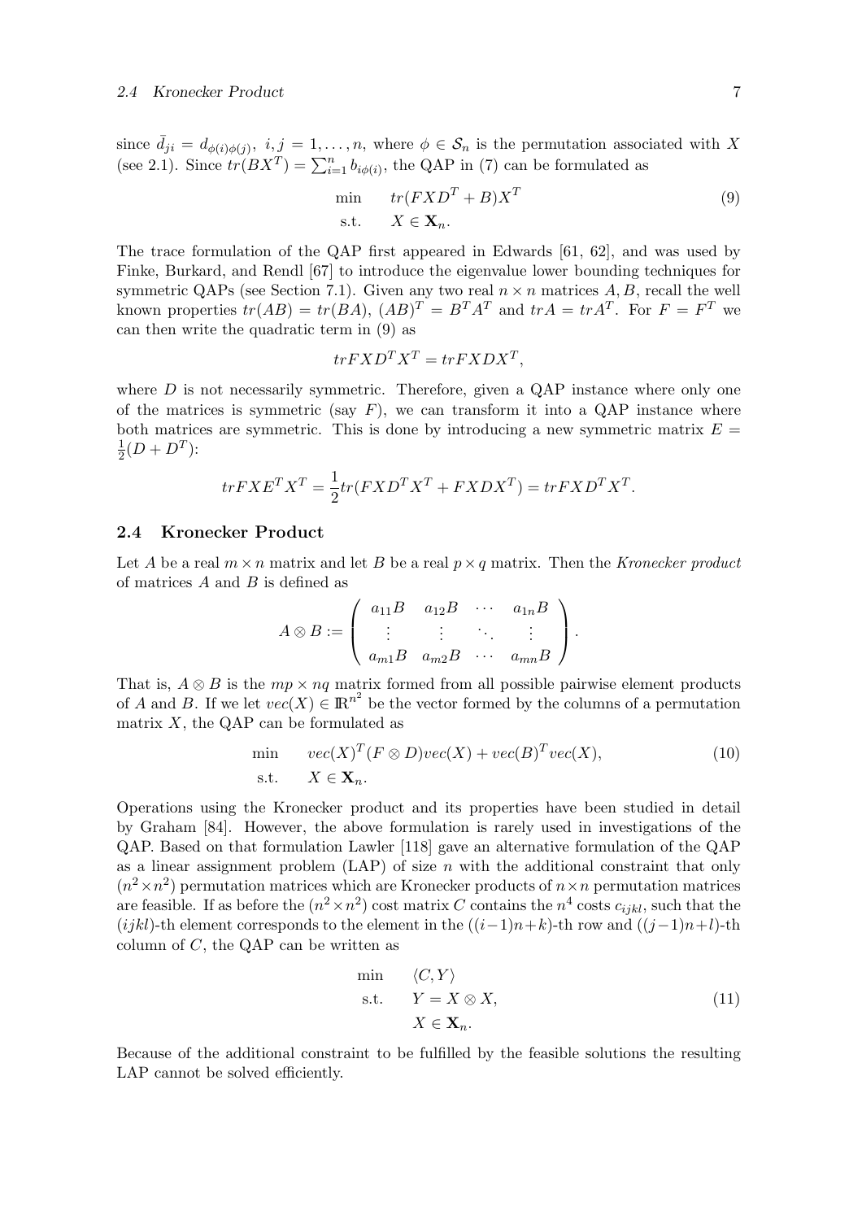since $\bar{d}_{ji} = d_{\phi(i)\phi(j)}$, $i, j = 1, \ldots, n$, where $\phi \in \mathcal{S}_n$ is the permutation associated with $X$ (see 2.1). Since $tr(BX^T) = \sum_{i=1}^{n} b_{i\phi(i)}$, the QAP in (7) can be formulated as

$$
\begin{aligned}
\min \quad & tr(FXD^T + B)X^T \\
\text{s.t.} \quad & X \in \mathbf{X}_n.
\end{aligned}
\tag{9}
$$

The trace formulation of the QAP first appeared in Edwards [61, 62], and was used by Finke, Burkard, and Rendl [67] to introduce the eigenvalue lower bounding techniques for symmetric QAPs (see Section 7.1). Given any two real $n \times n$ matrices $A, B$, recall the well known properties $tr(AB) = tr(BA)$, $(AB)^T = B^T A^T$ and $trA = trA^T$. For $F = F^T$ we can then write the quadratic term in (9) as

$$
trFXD^TX^T = trFXDX^T,
$$

where $D$ is not necessarily symmetric. Therefore, given a QAP instance where only one of the matrices is symmetric (say $F$), we can transform it into a QAP instance where both matrices are symmetric. This is done by introducing a new symmetric matrix $E = \frac{1}{2}(D + D^T)$:

$$
trFXE^TX^T = \frac{1}{2} tr(FXD^TX^T + FXDX^T) = trFXD^TX^T.
$$

## 2.4 Kronecker Product

Let $A$ be a real $m \times n$ matrix and let $B$ be a real $p \times q$ matrix. Then the *Kronecker product* of matrices $A$ and $B$ is defined as

$$
A \otimes B := \begin{pmatrix} a_{11}B & a_{12}B & \cdots & a_{1n}B \\ \vdots & \vdots & \ddots & \vdots \\ a_{m1}B & a_{m2}B & \cdots & a_{mn}B \end{pmatrix}.
$$

That is, $A \otimes B$ is the $mp \times nq$ matrix formed from all possible pairwise element products of $A$ and $B$. If we let $vec(X) \in \mathbb{R}^{n^2}$ be the vector formed by the columns of a permutation matrix $X$, the QAP can be formulated as

$$
\begin{aligned}
\min \quad & vec(X)^T (F \otimes D) vec(X) + vec(B)^T vec(X), \\
\text{s.t.} \quad & X \in \mathbf{X}_n.
\end{aligned}
\tag{10}
$$

Operations using the Kronecker product and its properties have been studied in detail by Graham [84]. However, the above formulation is rarely used in investigations of the QAP. Based on that formulation Lawler [118] gave an alternative formulation of the QAP as a linear assignment problem (LAP) of size $n$ with the additional constraint that only $(n^2 \times n^2)$ permutation matrices which are Kronecker products of $n \times n$ permutation matrices are feasible. If as before the $(n^2 \times n^2)$ cost matrix $C$ contains the $n^4$ costs $c_{ijkl}$, such that the $(ijkl)$-th element corresponds to the element in the $((i-1)n+k)$-th row and $((j-1)n+l)$-th column of $C$, the QAP can be written as

$$
\begin{aligned}
\min \quad & \langle C, Y \rangle \\
\text{s.t.} \quad & Y = X \otimes X, \\
& X \in \mathbf{X}_n.
\end{aligned}
\tag{11}
$$

Because of the additional constraint to be fulfilled by the feasible solutions the resulting LAP cannot be solved efficiently.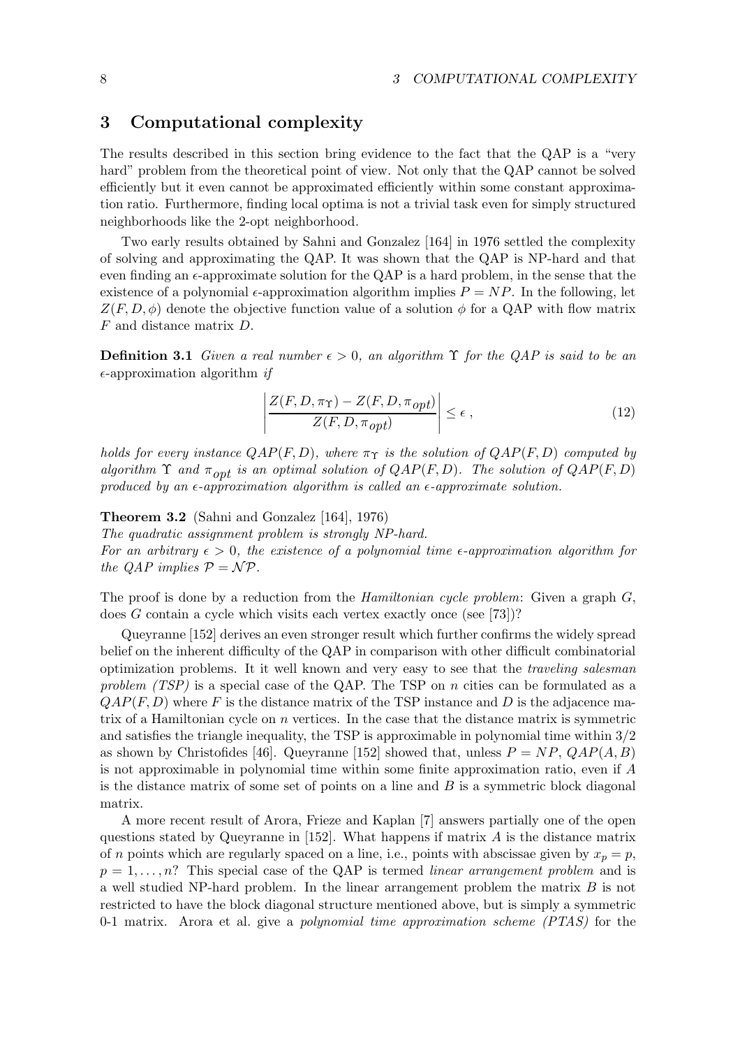# 3 Computational complexity

The results described in this section bring evidence to the fact that the QAP is a "very hard" problem from the theoretical point of view. Not only that the QAP cannot be solved efficiently but it even cannot be approximated efficiently within some constant approximation ratio. Furthermore, finding local optima is not a trivial task even for simply structured neighborhoods like the 2-opt neighborhood.

Two early results obtained by Sahni and Gonzalez [164] in 1976 settled the complexity of solving and approximating the QAP. It was shown that the QAP is NP-hard and that even finding an $\epsilon$-approximate solution for the QAP is a hard problem, in the sense that the existence of a polynomial $\epsilon$-approximation algorithm implies $P = NP$. In the following, let $Z(F, D, \phi)$ denote the objective function value of a solution $\phi$ for a QAP with flow matrix $F$ and distance matrix $D$.

**Definition 3.1** *Given a real number $\epsilon > 0$, an algorithm $\Upsilon$ for the QAP is said to be an* $\epsilon$-approximation algorithm *if*

$$\left| \frac{Z(F, D, \pi_\Upsilon) - Z(F, D, \pi_{opt})}{Z(F, D, \pi_{opt})} \right| \leq \epsilon \,, \tag{12}$$

*holds for every instance $QAP(F, D)$, where $\pi_\Upsilon$ is the solution of $QAP(F, D)$ computed by algorithm $\Upsilon$ and $\pi_{opt}$ is an optimal solution of $QAP(F, D)$. The solution of $QAP(F, D)$ produced by an $\epsilon$-approximation algorithm is called an $\epsilon$-approximate solution.*

**Theorem 3.2** (Sahni and Gonzalez [164], 1976)
*The quadratic assignment problem is strongly NP-hard.*
*For an arbitrary $\epsilon > 0$, the existence of a polynomial time $\epsilon$-approximation algorithm for the QAP implies $\mathcal{P} = \mathcal{NP}$.*

The proof is done by a reduction from the *Hamiltonian cycle problem*: Given a graph $G$, does $G$ contain a cycle which visits each vertex exactly once (see [73])?

Queyranne [152] derives an even stronger result which further confirms the widely spread belief on the inherent difficulty of the QAP in comparison with other difficult combinatorial optimization problems. It it well known and very easy to see that the *traveling salesman problem (TSP)* is a special case of the QAP. The TSP on $n$ cities can be formulated as a $QAP(F, D)$ where $F$ is the distance matrix of the TSP instance and $D$ is the adjacence matrix of a Hamiltonian cycle on $n$ vertices. In the case that the distance matrix is symmetric and satisfies the triangle inequality, the TSP is approximable in polynomial time within $3/2$ as shown by Christofides [46]. Queyranne [152] showed that, unless $P = NP$, $QAP(A, B)$ is not approximable in polynomial time within some finite approximation ratio, even if $A$ is the distance matrix of some set of points on a line and $B$ is a symmetric block diagonal matrix.

A more recent result of Arora, Frieze and Kaplan [7] answers partially one of the open questions stated by Queyranne in [152]. What happens if matrix $A$ is the distance matrix of $n$ points which are regularly spaced on a line, i.e., points with abscissae given by $x_p = p$, $p = 1, \ldots, n$? This special case of the QAP is termed *linear arrangement problem* and is a well studied NP-hard problem. In the linear arrangement problem the matrix $B$ is not restricted to have the block diagonal structure mentioned above, but is simply a symmetric 0-1 matrix. Arora et al. give a *polynomial time approximation scheme (PTAS)* for the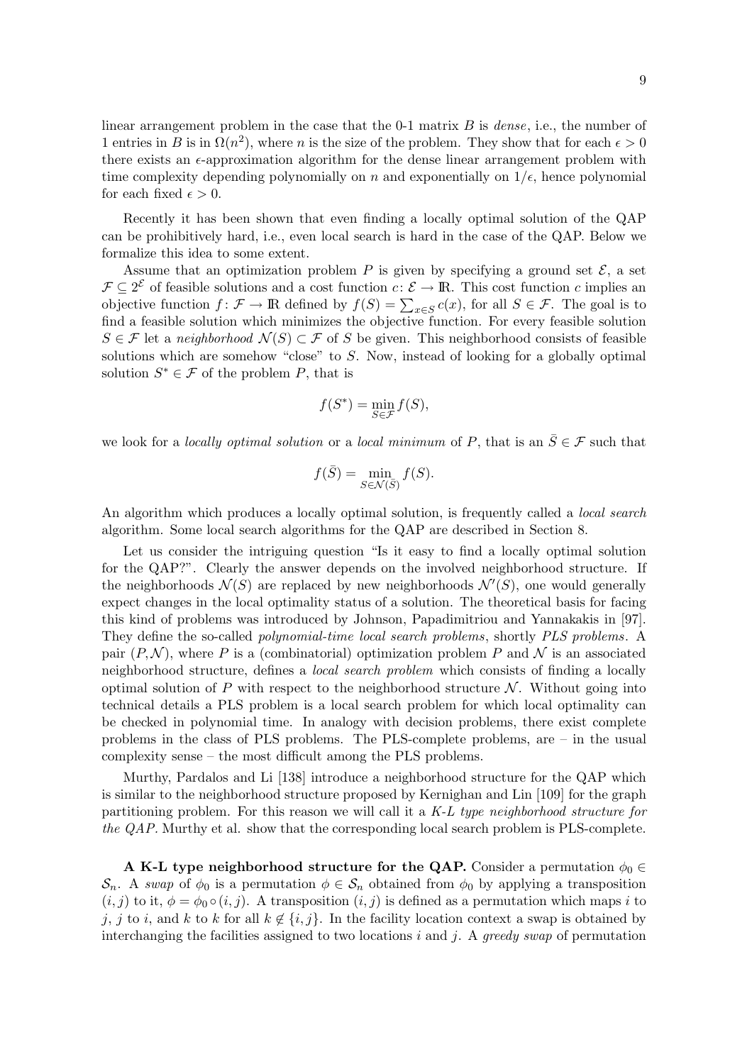linear arrangement problem in the case that the 0-1 matrix $B$ is *dense*, i.e., the number of 1 entries in $B$ is in $\Omega(n^2)$, where $n$ is the size of the problem. They show that for each $\epsilon > 0$ there exists an $\epsilon$-approximation algorithm for the dense linear arrangement problem with time complexity depending polynomially on $n$ and exponentially on $1/\epsilon$, hence polynomial for each fixed $\epsilon > 0$.

Recently it has been shown that even finding a locally optimal solution of the QAP can be prohibitively hard, i.e., even local search is hard in the case of the QAP. Below we formalize this idea to some extent.

Assume that an optimization problem $P$ is given by specifying a ground set $\mathcal{E}$, a set $\mathcal{F} \subseteq 2^{\mathcal{E}}$ of feasible solutions and a cost function $c\colon \mathcal{E} \to \mathbb{R}$. This cost function $c$ implies an objective function $f\colon \mathcal{F} \to \mathbb{R}$ defined by $f(S) = \sum_{x \in S} c(x)$, for all $S \in \mathcal{F}$. The goal is to find a feasible solution which minimizes the objective function. For every feasible solution $S \in \mathcal{F}$ let a *neighborhood* $\mathcal{N}(S) \subset \mathcal{F}$ of $S$ be given. This neighborhood consists of feasible solutions which are somehow "close" to $S$. Now, instead of looking for a globally optimal solution $S^* \in \mathcal{F}$ of the problem $P$, that is

$$f(S^*) = \min_{S \in \mathcal{F}} f(S),$$

we look for a *locally optimal solution* or a *local minimum* of $P$, that is an $\bar{S} \in \mathcal{F}$ such that

$$f(\bar{S}) = \min_{S \in \mathcal{N}(\bar{S})} f(S).$$

An algorithm which produces a locally optimal solution, is frequently called a *local search* algorithm. Some local search algorithms for the QAP are described in Section 8.

Let us consider the intriguing question "Is it easy to find a locally optimal solution for the QAP?". Clearly the answer depends on the involved neighborhood structure. If the neighborhoods $\mathcal{N}(S)$ are replaced by new neighborhoods $\mathcal{N}'(S)$, one would generally expect changes in the local optimality status of a solution. The theoretical basis for facing this kind of problems was introduced by Johnson, Papadimitriou and Yannakakis in [97]. They define the so-called *polynomial-time local search problems*, shortly *PLS problems*. A pair $(P, \mathcal{N})$, where $P$ is a (combinatorial) optimization problem $P$ and $\mathcal{N}$ is an associated neighborhood structure, defines a *local search problem* which consists of finding a locally optimal solution of $P$ with respect to the neighborhood structure $\mathcal{N}$. Without going into technical details a PLS problem is a local search problem for which local optimality can be checked in polynomial time. In analogy with decision problems, there exist complete problems in the class of PLS problems. The PLS-complete problems, are – in the usual complexity sense – the most difficult among the PLS problems.

Murthy, Pardalos and Li [138] introduce a neighborhood structure for the QAP which is similar to the neighborhood structure proposed by Kernighan and Lin [109] for the graph partitioning problem. For this reason we will call it a *K-L type neighborhood structure for the QAP.* Murthy et al. show that the corresponding local search problem is PLS-complete.

**A K-L type neighborhood structure for the QAP.** Consider a permutation $\phi_0 \in \mathcal{S}_n$. A *swap* of $\phi_0$ is a permutation $\phi \in \mathcal{S}_n$ obtained from $\phi_0$ by applying a transposition $(i, j)$ to it, $\phi = \phi_0 \circ (i, j)$. A transposition $(i, j)$ is defined as a permutation which maps $i$ to $j$, $j$ to $i$, and $k$ to $k$ for all $k \notin \{i, j\}$. In the facility location context a swap is obtained by interchanging the facilities assigned to two locations $i$ and $j$. A *greedy swap* of permutation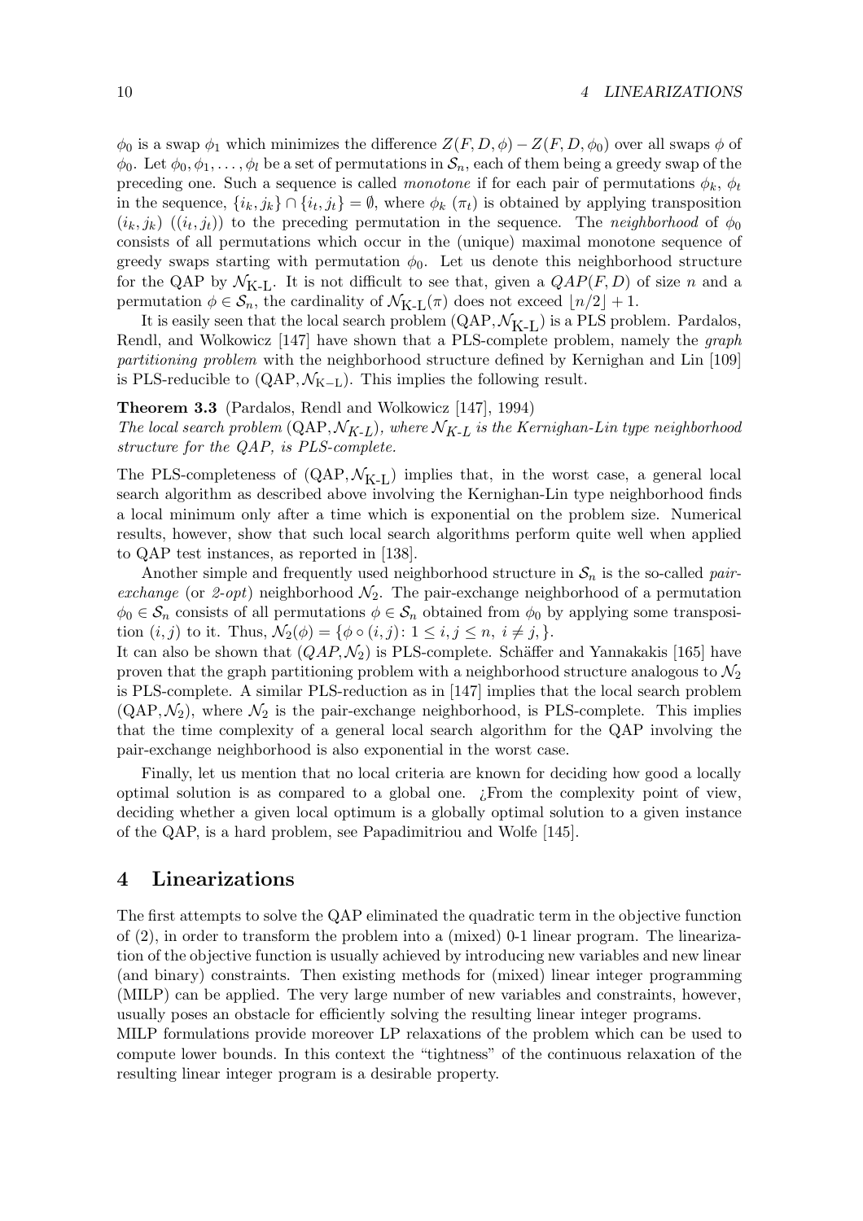$\phi_0$ is a swap $\phi_1$ which minimizes the difference $Z(F, D, \phi) - Z(F, D, \phi_0)$ over all swaps $\phi$ of $\phi_0$. Let $\phi_0, \phi_1, \ldots, \phi_l$ be a set of permutations in $\mathcal{S}_n$, each of them being a greedy swap of the preceding one. Such a sequence is called *monotone* if for each pair of permutations $\phi_k$, $\phi_t$ in the sequence, $\{i_k, j_k\} \cap \{i_t, j_t\} = \emptyset$, where $\phi_k$ ($\pi_t$) is obtained by applying transposition $(i_k, j_k)$ ($(i_t, j_t)$) to the preceding permutation in the sequence. The *neighborhood* of $\phi_0$ consists of all permutations which occur in the (unique) maximal monotone sequence of greedy swaps starting with permutation $\phi_0$. Let us denote this neighborhood structure for the QAP by $\mathcal{N}_{\text{K-L}}$. It is not difficult to see that, given a $QAP(F, D)$ of size $n$ and a permutation $\phi \in \mathcal{S}_n$, the cardinality of $\mathcal{N}_{\text{K-L}}(\pi)$ does not exceed $\lfloor n/2 \rfloor + 1$.

It is easily seen that the local search problem $(\text{QAP}, \mathcal{N}_{\text{K-L}})$ is a PLS problem. Pardalos, Rendl, and Wolkowicz [147] have shown that a PLS-complete problem, namely the *graph partitioning problem* with the neighborhood structure defined by Kernighan and Lin [109] is PLS-reducible to $(\text{QAP}, \mathcal{N}_{\text{K-L}})$. This implies the following result.

**Theorem 3.3** (Pardalos, Rendl and Wolkowicz [147], 1994)
*The local search problem* $(\text{QAP}, \mathcal{N}_{K\text{-}L})$*, where* $\mathcal{N}_{K\text{-}L}$ *is the Kernighan-Lin type neighborhood structure for the QAP, is PLS-complete.*

The PLS-completeness of $(\text{QAP}, \mathcal{N}_{\text{K-L}})$ implies that, in the worst case, a general local search algorithm as described above involving the Kernighan-Lin type neighborhood finds a local minimum only after a time which is exponential on the problem size. Numerical results, however, show that such local search algorithms perform quite well when applied to QAP test instances, as reported in [138].

Another simple and frequently used neighborhood structure in $\mathcal{S}_n$ is the so-called *pair-exchange* (or *2-opt*) neighborhood $\mathcal{N}_2$. The pair-exchange neighborhood of a permutation $\phi_0 \in \mathcal{S}_n$ consists of all permutations $\phi \in \mathcal{S}_n$ obtained from $\phi_0$ by applying some transposition $(i, j)$ to it. Thus, $\mathcal{N}_2(\phi) = \{\phi \circ (i, j) \colon 1 \le i, j \le n,\ i \ne j, \}$.
It can also be shown that $(QAP, \mathcal{N}_2)$ is PLS-complete. Schäffer and Yannakakis [165] have proven that the graph partitioning problem with a neighborhood structure analogous to $\mathcal{N}_2$ is PLS-complete. A similar PLS-reduction as in [147] implies that the local search problem $(\text{QAP}, \mathcal{N}_2)$, where $\mathcal{N}_2$ is the pair-exchange neighborhood, is PLS-complete. This implies that the time complexity of a general local search algorithm for the QAP involving the pair-exchange neighborhood is also exponential in the worst case.

Finally, let us mention that no local criteria are known for deciding how good a locally optimal solution is as compared to a global one. ¿From the complexity point of view, deciding whether a given local optimum is a globally optimal solution to a given instance of the QAP, is a hard problem, see Papadimitriou and Wolfe [145].

# 4 Linearizations

The first attempts to solve the QAP eliminated the quadratic term in the objective function of (2), in order to transform the problem into a (mixed) 0-1 linear program. The linearization of the objective function is usually achieved by introducing new variables and new linear (and binary) constraints. Then existing methods for (mixed) linear integer programming (MILP) can be applied. The very large number of new variables and constraints, however, usually poses an obstacle for efficiently solving the resulting linear integer programs.
MILP formulations provide moreover LP relaxations of the problem which can be used to compute lower bounds. In this context the "tightness" of the continuous relaxation of the resulting linear integer program is a desirable property.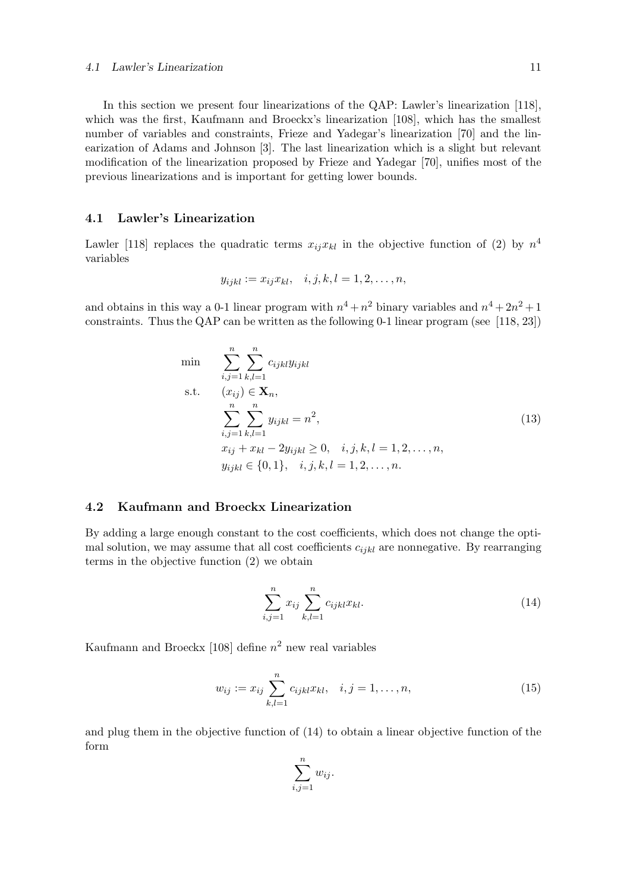In this section we present four linearizations of the QAP: Lawler's linearization [118], which was the first, Kaufmann and Broeckx's linearization [108], which has the smallest number of variables and constraints, Frieze and Yadegar's linearization [70] and the linearization of Adams and Johnson [3]. The last linearization which is a slight but relevant modification of the linearization proposed by Frieze and Yadegar [70], unifies most of the previous linearizations and is important for getting lower bounds.

## 4.1 Lawler's Linearization

Lawler [118] replaces the quadratic terms $x_{ij}x_{kl}$ in the objective function of (2) by $n^4$ variables

$$y_{ijkl} := x_{ij}x_{kl}, \quad i,j,k,l = 1,2,\ldots,n,$$

and obtains in this way a 0-1 linear program with $n^4+n^2$ binary variables and $n^4+2n^2+1$ constraints. Thus the QAP can be written as the following 0-1 linear program (see [118, 23])

$$\begin{array}{ll}
\min & \displaystyle\sum_{i,j=1}^{n}\sum_{k,l=1}^{n} c_{ijkl}y_{ijkl} \\
\text{s.t.} & (x_{ij}) \in \mathbf{X}_n, \\
& \displaystyle\sum_{i,j=1}^{n}\sum_{k,l=1}^{n} y_{ijkl} = n^2, \\
& x_{ij} + x_{kl} - 2y_{ijkl} \geq 0, \quad i,j,k,l = 1,2,\ldots,n, \\
& y_{ijkl} \in \{0,1\}, \quad i,j,k,l = 1,2,\ldots,n.
\end{array} \tag{13}$$

## 4.2 Kaufmann and Broeckx Linearization

By adding a large enough constant to the cost coefficients, which does not change the optimal solution, we may assume that all cost coefficients $c_{ijkl}$ are nonnegative. By rearranging terms in the objective function (2) we obtain

$$\sum_{i,j=1}^{n} x_{ij}\sum_{k,l=1}^{n} c_{ijkl}x_{kl}. \tag{14}$$

Kaufmann and Broeckx [108] define $n^2$ new real variables

$$w_{ij} := x_{ij}\sum_{k,l=1}^{n} c_{ijkl}x_{kl}, \quad i,j = 1,\ldots,n, \tag{15}$$

and plug them in the objective function of (14) to obtain a linear objective function of the form

$$\sum_{i,j=1}^{n} w_{ij}.$$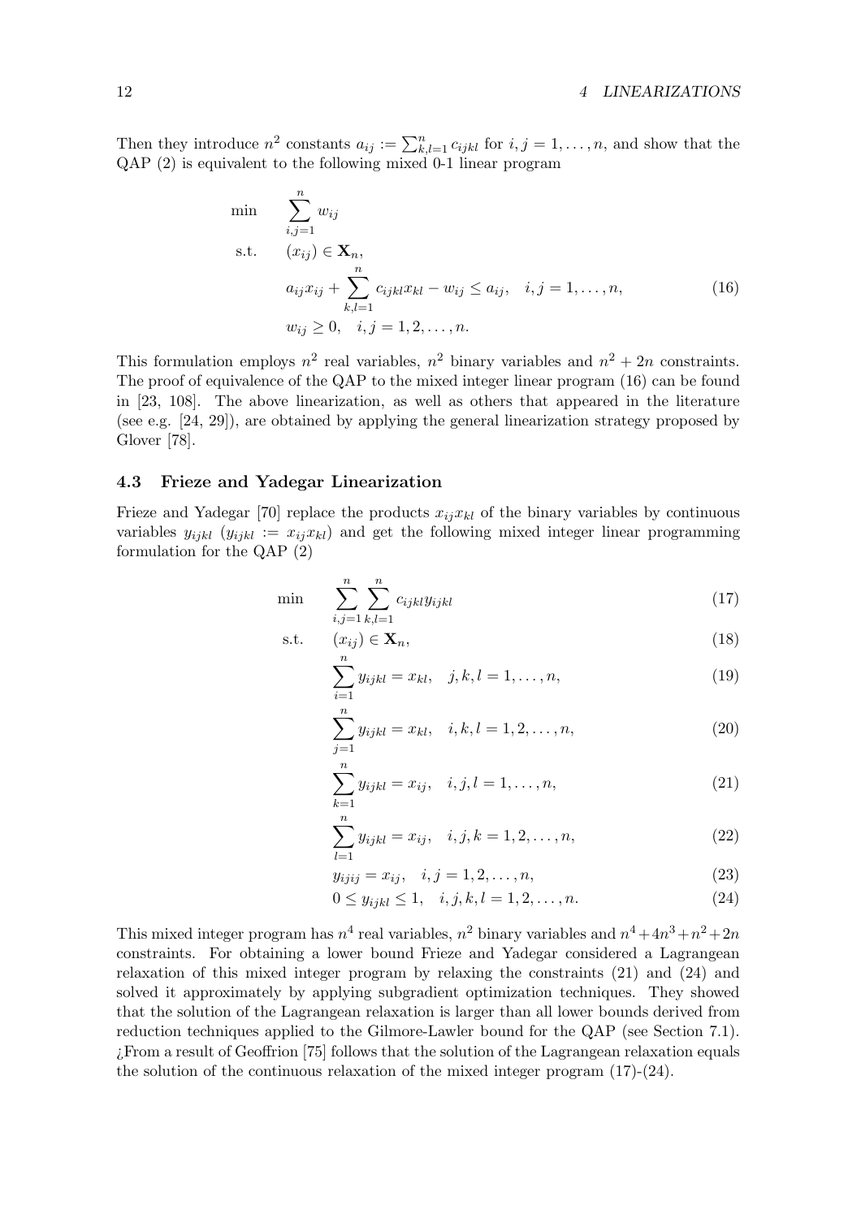Then they introduce $n^2$ constants $a_{ij} := \sum_{k,l=1}^{n} c_{ijkl}$ for $i, j = 1, \ldots, n$, and show that the QAP (2) is equivalent to the following mixed 0-1 linear program

$$
\begin{aligned}
\min \quad & \sum_{i,j=1}^{n} w_{ij} \\
\text{s.t.} \quad & (x_{ij}) \in \mathbf{X}_n, \\
& a_{ij} x_{ij} + \sum_{k,l=1}^{n} c_{ijkl} x_{kl} - w_{ij} \leq a_{ij}, \quad i, j = 1, \ldots, n, \\
& w_{ij} \geq 0, \quad i, j = 1, 2, \ldots, n.
\end{aligned}
\tag{16}
$$

This formulation employs $n^2$ real variables, $n^2$ binary variables and $n^2 + 2n$ constraints. The proof of equivalence of the QAP to the mixed integer linear program (16) can be found in [23, 108]. The above linearization, as well as others that appeared in the literature (see e.g. [24, 29]), are obtained by applying the general linearization strategy proposed by Glover [78].

### 4.3 Frieze and Yadegar Linearization

Frieze and Yadegar [70] replace the products $x_{ij} x_{kl}$ of the binary variables by continuous variables $y_{ijkl}$ ($y_{ijkl} := x_{ij} x_{kl}$) and get the following mixed integer linear programming formulation for the QAP (2)

$$
\min \quad \sum_{i,j=1}^{n} \sum_{k,l=1}^{n} c_{ijkl} y_{ijkl} \tag{17}
$$

$$
\text{s.t.} \quad (x_{ij}) \in \mathbf{X}_n, \tag{18}
$$

$$
\sum_{i=1}^{n} y_{ijkl} = x_{kl}, \quad j, k, l = 1, \ldots, n, \tag{19}
$$

$$
\sum_{j=1}^{n} y_{ijkl} = x_{kl}, \quad i, k, l = 1, 2, \ldots, n, \tag{20}
$$

$$
\sum_{k=1}^{n} y_{ijkl} = x_{ij}, \quad i, j, l = 1, \ldots, n, \tag{21}
$$

$$
\sum_{l=1}^{n} y_{ijkl} = x_{ij}, \quad i, j, k = 1, 2, \ldots, n, \tag{22}
$$

$$
y_{ijij} = x_{ij}, \quad i, j = 1, 2, \ldots, n, \tag{23}
$$

$$
0 \leq y_{ijkl} \leq 1, \quad i, j, k, l = 1, 2, \ldots, n. \tag{24}
$$

This mixed integer program has $n^4$ real variables, $n^2$ binary variables and $n^4 + 4n^3 + n^2 + 2n$ constraints. For obtaining a lower bound Frieze and Yadegar considered a Lagrangean relaxation of this mixed integer program by relaxing the constraints (21) and (24) and solved it approximately by applying subgradient optimization techniques. They showed that the solution of the Lagrangean relaxation is larger than all lower bounds derived from reduction techniques applied to the Gilmore-Lawler bound for the QAP (see Section 7.1). ¿From a result of Geoffrion [75] follows that the solution of the Lagrangean relaxation equals the solution of the continuous relaxation of the mixed integer program (17)-(24).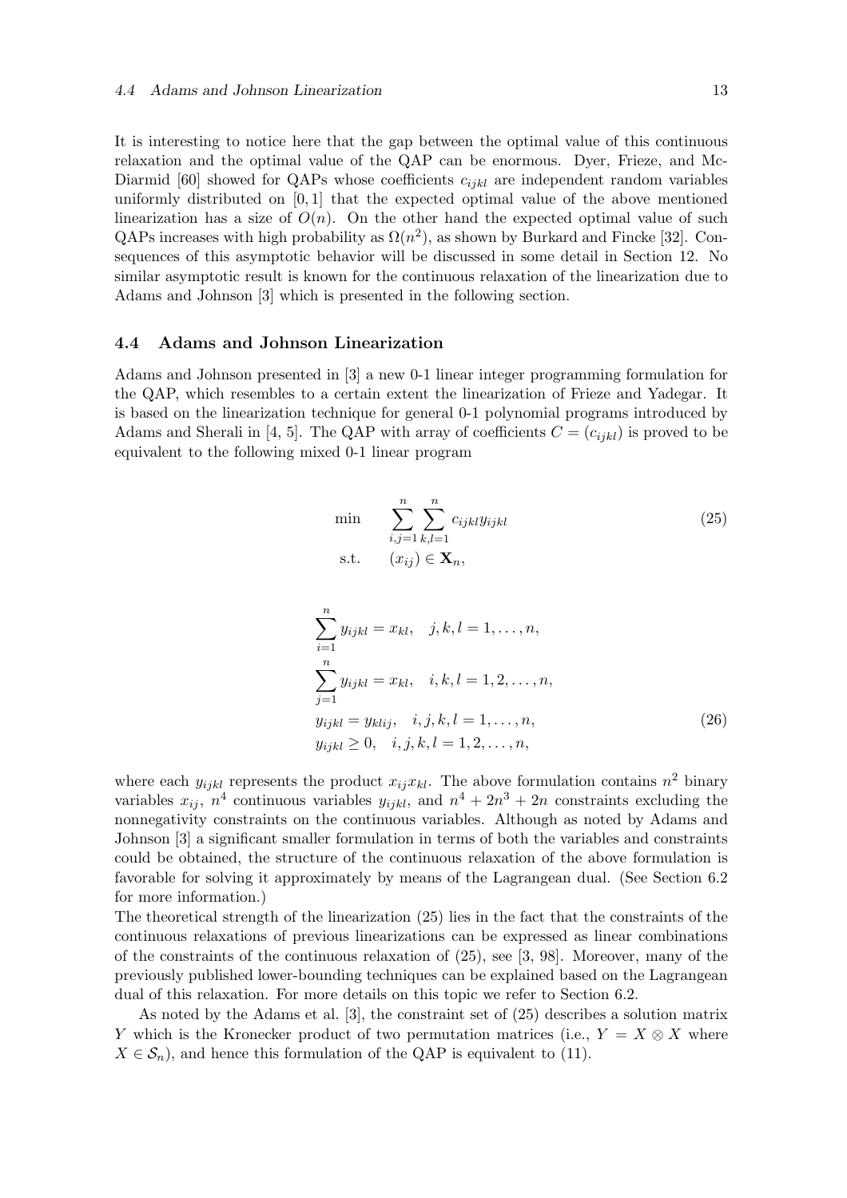It is interesting to notice here that the gap between the optimal value of this continuous relaxation and the optimal value of the QAP can be enormous. Dyer, Frieze, and McDiarmid [60] showed for QAPs whose coefficients $c_{ijkl}$ are independent random variables uniformly distributed on $[0, 1]$ that the expected optimal value of the above mentioned linearization has a size of $O(n)$. On the other hand the expected optimal value of such QAPs increases with high probability as $\Omega(n^2)$, as shown by Burkard and Fincke [32]. Consequences of this asymptotic behavior will be discussed in some detail in Section 12. No similar asymptotic result is known for the continuous relaxation of the linearization due to Adams and Johnson [3] which is presented in the following section.

### 4.4 Adams and Johnson Linearization

Adams and Johnson presented in [3] a new 0-1 linear integer programming formulation for the QAP, which resembles to a certain extent the linearization of Frieze and Yadegar. It is based on the linearization technique for general 0-1 polynomial programs introduced by Adams and Sherali in [4, 5]. The QAP with array of coefficients $C = (c_{ijkl})$ is proved to be equivalent to the following mixed 0-1 linear program

$$
\begin{aligned}
\min \quad & \sum_{i,j=1}^{n} \sum_{k,l=1}^{n} c_{ijkl} y_{ijkl} \\
\text{s.t.} \quad & (x_{ij}) \in \mathbf{X}_n,
\end{aligned} \tag{25}
$$

$$
\begin{aligned}
& \sum_{i=1}^{n} y_{ijkl} = x_{kl}, \quad j, k, l = 1, \ldots, n, \\
& \sum_{j=1}^{n} y_{ijkl} = x_{kl}, \quad i, k, l = 1, 2, \ldots, n, \\
& y_{ijkl} = y_{klij}, \quad i, j, k, l = 1, \ldots, n, \\
& y_{ijkl} \geq 0, \quad i, j, k, l = 1, 2, \ldots, n,
\end{aligned} \tag{26}
$$

where each $y_{ijkl}$ represents the product $x_{ij}x_{kl}$. The above formulation contains $n^2$ binary variables $x_{ij}$, $n^4$ continuous variables $y_{ijkl}$, and $n^4 + 2n^3 + 2n$ constraints excluding the nonnegativity constraints on the continuous variables. Although as noted by Adams and Johnson [3] a significant smaller formulation in terms of both the variables and constraints could be obtained, the structure of the continuous relaxation of the above formulation is favorable for solving it approximately by means of the Lagrangean dual. (See Section 6.2 for more information.)

The theoretical strength of the linearization (25) lies in the fact that the constraints of the continuous relaxations of previous linearizations can be expressed as linear combinations of the constraints of the continuous relaxation of (25), see [3, 98]. Moreover, many of the previously published lower-bounding techniques can be explained based on the Lagrangean dual of this relaxation. For more details on this topic we refer to Section 6.2.

As noted by the Adams et al. [3], the constraint set of (25) describes a solution matrix $Y$ which is the Kronecker product of two permutation matrices (i.e., $Y = X \otimes X$ where $X \in \mathcal{S}_n$), and hence this formulation of the QAP is equivalent to (11).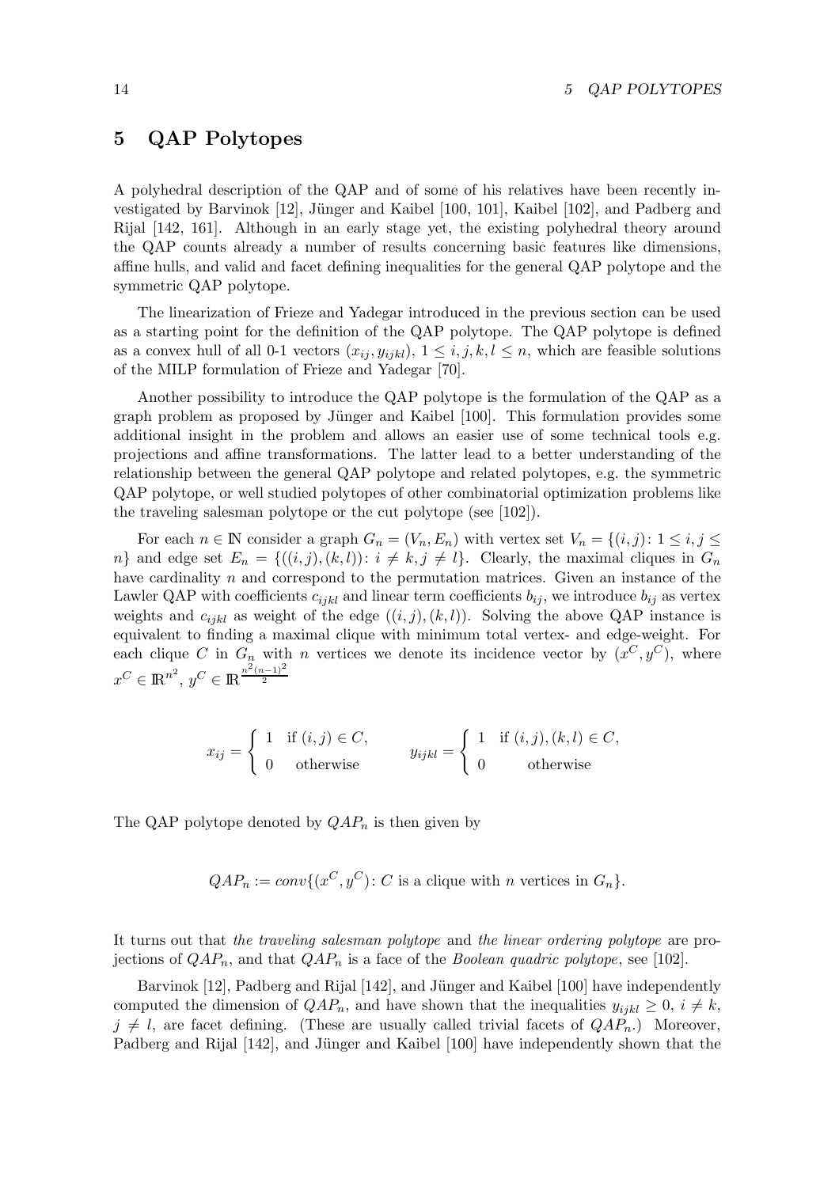# 5 QAP Polytopes

A polyhedral description of the QAP and of some of his relatives have been recently investigated by Barvinok [12], Jünger and Kaibel [100, 101], Kaibel [102], and Padberg and Rijal [142, 161]. Although in an early stage yet, the existing polyhedral theory around the QAP counts already a number of results concerning basic features like dimensions, affine hulls, and valid and facet defining inequalities for the general QAP polytope and the symmetric QAP polytope.

The linearization of Frieze and Yadegar introduced in the previous section can be used as a starting point for the definition of the QAP polytope. The QAP polytope is defined as a convex hull of all 0-1 vectors $(x_{ij}, y_{ijkl})$, $1 \leq i, j, k, l \leq n$, which are feasible solutions of the MILP formulation of Frieze and Yadegar [70].

Another possibility to introduce the QAP polytope is the formulation of the QAP as a graph problem as proposed by Jünger and Kaibel [100]. This formulation provides some additional insight in the problem and allows an easier use of some technical tools e.g. projections and affine transformations. The latter lead to a better understanding of the relationship between the general QAP polytope and related polytopes, e.g. the symmetric QAP polytope, or well studied polytopes of other combinatorial optimization problems like the traveling salesman polytope or the cut polytope (see [102]).

For each $n \in \mathbb{N}$ consider a graph $G_n = (V_n, E_n)$ with vertex set $V_n = \{(i,j)\colon 1 \leq i, j \leq n\}$ and edge set $E_n = \{((i,j),(k,l))\colon i \neq k, j \neq l\}$. Clearly, the maximal cliques in $G_n$ have cardinality $n$ and correspond to the permutation matrices. Given an instance of the Lawler QAP with coefficients $c_{ijkl}$ and linear term coefficients $b_{ij}$, we introduce $b_{ij}$ as vertex weights and $c_{ijkl}$ as weight of the edge $((i,j),(k,l))$. Solving the above QAP instance is equivalent to finding a maximal clique with minimum total vertex- and edge-weight. For each clique $C$ in $G_n$ with $n$ vertices we denote its incidence vector by $(x^C, y^C)$, where $x^C \in \mathbb{R}^{n^2}$, $y^C \in \mathbb{R}^{\frac{n^2(n-1)^2}{2}}$

$$x_{ij} = \begin{cases} 1 & \text{if } (i,j) \in C, \\ 0 & \text{otherwise} \end{cases} \qquad y_{ijkl} = \begin{cases} 1 & \text{if } (i,j),(k,l) \in C, \\ 0 & \text{otherwise} \end{cases}$$

The QAP polytope denoted by $QAP_n$ is then given by

$$QAP_n := conv\{(x^C, y^C)\colon C \text{ is a clique with } n \text{ vertices in } G_n\}.$$

It turns out that *the traveling salesman polytope* and *the linear ordering polytope* are projections of $QAP_n$, and that $QAP_n$ is a face of the *Boolean quadric polytope*, see [102].

Barvinok [12], Padberg and Rijal [142], and Jünger and Kaibel [100] have independently computed the dimension of $QAP_n$, and have shown that the inequalities $y_{ijkl} \geq 0$, $i \neq k$, $j \neq l$, are facet defining. (These are usually called trivial facets of $QAP_n$.) Moreover, Padberg and Rijal [142], and Jünger and Kaibel [100] have independently shown that the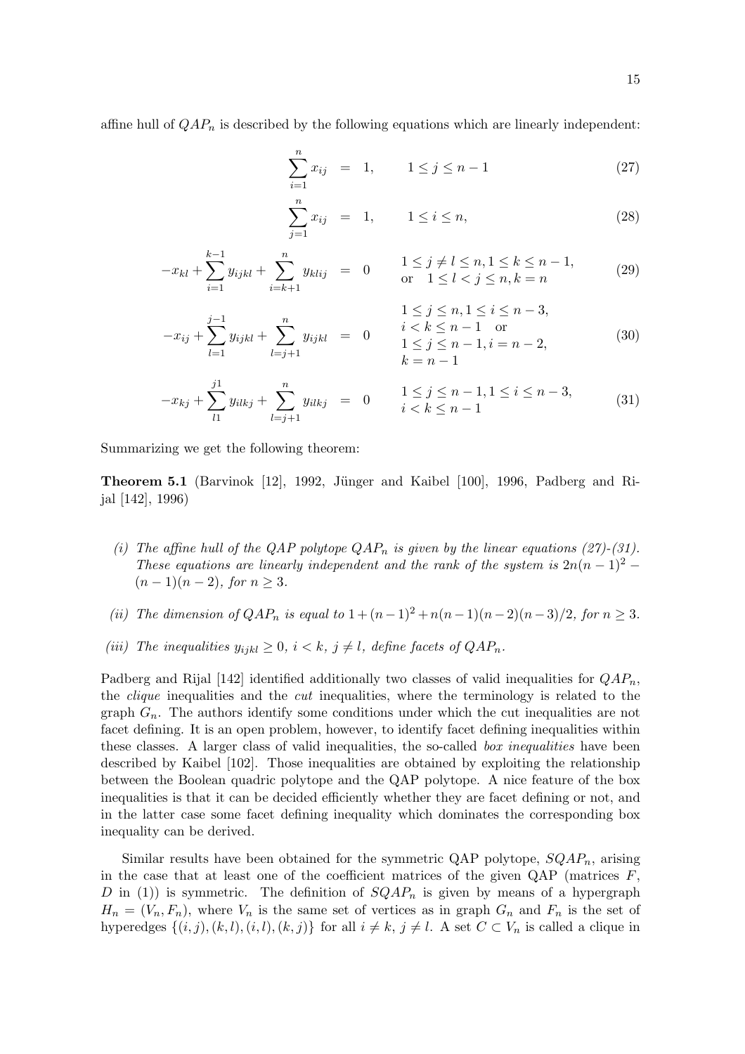affine hull of $QAP_n$ is described by the following equations which are linearly independent:

$$\sum_{i=1}^{n} x_{ij} = 1, \qquad 1 \le j \le n-1 \tag{27}$$

$$\sum_{j=1}^{n} x_{ij} = 1, \qquad 1 \le i \le n, \tag{28}$$

$$-x_{kl} + \sum_{i=1}^{k-1} y_{ijkl} + \sum_{i=k+1}^{n} y_{klij} = 0 \qquad \begin{array}{l} 1 \le j \ne l \le n, 1 \le k \le n-1, \\ \text{or} \quad 1 \le l < j \le n, k = n \end{array} \tag{29}$$

$$-x_{ij} + \sum_{l=1}^{j-1} y_{ijkl} + \sum_{l=j+1}^{n} y_{ijkl} = 0 \qquad \begin{array}{l} 1 \le j \le n, 1 \le i \le n-3, \\ i < k \le n-1 \quad \text{or} \\ 1 \le j \le n-1, i = n-2, \\ k = n-1 \end{array} \tag{30}$$

$$-x_{kj} + \sum_{l1}^{j1} y_{ilkj} + \sum_{l=j+1}^{n} y_{ilkj} = 0 \qquad \begin{array}{l} 1 \le j \le n-1, 1 \le i \le n-3, \\ i < k \le n-1 \end{array} \tag{31}$$

Summarizing we get the following theorem:

**Theorem 5.1** (Barvinok [12], 1992, Jünger and Kaibel [100], 1996, Padberg and Rijal [142], 1996)

- *(i) The affine hull of the QAP polytope $QAP_n$ is given by the linear equations (27)-(31). These equations are linearly independent and the rank of the system is $2n(n-1)^2 - (n-1)(n-2)$, for $n \ge 3$.*
- *(ii) The dimension of $QAP_n$ is equal to $1 + (n-1)^2 + n(n-1)(n-2)(n-3)/2$, for $n \ge 3$.*
- *(iii) The inequalities $y_{ijkl} \ge 0$, $i < k$, $j \ne l$, define facets of $QAP_n$.*

Padberg and Rijal [142] identified additionally two classes of valid inequalities for $QAP_n$, the *clique* inequalities and the *cut* inequalities, where the terminology is related to the graph $G_n$. The authors identify some conditions under which the cut inequalities are not facet defining. It is an open problem, however, to identify facet defining inequalities within these classes. A larger class of valid inequalities, the so-called *box inequalities* have been described by Kaibel [102]. Those inequalities are obtained by exploiting the relationship between the Boolean quadric polytope and the QAP polytope. A nice feature of the box inequalities is that it can be decided efficiently whether they are facet defining or not, and in the latter case some facet defining inequality which dominates the corresponding box inequality can be derived.

Similar results have been obtained for the symmetric QAP polytope, $SQAP_n$, arising in the case that at least one of the coefficient matrices of the given QAP (matrices $F$, $D$ in (1)) is symmetric. The definition of $SQAP_n$ is given by means of a hypergraph $H_n = (V_n, F_n)$, where $V_n$ is the same set of vertices as in graph $G_n$ and $F_n$ is the set of hyperedges $\{(i,j),(k,l),(i,l),(k,j)\}$ for all $i \ne k$, $j \ne l$. A set $C \subset V_n$ is called a clique in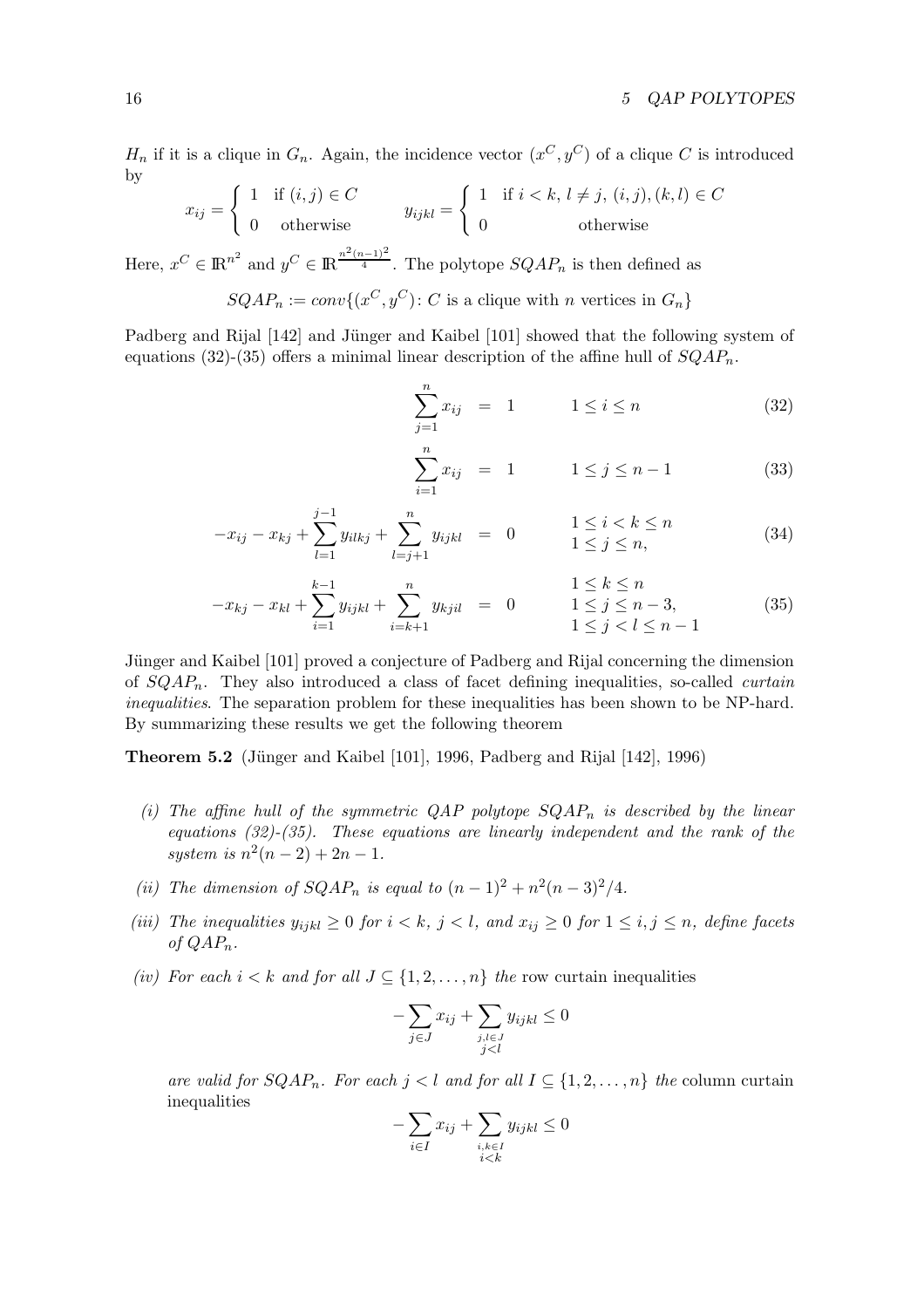$H_n$ if it is a clique in $G_n$. Again, the incidence vector $(x^C, y^C)$ of a clique $C$ is introduced by

$$x_{ij} = \begin{cases} 1 & \text{if } (i,j) \in C \\ 0 & \text{otherwise} \end{cases} \qquad y_{ijkl} = \begin{cases} 1 & \text{if } i<k,\ l \neq j,\ (i,j),(k,l) \in C \\ 0 & \text{otherwise} \end{cases}$$

Here, $x^C \in \mathbb{R}^{n^2}$ and $y^C \in \mathbb{R}^{\frac{n^2(n-1)^2}{4}}$. The polytope $SQAP_n$ is then defined as

$$SQAP_n := conv\{(x^C, y^C) \colon C \text{ is a clique with } n \text{ vertices in } G_n\}$$

Padberg and Rijal [142] and Jünger and Kaibel [101] showed that the following system of equations (32)-(35) offers a minimal linear description of the affine hull of $SQAP_n$.

$$\sum_{j=1}^{n} x_{ij} = 1 \qquad 1 \le i \le n \tag{32}$$

$$\sum_{i=1}^{n} x_{ij} = 1 \qquad 1 \le j \le n-1 \tag{33}$$

$$-x_{ij} - x_{kj} + \sum_{l=1}^{j-1} y_{ilkj} + \sum_{l=j+1}^{n} y_{ijkl} = 0 \qquad \begin{array}{l} 1 \le i < k \le n \\ 1 \le j \le n, \end{array} \tag{34}$$

$$-x_{kj} - x_{kl} + \sum_{i=1}^{k-1} y_{ijkl} + \sum_{i=k+1}^{n} y_{kjil} = 0 \qquad \begin{array}{l} 1 \le k \le n \\ 1 \le j \le n-3, \\ 1 \le j < l \le n-1 \end{array} \tag{35}$$

Jünger and Kaibel [101] proved a conjecture of Padberg and Rijal concerning the dimension of $SQAP_n$. They also introduced a class of facet defining inequalities, so-called *curtain inequalities*. The separation problem for these inequalities has been shown to be NP-hard. By summarizing these results we get the following theorem

**Theorem 5.2** (Jünger and Kaibel [101], 1996, Padberg and Rijal [142], 1996)

*(i) The affine hull of the symmetric QAP polytope $SQAP_n$ is described by the linear equations (32)-(35). These equations are linearly independent and the rank of the system is $n^2(n-2)+2n-1$.*

*(ii) The dimension of $SQAP_n$ is equal to $(n-1)^2 + n^2(n-3)^2/4$.*

*(iii) The inequalities $y_{ijkl} \ge 0$ for $i<k$, $j<l$, and $x_{ij} \ge 0$ for $1 \le i,j \le n$, define facets of $QAP_n$.*

*(iv) For each $i<k$ and for all $J \subseteq \{1,2,\ldots,n\}$ the* row curtain inequalities

$$-\sum_{j \in J} x_{ij} + \sum_{\substack{j,l \in J \\ j<l}} y_{ijkl} \le 0$$

*are valid for $SQAP_n$. For each $j<l$ and for all $I \subseteq \{1,2,\ldots,n\}$ the* column curtain inequalities

$$-\sum_{i \in I} x_{ij} + \sum_{\substack{i,k \in I \\ i<k}} y_{ijkl} \le 0$$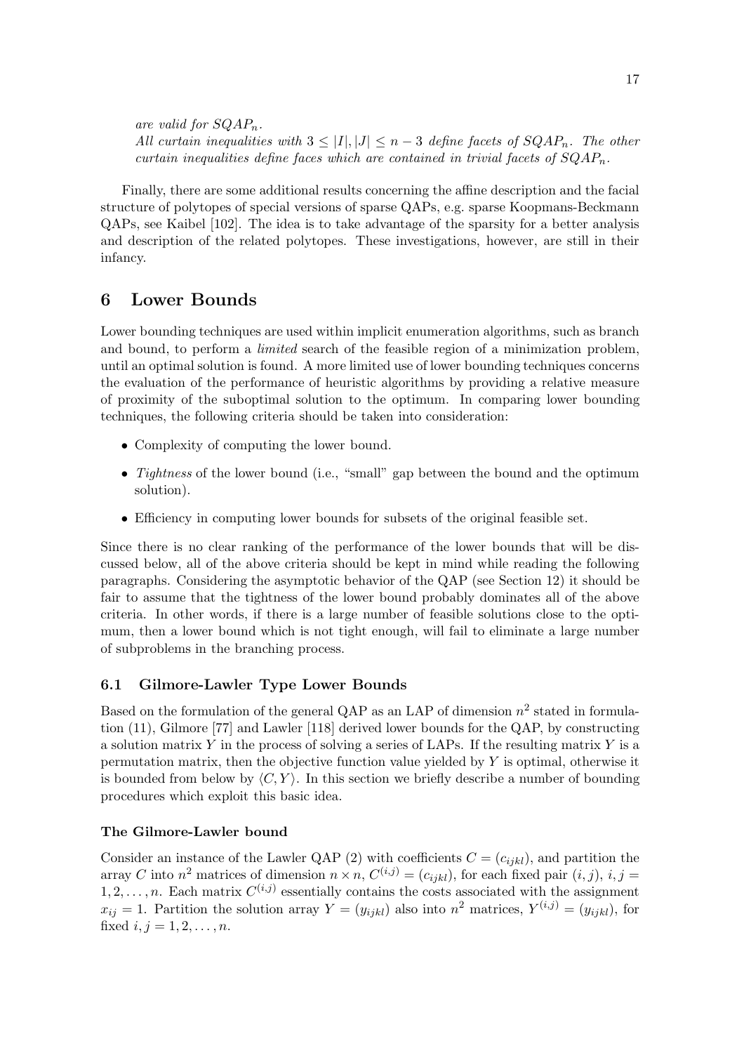*are valid for $SQAP_n$.*
*All curtain inequalities with $3 \leq |I|, |J| \leq n-3$ define facets of $SQAP_n$. The other curtain inequalities define faces which are contained in trivial facets of $SQAP_n$.*

Finally, there are some additional results concerning the affine description and the facial structure of polytopes of special versions of sparse QAPs, e.g. sparse Koopmans-Beckmann QAPs, see Kaibel [102]. The idea is to take advantage of the sparsity for a better analysis and description of the related polytopes. These investigations, however, are still in their infancy.

## 6 Lower Bounds

Lower bounding techniques are used within implicit enumeration algorithms, such as branch and bound, to perform a *limited* search of the feasible region of a minimization problem, until an optimal solution is found. A more limited use of lower bounding techniques concerns the evaluation of the performance of heuristic algorithms by providing a relative measure of proximity of the suboptimal solution to the optimum. In comparing lower bounding techniques, the following criteria should be taken into consideration:

- Complexity of computing the lower bound.
- *Tightness* of the lower bound (i.e., "small" gap between the bound and the optimum solution).
- Efficiency in computing lower bounds for subsets of the original feasible set.

Since there is no clear ranking of the performance of the lower bounds that will be discussed below, all of the above criteria should be kept in mind while reading the following paragraphs. Considering the asymptotic behavior of the QAP (see Section 12) it should be fair to assume that the tightness of the lower bound probably dominates all of the above criteria. In other words, if there is a large number of feasible solutions close to the optimum, then a lower bound which is not tight enough, will fail to eliminate a large number of subproblems in the branching process.

### 6.1 Gilmore-Lawler Type Lower Bounds

Based on the formulation of the general QAP as an LAP of dimension $n^2$ stated in formulation (11), Gilmore [77] and Lawler [118] derived lower bounds for the QAP, by constructing a solution matrix $Y$ in the process of solving a series of LAPs. If the resulting matrix $Y$ is a permutation matrix, then the objective function value yielded by $Y$ is optimal, otherwise it is bounded from below by $\langle C, Y \rangle$. In this section we briefly describe a number of bounding procedures which exploit this basic idea.

#### The Gilmore-Lawler bound

Consider an instance of the Lawler QAP (2) with coefficients $C = (c_{ijkl})$, and partition the array $C$ into $n^2$ matrices of dimension $n \times n$, $C^{(i,j)} = (c_{ijkl})$, for each fixed pair $(i, j)$, $i, j = 1, 2, \ldots, n$. Each matrix $C^{(i,j)}$ essentially contains the costs associated with the assignment $x_{ij} = 1$. Partition the solution array $Y = (y_{ijkl})$ also into $n^2$ matrices, $Y^{(i,j)} = (y_{ijkl})$, for fixed $i, j = 1, 2, \ldots, n$.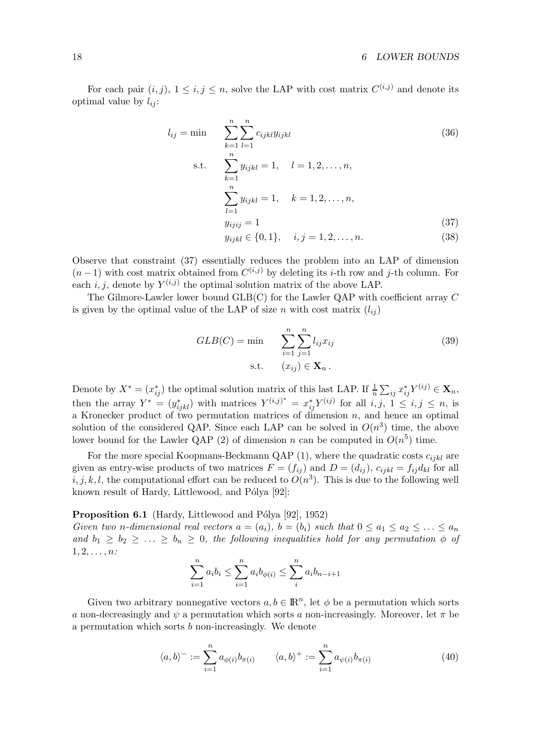For each pair $(i, j)$, $1 \le i, j \le n$, solve the LAP with cost matrix $C^{(i,j)}$ and denote its optimal value by $l_{ij}$:

$$
\begin{aligned}
l_{ij} = \min \quad & \sum_{k=1}^{n} \sum_{l=1}^{n} c_{ijkl} y_{ijkl} && (36) \\
\text{s.t.} \quad & \sum_{k=1}^{n} y_{ijkl} = 1, \quad l = 1, 2, \ldots, n, \\
& \sum_{l=1}^{n} y_{ijkl} = 1, \quad k = 1, 2, \ldots, n, \\
& y_{ijij} = 1 && (37) \\
& y_{ijkl} \in \{0, 1\}, \quad i, j = 1, 2, \ldots, n. && (38)
\end{aligned}
$$

Observe that constraint (37) essentially reduces the problem into an LAP of dimension $(n-1)$ with cost matrix obtained from $C^{(i,j)}$ by deleting its $i$-th row and $j$-th column. For each $i, j$, denote by $Y^{(i,j)}$ the optimal solution matrix of the above LAP.

The Gilmore-Lawler lower bound GLB(C) for the Lawler QAP with coefficient array $C$ is given by the optimal value of the LAP of size $n$ with cost matrix $(l_{ij})$

$$
\begin{aligned}
GLB(C) = \min \quad & \sum_{i=1}^{n} \sum_{j=1}^{n} l_{ij} x_{ij} && (39) \\
\text{s.t.} \quad & (x_{ij}) \in \mathbf{X}_n .
\end{aligned}
$$

Denote by $X^* = (x^*_{ij})$ the optimal solution matrix of this last LAP. If $\frac{1}{n} \sum_{ij} x^*_{ij} Y^{(ij)} \in \mathbf{X}_n$, then the array $Y^* = (y^*_{ijkl})$ with matrices $Y^{(i,j)^*} = x^*_{ij} Y^{(ij)}$ for all $i, j$, $1 \le i, j \le n$, is a Kronecker product of two permutation matrices of dimension $n$, and hence an optimal solution of the considered QAP. Since each LAP can be solved in $O(n^3)$ time, the above lower bound for the Lawler QAP (2) of dimension $n$ can be computed in $O(n^5)$ time.

For the more special Koopmans-Beckmann QAP (1), where the quadratic costs $c_{ijkl}$ are given as entry-wise products of two matrices $F = (f_{ij})$ and $D = (d_{ij})$, $c_{ijkl} = f_{ij} d_{kl}$ for all $i, j, k, l$, the computational effort can be reduced to $O(n^3)$. This is due to the following well known result of Hardy, Littlewood, and Pólya [92]:

**Proposition 6.1** (Hardy, Littlewood and Pólya [92], 1952)
*Given two $n$-dimensional real vectors $a = (a_i)$, $b = (b_i)$ such that $0 \le a_1 \le a_2 \le \ldots \le a_n$ and $b_1 \ge b_2 \ge \ldots \ge b_n \ge 0$, the following inequalities hold for any permutation $\phi$ of $1, 2, \ldots, n$:*

$$
\sum_{i=1}^{n} a_i b_i \le \sum_{i=1}^{n} a_i b_{\phi(i)} \le \sum_{i}^{n} a_i b_{n-i+1}
$$

Given two arbitrary nonnegative vectors $a, b \in \mathbb{R}^n$, let $\phi$ be a permutation which sorts $a$ non-decreasingly and $\psi$ a permutation which sorts $a$ non-increasingly. Moreover, let $\pi$ be a permutation which sorts $b$ non-increasingly. We denote

$$
\langle a, b \rangle^- := \sum_{i=1}^{n} a_{\phi(i)} b_{\pi(i)} \qquad \langle a, b \rangle^+ := \sum_{i=1}^{n} a_{\psi(i)} b_{\pi(i)} \tag{40}
$$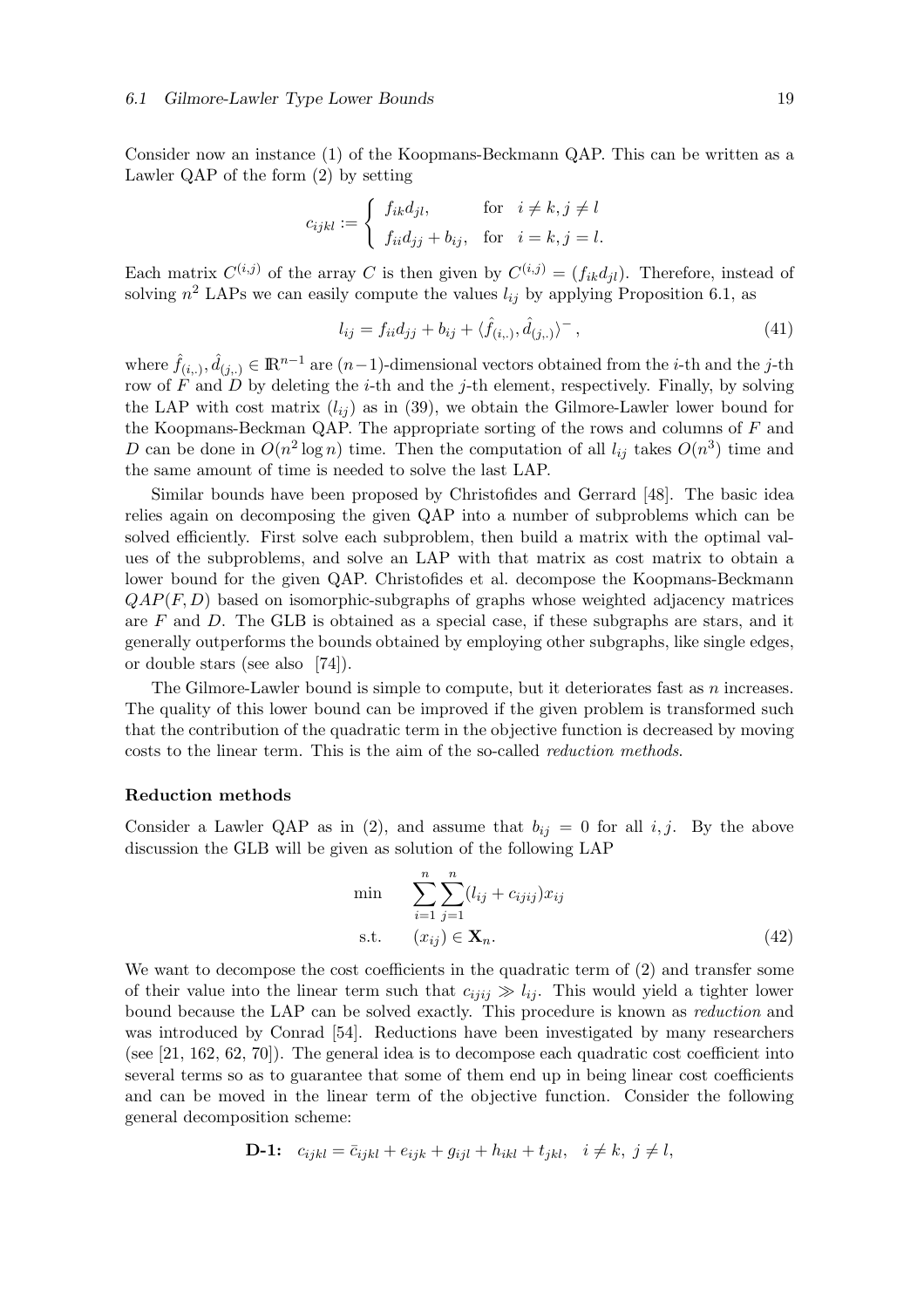Consider now an instance (1) of the Koopmans-Beckmann QAP. This can be written as a Lawler QAP of the form (2) by setting

$$c_{ijkl} := \begin{cases} f_{ik}d_{jl}, & \text{for} \quad i \neq k, j \neq l \\ f_{ii}d_{jj} + b_{ij}, & \text{for} \quad i = k, j = l. \end{cases}$$

Each matrix $C^{(i,j)}$ of the array $C$ is then given by $C^{(i,j)} = (f_{ik}d_{jl})$. Therefore, instead of solving $n^2$ LAPs we can easily compute the values $l_{ij}$ by applying Proposition 6.1, as

$$l_{ij} = f_{ii}d_{jj} + b_{ij} + \langle \hat{f}_{(i,.)}, \hat{d}_{(j,.)} \rangle^{-}, \tag{41}$$

where $\hat{f}_{(i,.)}, \hat{d}_{(j,.)} \in \mathbb{R}^{n-1}$ are $(n-1)$-dimensional vectors obtained from the $i$-th and the $j$-th row of $F$ and $D$ by deleting the $i$-th and the $j$-th element, respectively. Finally, by solving the LAP with cost matrix $(l_{ij})$ as in (39), we obtain the Gilmore-Lawler lower bound for the Koopmans-Beckman QAP. The appropriate sorting of the rows and columns of $F$ and $D$ can be done in $O(n^2 \log n)$ time. Then the computation of all $l_{ij}$ takes $O(n^3)$ time and the same amount of time is needed to solve the last LAP.

Similar bounds have been proposed by Christofides and Gerrard [48]. The basic idea relies again on decomposing the given QAP into a number of subproblems which can be solved efficiently. First solve each subproblem, then build a matrix with the optimal values of the subproblems, and solve an LAP with that matrix as cost matrix to obtain a lower bound for the given QAP. Christofides et al. decompose the Koopmans-Beckmann $QAP(F,D)$ based on isomorphic-subgraphs of graphs whose weighted adjacency matrices are $F$ and $D$. The GLB is obtained as a special case, if these subgraphs are stars, and it generally outperforms the bounds obtained by employing other subgraphs, like single edges, or double stars (see also [74]).

The Gilmore-Lawler bound is simple to compute, but it deteriorates fast as $n$ increases. The quality of this lower bound can be improved if the given problem is transformed such that the contribution of the quadratic term in the objective function is decreased by moving costs to the linear term. This is the aim of the so-called *reduction methods*.

#### Reduction methods

Consider a Lawler QAP as in (2), and assume that $b_{ij} = 0$ for all $i, j$. By the above discussion the GLB will be given as solution of the following LAP

$$\begin{aligned} \min \quad & \sum_{i=1}^{n}\sum_{j=1}^{n}(l_{ij} + c_{ijij})x_{ij} \\ \text{s.t.} \quad & (x_{ij}) \in \mathbf{X}_n. \end{aligned} \tag{42}$$

We want to decompose the cost coefficients in the quadratic term of (2) and transfer some of their value into the linear term such that $c_{ijij} \gg l_{ij}$. This would yield a tighter lower bound because the LAP can be solved exactly. This procedure is known as *reduction* and was introduced by Conrad [54]. Reductions have been investigated by many researchers (see [21, 162, 62, 70]). The general idea is to decompose each quadratic cost coefficient into several terms so as to guarantee that some of them end up in being linear cost coefficients and can be moved in the linear term of the objective function. Consider the following general decomposition scheme:

$$\textbf{D-1:} \quad c_{ijkl} = \bar{c}_{ijkl} + e_{ijk} + g_{ijl} + h_{ikl} + t_{jkl}, \quad i \neq k,\ j \neq l,$$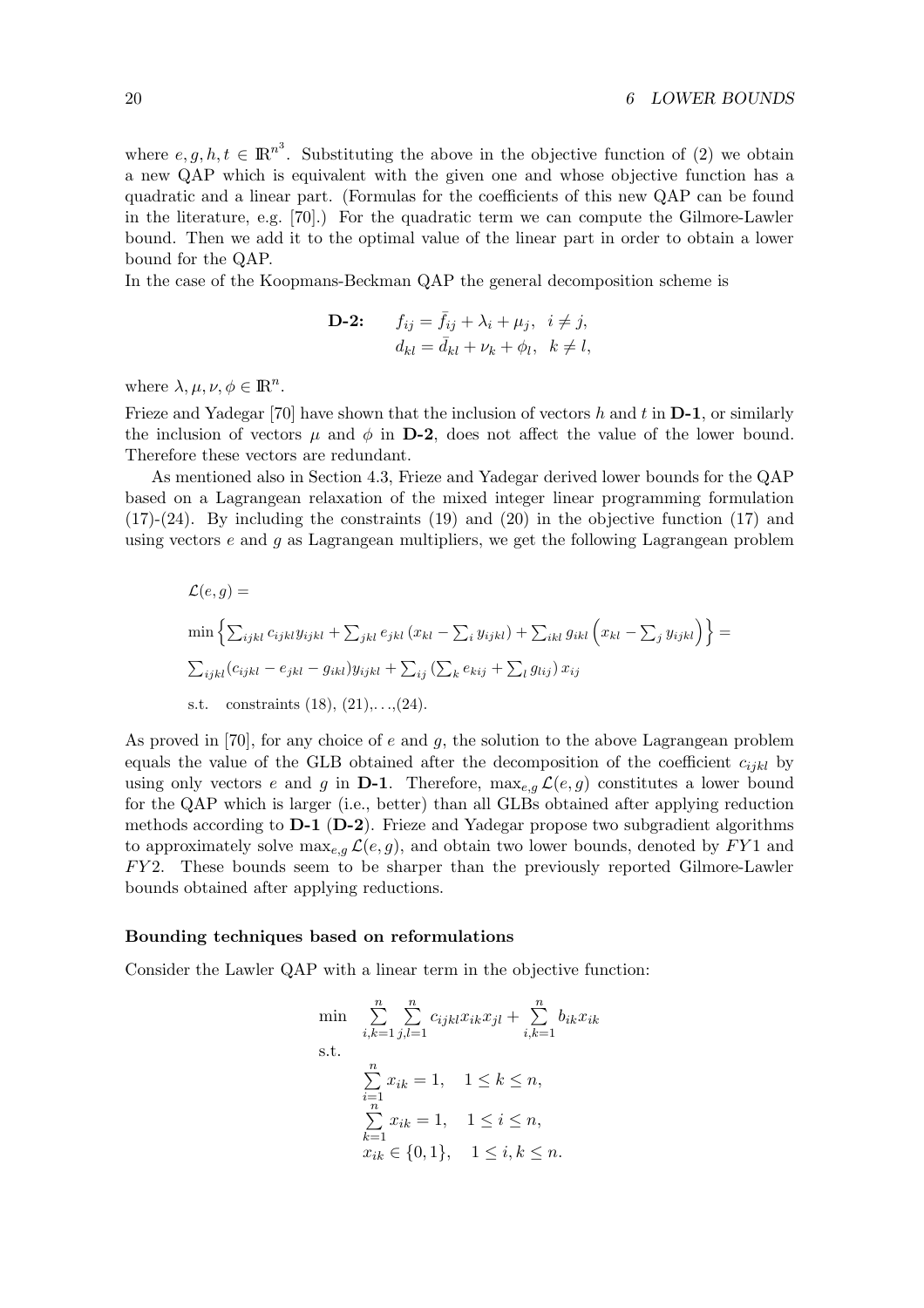where $e, g, h, t \in \mathbb{R}^{n^3}$. Substituting the above in the objective function of (2) we obtain a new QAP which is equivalent with the given one and whose objective function has a quadratic and a linear part. (Formulas for the coefficients of this new QAP can be found in the literature, e.g. [70].) For the quadratic term we can compute the Gilmore-Lawler bound. Then we add it to the optimal value of the linear part in order to obtain a lower bound for the QAP.

In the case of the Koopmans-Beckman QAP the general decomposition scheme is

$$\textbf{D-2:} \qquad \begin{aligned} f_{ij} &= \bar{f}_{ij} + \lambda_i + \mu_j, \quad i \neq j, \\ d_{kl} &= \bar{d}_{kl} + \nu_k + \phi_l, \quad k \neq l, \end{aligned}$$

where $\lambda, \mu, \nu, \phi \in \mathbb{R}^n$.

Frieze and Yadegar [70] have shown that the inclusion of vectors $h$ and $t$ in **D-1**, or similarly the inclusion of vectors $\mu$ and $\phi$ in **D-2**, does not affect the value of the lower bound. Therefore these vectors are redundant.

As mentioned also in Section 4.3, Frieze and Yadegar derived lower bounds for the QAP based on a Lagrangean relaxation of the mixed integer linear programming formulation (17)-(24). By including the constraints (19) and (20) in the objective function (17) and using vectors $e$ and $g$ as Lagrangean multipliers, we get the following Lagrangean problem

$$\begin{aligned}
&\mathcal{L}(e, g) = \\
&\min \left\{ \sum_{ijkl} c_{ijkl} y_{ijkl} + \sum_{jkl} e_{jkl} \left( x_{kl} - \sum_i y_{ijkl} \right) + \sum_{ikl} g_{ikl} \left( x_{kl} - \sum_j y_{ijkl} \right) \right\} = \\
&\sum_{ijkl} (c_{ijkl} - e_{jkl} - g_{ikl}) y_{ijkl} + \sum_{ij} \left( \sum_k e_{kij} + \sum_l g_{lij} \right) x_{ij} \\
&\text{s.t.} \quad \text{constraints (18), (21),\ldots,(24).}
\end{aligned}$$

As proved in [70], for any choice of $e$ and $g$, the solution to the above Lagrangean problem equals the value of the GLB obtained after the decomposition of the coefficient $c_{ijkl}$ by using only vectors $e$ and $g$ in **D-1**. Therefore, $\max_{e,g} \mathcal{L}(e, g)$ constitutes a lower bound for the QAP which is larger (i.e., better) than all GLBs obtained after applying reduction methods according to **D-1** (**D-2**). Frieze and Yadegar propose two subgradient algorithms to approximately solve $\max_{e,g} \mathcal{L}(e, g)$, and obtain two lower bounds, denoted by $FY1$ and $FY2$. These bounds seem to be sharper than the previously reported Gilmore-Lawler bounds obtained after applying reductions.

#### Bounding techniques based on reformulations

Consider the Lawler QAP with a linear term in the objective function:

$$\begin{aligned}
\min \quad & \sum_{i,k=1}^{n} \sum_{j,l=1}^{n} c_{ijkl} x_{ik} x_{jl} + \sum_{i,k=1}^{n} b_{ik} x_{ik} \\
\text{s.t.} \quad & \\
& \sum_{i=1}^{n} x_{ik} = 1, \quad 1 \leq k \leq n, \\
& \sum_{k=1}^{n} x_{ik} = 1, \quad 1 \leq i \leq n, \\
& x_{ik} \in \{0, 1\}, \quad 1 \leq i, k \leq n.
\end{aligned}$$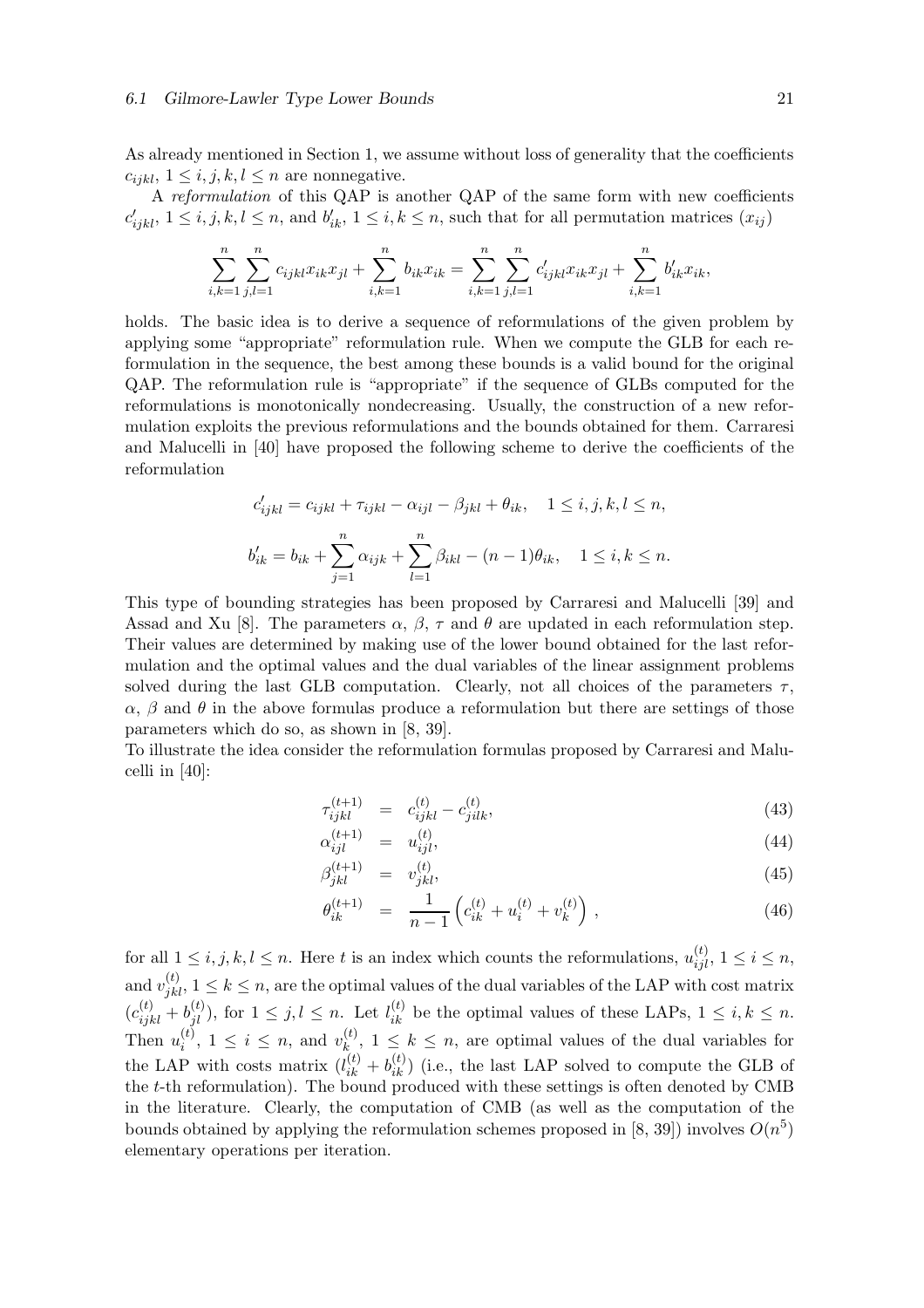As already mentioned in Section 1, we assume without loss of generality that the coefficients $c_{ijkl}$, $1 \le i,j,k,l \le n$ are nonnegative.

A *reformulation* of this QAP is another QAP of the same form with new coefficients $c'_{ijkl}$, $1 \le i,j,k,l \le n$, and $b'_{ik}$, $1 \le i,k \le n$, such that for all permutation matrices $(x_{ij})$

$$\sum_{i,k=1}^{n} \sum_{j,l=1}^{n} c_{ijkl} x_{ik} x_{jl} + \sum_{i,k=1}^{n} b_{ik} x_{ik} = \sum_{i,k=1}^{n} \sum_{j,l=1}^{n} c'_{ijkl} x_{ik} x_{jl} + \sum_{i,k=1}^{n} b'_{ik} x_{ik},$$

holds. The basic idea is to derive a sequence of reformulations of the given problem by applying some "appropriate" reformulation rule. When we compute the GLB for each reformulation in the sequence, the best among these bounds is a valid bound for the original QAP. The reformulation rule is "appropriate" if the sequence of GLBs computed for the reformulations is monotonically nondecreasing. Usually, the construction of a new reformulation exploits the previous reformulations and the bounds obtained for them. Carraresi and Malucelli in [40] have proposed the following scheme to derive the coefficients of the reformulation

$$c'_{ijkl} = c_{ijkl} + \tau_{ijkl} - \alpha_{ijl} - \beta_{jkl} + \theta_{ik}, \quad 1 \le i,j,k,l \le n,$$

$$b'_{ik} = b_{ik} + \sum_{j=1}^{n} \alpha_{ijk} + \sum_{l=1}^{n} \beta_{ikl} - (n-1)\theta_{ik}, \quad 1 \le i,k \le n.$$

This type of bounding strategies has been proposed by Carraresi and Malucelli [39] and Assad and Xu [8]. The parameters $\alpha$, $\beta$, $\tau$ and $\theta$ are updated in each reformulation step. Their values are determined by making use of the lower bound obtained for the last reformulation and the optimal values and the dual variables of the linear assignment problems solved during the last GLB computation. Clearly, not all choices of the parameters $\tau$, $\alpha$, $\beta$ and $\theta$ in the above formulas produce a reformulation but there are settings of those parameters which do so, as shown in [8, 39].

To illustrate the idea consider the reformulation formulas proposed by Carraresi and Malucelli in [40]:

$$\tau_{ijkl}^{(t+1)} = c_{ijkl}^{(t)} - c_{jilk}^{(t)}, \tag{43}$$

$$\alpha_{ijl}^{(t+1)} = u_{ijl}^{(t)}, \tag{44}$$

$$\beta_{jkl}^{(t+1)} = v_{jkl}^{(t)}, \tag{45}$$

$$\theta_{ik}^{(t+1)} = \frac{1}{n-1}\left(c_{ik}^{(t)} + u_i^{(t)} + v_k^{(t)}\right), \tag{46}$$

for all $1 \le i,j,k,l \le n$. Here $t$ is an index which counts the reformulations, $u_{ijl}^{(t)}$, $1 \le i \le n$, and $v_{jkl}^{(t)}$, $1 \le k \le n$, are the optimal values of the dual variables of the LAP with cost matrix $(c_{ijkl}^{(t)} + b_{jl}^{(t)})$, for $1 \le j,l \le n$. Let $l_{ik}^{(t)}$ be the optimal values of these LAPs, $1 \le i,k \le n$. Then $u_i^{(t)}$, $1 \le i \le n$, and $v_k^{(t)}$, $1 \le k \le n$, are optimal values of the dual variables for the LAP with costs matrix $(l_{ik}^{(t)} + b_{ik}^{(t)})$ (i.e., the last LAP solved to compute the GLB of the $t$-th reformulation). The bound produced with these settings is often denoted by CMB in the literature. Clearly, the computation of CMB (as well as the computation of the bounds obtained by applying the reformulation schemes proposed in [8, 39]) involves $O(n^5)$ elementary operations per iteration.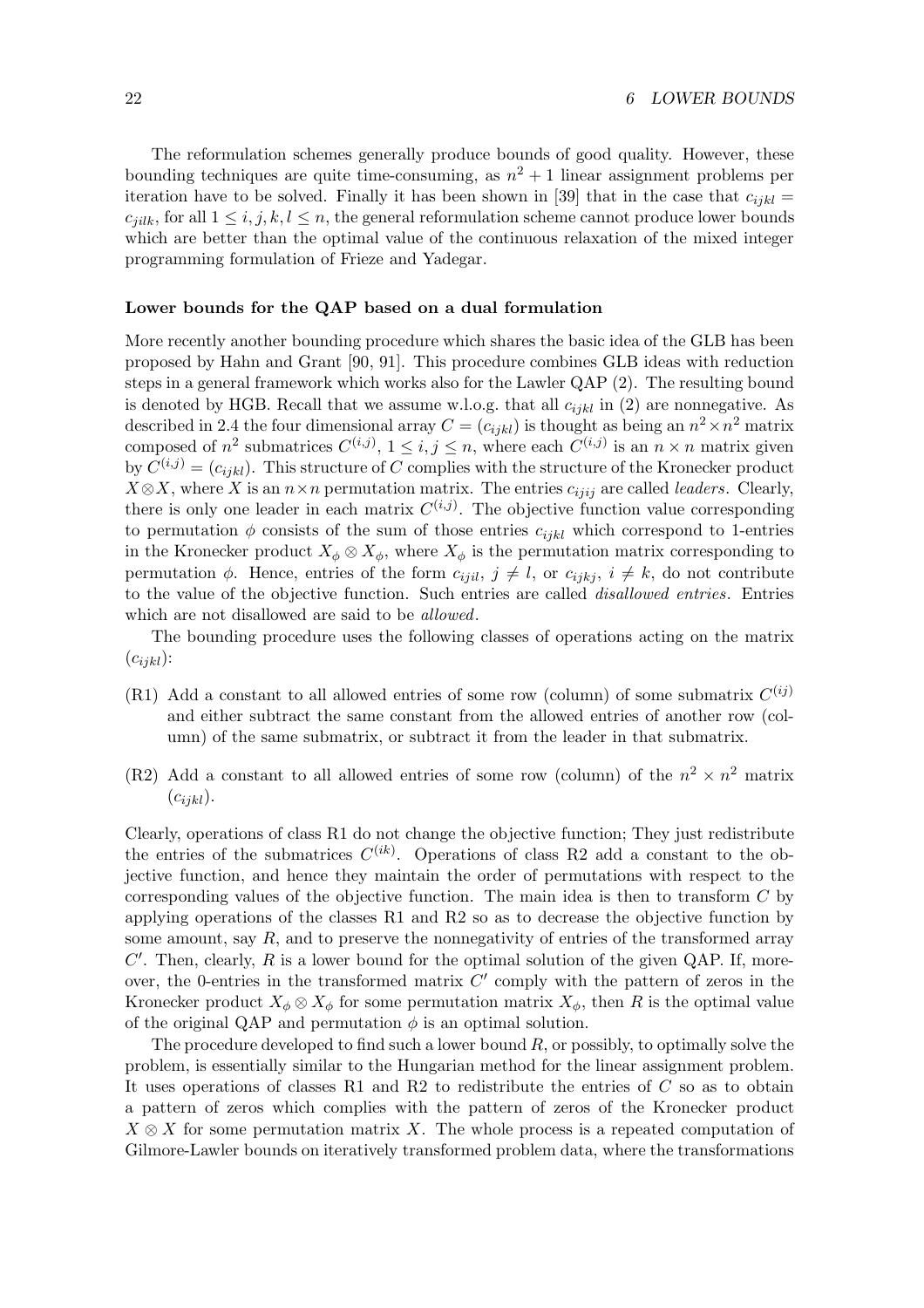The reformulation schemes generally produce bounds of good quality. However, these bounding techniques are quite time-consuming, as $n^2 + 1$ linear assignment problems per iteration have to be solved. Finally it has been shown in [39] that in the case that $c_{ijkl} = c_{jilk}$, for all $1 \le i, j, k, l \le n$, the general reformulation scheme cannot produce lower bounds which are better than the optimal value of the continuous relaxation of the mixed integer programming formulation of Frieze and Yadegar.

#### Lower bounds for the QAP based on a dual formulation

More recently another bounding procedure which shares the basic idea of the GLB has been proposed by Hahn and Grant [90, 91]. This procedure combines GLB ideas with reduction steps in a general framework which works also for the Lawler QAP (2). The resulting bound is denoted by HGB. Recall that we assume w.l.o.g. that all $c_{ijkl}$ in (2) are nonnegative. As described in 2.4 the four dimensional array $C = (c_{ijkl})$ is thought as being an $n^2 \times n^2$ matrix composed of $n^2$ submatrices $C^{(i,j)}$, $1 \le i, j \le n$, where each $C^{(i,j)}$ is an $n \times n$ matrix given by $C^{(i,j)} = (c_{ijkl})$. This structure of $C$ complies with the structure of the Kronecker product $X \otimes X$, where $X$ is an $n \times n$ permutation matrix. The entries $c_{ijij}$ are called *leaders*. Clearly, there is only one leader in each matrix $C^{(i,j)}$. The objective function value corresponding to permutation $\phi$ consists of the sum of those entries $c_{ijkl}$ which correspond to 1-entries in the Kronecker product $X_\phi \otimes X_\phi$, where $X_\phi$ is the permutation matrix corresponding to permutation $\phi$. Hence, entries of the form $c_{ijil}$, $j \ne l$, or $c_{ijkj}$, $i \ne k$, do not contribute to the value of the objective function. Such entries are called *disallowed entries*. Entries which are not disallowed are said to be *allowed*.

The bounding procedure uses the following classes of operations acting on the matrix $(c_{ijkl})$:

(R1) Add a constant to all allowed entries of some row (column) of some submatrix $C^{(ij)}$ and either subtract the same constant from the allowed entries of another row (column) of the same submatrix, or subtract it from the leader in that submatrix.

(R2) Add a constant to all allowed entries of some row (column) of the $n^2 \times n^2$ matrix $(c_{ijkl})$.

Clearly, operations of class R1 do not change the objective function; They just redistribute the entries of the submatrices $C^{(ik)}$. Operations of class R2 add a constant to the objective function, and hence they maintain the order of permutations with respect to the corresponding values of the objective function. The main idea is then to transform $C$ by applying operations of the classes R1 and R2 so as to decrease the objective function by some amount, say $R$, and to preserve the nonnegativity of entries of the transformed array $C'$. Then, clearly, $R$ is a lower bound for the optimal solution of the given QAP. If, moreover, the 0-entries in the transformed matrix $C'$ comply with the pattern of zeros in the Kronecker product $X_\phi \otimes X_\phi$ for some permutation matrix $X_\phi$, then $R$ is the optimal value of the original QAP and permutation $\phi$ is an optimal solution.

The procedure developed to find such a lower bound $R$, or possibly, to optimally solve the problem, is essentially similar to the Hungarian method for the linear assignment problem. It uses operations of classes R1 and R2 to redistribute the entries of $C$ so as to obtain a pattern of zeros which complies with the pattern of zeros of the Kronecker product $X \otimes X$ for some permutation matrix $X$. The whole process is a repeated computation of Gilmore-Lawler bounds on iteratively transformed problem data, where the transformations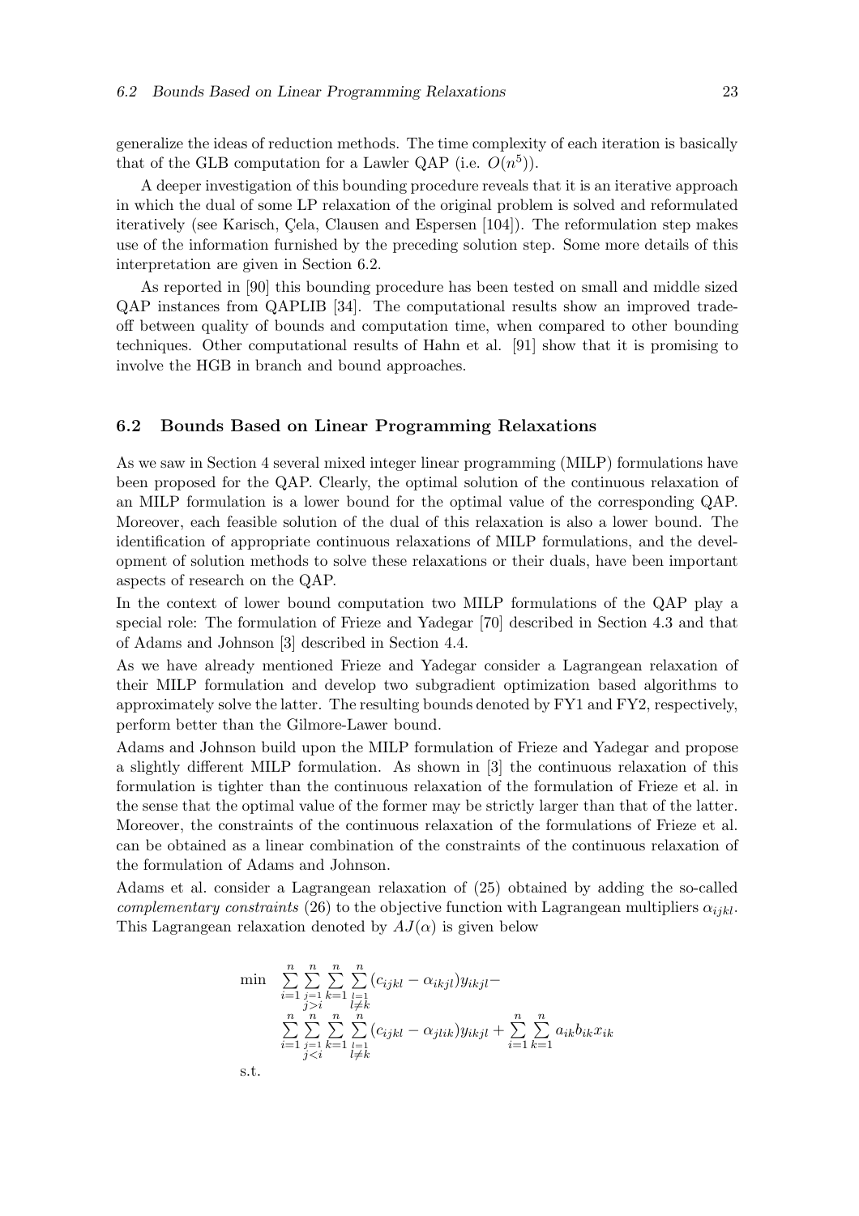generalize the ideas of reduction methods. The time complexity of each iteration is basically that of the GLB computation for a Lawler QAP (i.e. $O(n^5)$).

A deeper investigation of this bounding procedure reveals that it is an iterative approach in which the dual of some LP relaxation of the original problem is solved and reformulated iteratively (see Karisch, Çela, Clausen and Espersen [104]). The reformulation step makes use of the information furnished by the preceding solution step. Some more details of this interpretation are given in Section 6.2.

As reported in [90] this bounding procedure has been tested on small and middle sized QAP instances from QAPLIB [34]. The computational results show an improved trade-off between quality of bounds and computation time, when compared to other bounding techniques. Other computational results of Hahn et al. [91] show that it is promising to involve the HGB in branch and bound approaches.

### 6.2 Bounds Based on Linear Programming Relaxations

As we saw in Section 4 several mixed integer linear programming (MILP) formulations have been proposed for the QAP. Clearly, the optimal solution of the continuous relaxation of an MILP formulation is a lower bound for the optimal value of the corresponding QAP. Moreover, each feasible solution of the dual of this relaxation is also a lower bound. The identification of appropriate continuous relaxations of MILP formulations, and the development of solution methods to solve these relaxations or their duals, have been important aspects of research on the QAP.

In the context of lower bound computation two MILP formulations of the QAP play a special role: The formulation of Frieze and Yadegar [70] described in Section 4.3 and that of Adams and Johnson [3] described in Section 4.4.

As we have already mentioned Frieze and Yadegar consider a Lagrangean relaxation of their MILP formulation and develop two subgradient optimization based algorithms to approximately solve the latter. The resulting bounds denoted by FY1 and FY2, respectively, perform better than the Gilmore-Lawer bound.

Adams and Johnson build upon the MILP formulation of Frieze and Yadegar and propose a slightly different MILP formulation. As shown in [3] the continuous relaxation of this formulation is tighter than the continuous relaxation of the formulation of Frieze et al. in the sense that the optimal value of the former may be strictly larger than that of the latter. Moreover, the constraints of the continuous relaxation of the formulations of Frieze et al. can be obtained as a linear combination of the constraints of the continuous relaxation of the formulation of Adams and Johnson.

Adams et al. consider a Lagrangean relaxation of (25) obtained by adding the so-called *complementary constraints* (26) to the objective function with Lagrangean multipliers $\alpha_{ijkl}$. This Lagrangean relaxation denoted by $AJ(\alpha)$ is given below

$$
\begin{aligned}
\min \quad & \sum_{i=1}^{n} \sum_{\substack{j=1 \\ j>i}}^{n} \sum_{k=1}^{n} \sum_{\substack{l=1 \\ l\neq k}}^{n} (c_{ijkl} - \alpha_{ikjl}) y_{ikjl} - \\
& \sum_{i=1}^{n} \sum_{\substack{j=1 \\ j<i}}^{n} \sum_{k=1}^{n} \sum_{\substack{l=1 \\ l\neq k}}^{n} (c_{ijkl} - \alpha_{jlik}) y_{ikjl} + \sum_{i=1}^{n} \sum_{k=1}^{n} a_{ik} b_{ik} x_{ik} \\
\text{s.t.} \quad &
\end{aligned}
$$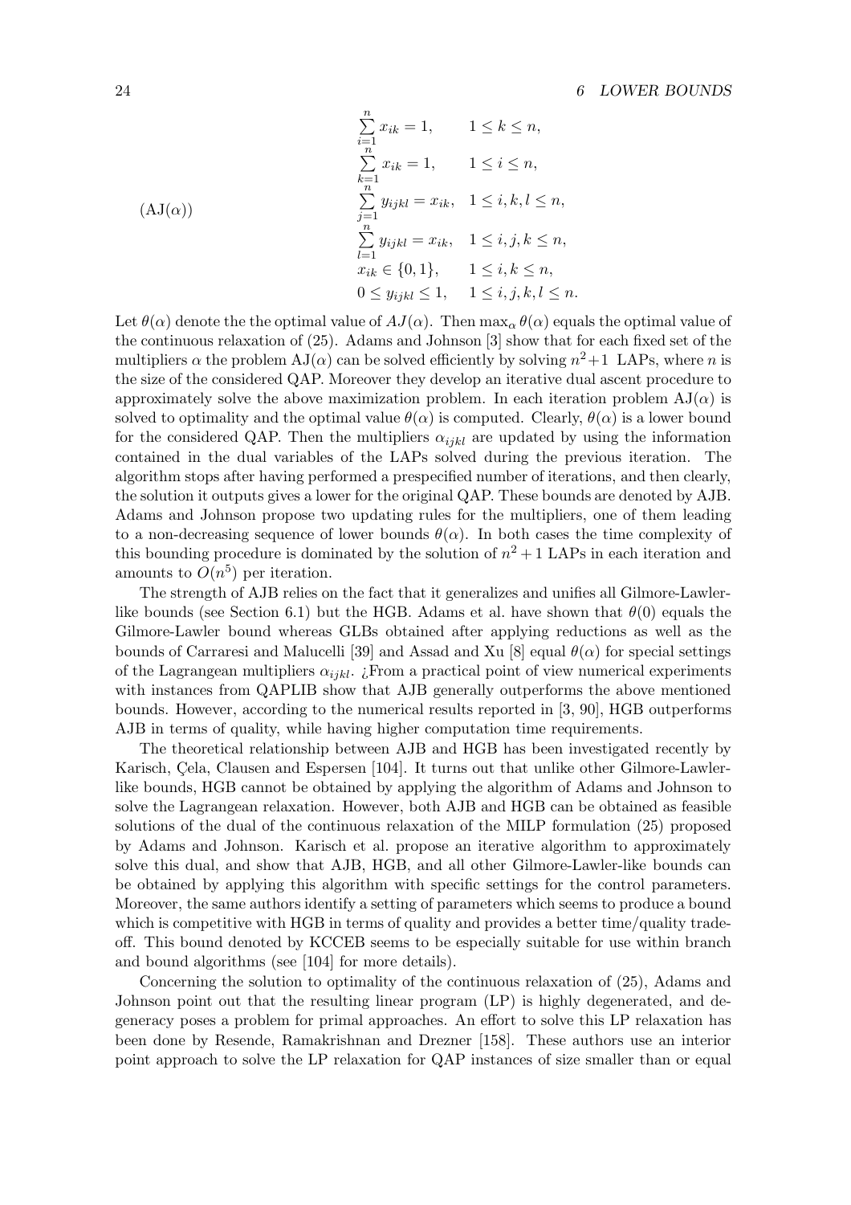$$
(\mathrm{AJ}(\alpha)) \qquad
\begin{array}{ll}
\sum_{i=1}^{n} x_{ik} = 1, & 1 \le k \le n, \\
\sum_{k=1}^{n} x_{ik} = 1, & 1 \le i \le n, \\
\sum_{j=1}^{n} y_{ijkl} = x_{ik}, & 1 \le i, k, l \le n, \\
\sum_{l=1}^{n} y_{ijkl} = x_{ik}, & 1 \le i, j, k \le n, \\
x_{ik} \in \{0, 1\}, & 1 \le i, k \le n, \\
0 \le y_{ijkl} \le 1, & 1 \le i, j, k, l \le n.
\end{array}
$$

Let $\theta(\alpha)$ denote the the optimal value of $AJ(\alpha)$. Then $\max_\alpha \theta(\alpha)$ equals the optimal value of the continuous relaxation of (25). Adams and Johnson [3] show that for each fixed set of the multipliers $\alpha$ the problem $\mathrm{AJ}(\alpha)$ can be solved efficiently by solving $n^2+1$ LAPs, where $n$ is the size of the considered QAP. Moreover they develop an iterative dual ascent procedure to approximately solve the above maximization problem. In each iteration problem $\mathrm{AJ}(\alpha)$ is solved to optimality and the optimal value $\theta(\alpha)$ is computed. Clearly, $\theta(\alpha)$ is a lower bound for the considered QAP. Then the multipliers $\alpha_{ijkl}$ are updated by using the information contained in the dual variables of the LAPs solved during the previous iteration. The algorithm stops after having performed a prespecified number of iterations, and then clearly, the solution it outputs gives a lower for the original QAP. These bounds are denoted by AJB. Adams and Johnson propose two updating rules for the multipliers, one of them leading to a non-decreasing sequence of lower bounds $\theta(\alpha)$. In both cases the time complexity of this bounding procedure is dominated by the solution of $n^2+1$ LAPs in each iteration and amounts to $O(n^5)$ per iteration.

The strength of AJB relies on the fact that it generalizes and unifies all Gilmore-Lawler-like bounds (see Section 6.1) but the HGB. Adams et al. have shown that $\theta(0)$ equals the Gilmore-Lawler bound whereas GLBs obtained after applying reductions as well as the bounds of Carraresi and Malucelli [39] and Assad and Xu [8] equal $\theta(\alpha)$ for special settings of the Lagrangean multipliers $\alpha_{ijkl}$. ¿From a practical point of view numerical experiments with instances from QAPLIB show that AJB generally outperforms the above mentioned bounds. However, according to the numerical results reported in [3, 90], HGB outperforms AJB in terms of quality, while having higher computation time requirements.

The theoretical relationship between AJB and HGB has been investigated recently by Karisch, Çela, Clausen and Espersen [104]. It turns out that unlike other Gilmore-Lawler-like bounds, HGB cannot be obtained by applying the algorithm of Adams and Johnson to solve the Lagrangean relaxation. However, both AJB and HGB can be obtained as feasible solutions of the dual of the continuous relaxation of the MILP formulation (25) proposed by Adams and Johnson. Karisch et al. propose an iterative algorithm to approximately solve this dual, and show that AJB, HGB, and all other Gilmore-Lawler-like bounds can be obtained by applying this algorithm with specific settings for the control parameters. Moreover, the same authors identify a setting of parameters which seems to produce a bound which is competitive with HGB in terms of quality and provides a better time/quality trade-off. This bound denoted by KCCEB seems to be especially suitable for use within branch and bound algorithms (see [104] for more details).

Concerning the solution to optimality of the continuous relaxation of (25), Adams and Johnson point out that the resulting linear program (LP) is highly degenerated, and degeneracy poses a problem for primal approaches. An effort to solve this LP relaxation has been done by Resende, Ramakrishnan and Drezner [158]. These authors use an interior point approach to solve the LP relaxation for QAP instances of size smaller than or equal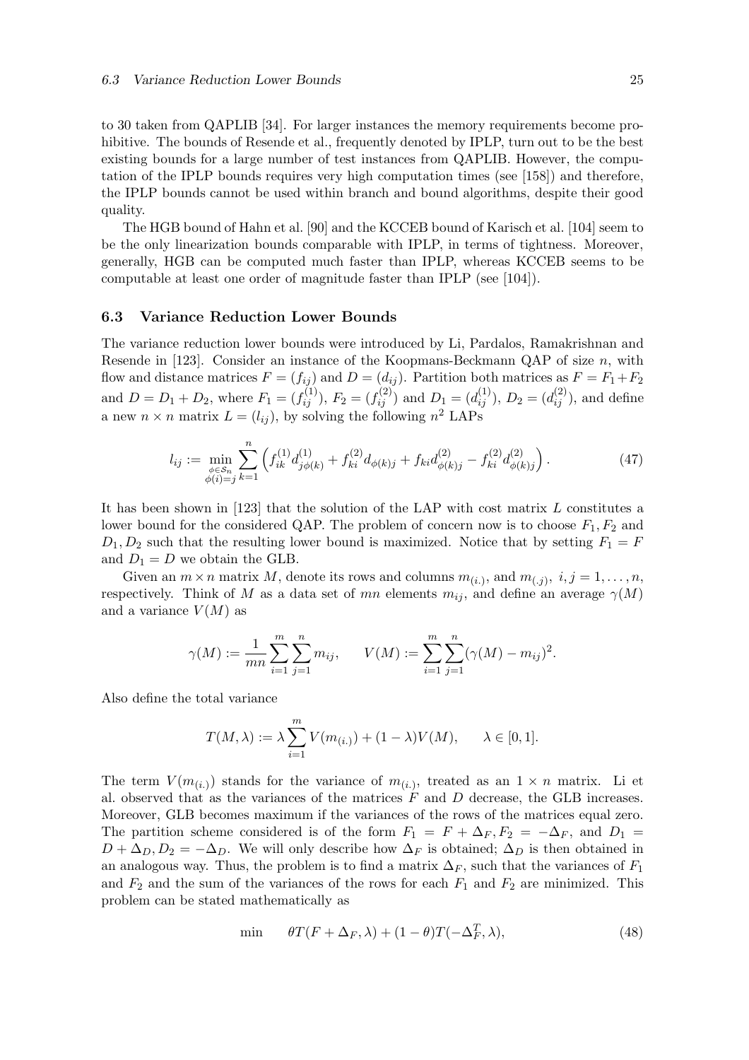to 30 taken from QAPLIB [34]. For larger instances the memory requirements become prohibitive. The bounds of Resende et al., frequently denoted by IPLP, turn out to be the best existing bounds for a large number of test instances from QAPLIB. However, the computation of the IPLP bounds requires very high computation times (see [158]) and therefore, the IPLP bounds cannot be used within branch and bound algorithms, despite their good quality.

The HGB bound of Hahn et al. [90] and the KCCEB bound of Karisch et al. [104] seem to be the only linearization bounds comparable with IPLP, in terms of tightness. Moreover, generally, HGB can be computed much faster than IPLP, whereas KCCEB seems to be computable at least one order of magnitude faster than IPLP (see [104]).

### 6.3 Variance Reduction Lower Bounds

The variance reduction lower bounds were introduced by Li, Pardalos, Ramakrishnan and Resende in [123]. Consider an instance of the Koopmans-Beckmann QAP of size $n$, with flow and distance matrices $F = (f_{ij})$ and $D = (d_{ij})$. Partition both matrices as $F = F_1 + F_2$ and $D = D_1 + D_2$, where $F_1 = (f_{ij}^{(1)})$, $F_2 = (f_{ij}^{(2)})$ and $D_1 = (d_{ij}^{(1)})$, $D_2 = (d_{ij}^{(2)})$, and define a new $n \times n$ matrix $L = (l_{ij})$, by solving the following $n^2$ LAPs

$$l_{ij} := \min_{\substack{\phi \in \mathcal{S}_n \\ \phi(i)=j}} \sum_{k=1}^{n} \left( f_{ik}^{(1)} d_{j\phi(k)}^{(1)} + f_{ki}^{(2)} d_{\phi(k)j} + f_{ki} d_{\phi(k)j}^{(2)} - f_{ki}^{(2)} d_{\phi(k)j}^{(2)} \right). \tag{47}$$

It has been shown in [123] that the solution of the LAP with cost matrix $L$ constitutes a lower bound for the considered QAP. The problem of concern now is to choose $F_1, F_2$ and $D_1, D_2$ such that the resulting lower bound is maximized. Notice that by setting $F_1 = F$ and $D_1 = D$ we obtain the GLB.

Given an $m \times n$ matrix $M$, denote its rows and columns $m_{(i.)}$, and $m_{(.j)}$, $i, j = 1, \ldots, n$, respectively. Think of $M$ as a data set of $mn$ elements $m_{ij}$, and define an average $\gamma(M)$ and a variance $V(M)$ as

$$\gamma(M) := \frac{1}{mn} \sum_{i=1}^{m} \sum_{j=1}^{n} m_{ij}, \qquad V(M) := \sum_{i=1}^{m} \sum_{j=1}^{n} (\gamma(M) - m_{ij})^2.$$

Also define the total variance

$$T(M, \lambda) := \lambda \sum_{i=1}^{m} V(m_{(i.)}) + (1 - \lambda) V(M), \qquad \lambda \in [0, 1].$$

The term $V(m_{(i.)})$ stands for the variance of $m_{(i.)}$, treated as an $1 \times n$ matrix. Li et al. observed that as the variances of the matrices $F$ and $D$ decrease, the GLB increases. Moreover, GLB becomes maximum if the variances of the rows of the matrices equal zero. The partition scheme considered is of the form $F_1 = F + \Delta_F, F_2 = -\Delta_F$, and $D_1 = D + \Delta_D, D_2 = -\Delta_D$. We will only describe how $\Delta_F$ is obtained; $\Delta_D$ is then obtained in an analogous way. Thus, the problem is to find a matrix $\Delta_F$, such that the variances of $F_1$ and $F_2$ and the sum of the variances of the rows for each $F_1$ and $F_2$ are minimized. This problem can be stated mathematically as

$$\min \qquad \theta T(F + \Delta_F, \lambda) + (1 - \theta) T(-\Delta_F^T, \lambda), \tag{48}$$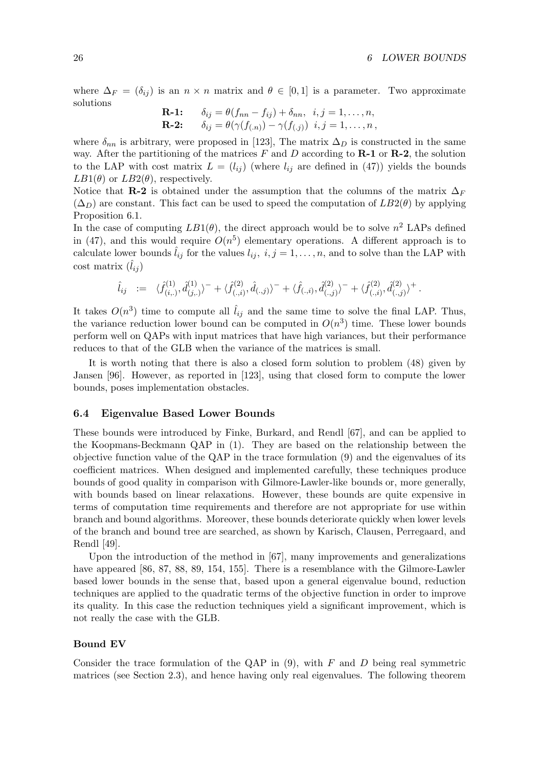where $\Delta_F = (\delta_{ij})$ is an $n \times n$ matrix and $\theta \in [0,1]$ is a parameter. Two approximate solutions

$$\begin{array}{ll}\textbf{R-1:} & \delta_{ij} = \theta(f_{nn} - f_{ij}) + \delta_{nn}, \;\; i,j = 1,\ldots,n, \\ \textbf{R-2:} & \delta_{ij} = \theta(\gamma(f_{(.n)}) - \gamma(f_{(.j)}) \;\; i,j = 1,\ldots,n\,,\end{array}$$

where $\delta_{nn}$ is arbitrary, were proposed in [123], The matrix $\Delta_D$ is constructed in the same way. After the partitioning of the matrices $F$ and $D$ according to **R-1** or **R-2**, the solution to the LAP with cost matrix $L = (l_{ij})$ (where $l_{ij}$ are defined in (47)) yields the bounds $LB1(\theta)$ or $LB2(\theta)$, respectively.

Notice that **R-2** is obtained under the assumption that the columns of the matrix $\Delta_F$ ($\Delta_D$) are constant. This fact can be used to speed the computation of $LB2(\theta)$ by applying Proposition 6.1.

In the case of computing $LB1(\theta)$, the direct approach would be to solve $n^2$ LAPs defined in (47), and this would require $O(n^5)$ elementary operations. A different approach is to calculate lower bounds $\hat{l}_{ij}$ for the values $l_{ij},\ i,j = 1,\ldots,n$, and to solve than the LAP with cost matrix $(\hat{l}_{ij})$

$$\hat{l}_{ij} \;:=\; \langle \hat{f}^{(1)}_{(i,.)}, \hat{d}^{(1)}_{(j,.)}\rangle^- + \langle \hat{f}^{(2)}_{(.,i)}, \hat{d}_{(.,j)}\rangle^- + \langle \hat{f}_{(.,i)}, \hat{d}^{(2)}_{(.,j)}\rangle^- + \langle \hat{f}^{(2)}_{(.,i)}, \hat{d}^{(2)}_{(.,j)}\rangle^+ \,.$$

It takes $O(n^3)$ time to compute all $\hat{l}_{ij}$ and the same time to solve the final LAP. Thus, the variance reduction lower bound can be computed in $O(n^3)$ time. These lower bounds perform well on QAPs with input matrices that have high variances, but their performance reduces to that of the GLB when the variance of the matrices is small.

It is worth noting that there is also a closed form solution to problem (48) given by Jansen [96]. However, as reported in [123], using that closed form to compute the lower bounds, poses implementation obstacles.

## 6.4 Eigenvalue Based Lower Bounds

These bounds were introduced by Finke, Burkard, and Rendl [67], and can be applied to the Koopmans-Beckmann QAP in (1). They are based on the relationship between the objective function value of the QAP in the trace formulation (9) and the eigenvalues of its coefficient matrices. When designed and implemented carefully, these techniques produce bounds of good quality in comparison with Gilmore-Lawler-like bounds or, more generally, with bounds based on linear relaxations. However, these bounds are quite expensive in terms of computation time requirements and therefore are not appropriate for use within branch and bound algorithms. Moreover, these bounds deteriorate quickly when lower levels of the branch and bound tree are searched, as shown by Karisch, Clausen, Perregaard, and Rendl [49].

Upon the introduction of the method in [67], many improvements and generalizations have appeared [86, 87, 88, 89, 154, 155]. There is a resemblance with the Gilmore-Lawler based lower bounds in the sense that, based upon a general eigenvalue bound, reduction techniques are applied to the quadratic terms of the objective function in order to improve its quality. In this case the reduction techniques yield a significant improvement, which is not really the case with the GLB.

#### Bound EV

Consider the trace formulation of the QAP in (9), with $F$ and $D$ being real symmetric matrices (see Section 2.3), and hence having only real eigenvalues. The following theorem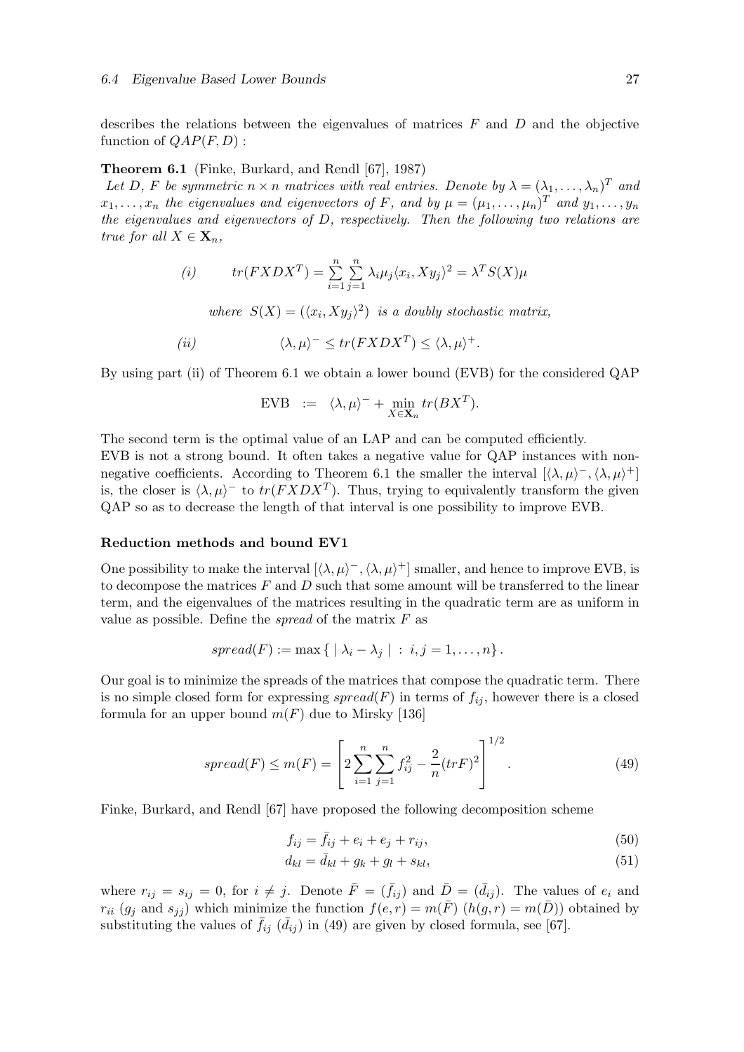describes the relations between the eigenvalues of matrices $F$ and $D$ and the objective function of $QAP(F,D)$ :

**Theorem 6.1** (Finke, Burkard, and Rendl [67], 1987)
*Let $D$, $F$ be symmetric $n \times n$ matrices with real entries. Denote by $\lambda = (\lambda_1, \ldots, \lambda_n)^T$ and $x_1, \ldots, x_n$ the eigenvalues and eigenvectors of $F$, and by $\mu = (\mu_1, \ldots, \mu_n)^T$ and $y_1, \ldots, y_n$ the eigenvalues and eigenvectors of $D$, respectively. Then the following two relations are true for all $X \in \mathbf{X}_n$,*

$$(i) \qquad tr(FXDX^T) = \sum_{i=1}^{n}\sum_{j=1}^{n} \lambda_i \mu_j \langle x_i, X y_j \rangle^2 = \lambda^T S(X) \mu$$

*where $S(X) = (\langle x_i, X y_j \rangle^2)$ is a doubly stochastic matrix,*

$$(ii) \qquad \langle \lambda, \mu \rangle^- \le tr(FXDX^T) \le \langle \lambda, \mu \rangle^+.$$

By using part (ii) of Theorem 6.1 we obtain a lower bound (EVB) for the considered QAP

$$\text{EVB} \;:=\; \langle \lambda, \mu \rangle^- + \min_{X \in \mathbf{X}_n} tr(BX^T).$$

The second term is the optimal value of an LAP and can be computed efficiently.
EVB is not a strong bound. It often takes a negative value for QAP instances with nonnegative coefficients. According to Theorem 6.1 the smaller the interval $[\langle \lambda, \mu \rangle^-, \langle \lambda, \mu \rangle^+]$ is, the closer is $\langle \lambda, \mu \rangle^-$ to $tr(FXDX^T)$. Thus, trying to equivalently transform the given QAP so as to decrease the length of that interval is one possibility to improve EVB.

#### Reduction methods and bound EV1

One possibility to make the interval $[\langle \lambda, \mu \rangle^-, \langle \lambda, \mu \rangle^+]$ smaller, and hence to improve EVB, is to decompose the matrices $F$ and $D$ such that some amount will be transferred to the linear term, and the eigenvalues of the matrices resulting in the quadratic term are as uniform in value as possible. Define the *spread* of the matrix $F$ as

$$spread(F) := \max \{\, |\, \lambda_i - \lambda_j \,| \; : \; i,j = 1, \ldots, n \}\,.$$

Our goal is to minimize the spreads of the matrices that compose the quadratic term. There is no simple closed form for expressing $spread(F)$ in terms of $f_{ij}$, however there is a closed formula for an upper bound $m(F)$ due to Mirsky [136]

$$spread(F) \le m(F) = \left[ 2\sum_{i=1}^{n}\sum_{j=1}^{n} f_{ij}^2 - \frac{2}{n}(trF)^2 \right]^{1/2}. \tag{49}$$

Finke, Burkard, and Rendl [67] have proposed the following decomposition scheme

$$f_{ij} = \bar{f}_{ij} + e_i + e_j + r_{ij}, \tag{50}$$

$$d_{kl} = \bar{d}_{kl} + g_k + g_l + s_{kl}, \tag{51}$$

where $r_{ij} = s_{ij} = 0$, for $i \ne j$. Denote $\bar{F} = (\bar{f}_{ij})$ and $\bar{D} = (\bar{d}_{ij})$. The values of $e_i$ and $r_{ii}$ ($g_j$ and $s_{jj}$) which minimize the function $f(e,r) = m(\bar{F})$ ($h(g,r) = m(\bar{D})$) obtained by substituting the values of $\bar{f}_{ij}$ ($\bar{d}_{ij}$) in (49) are given by closed formula, see [67].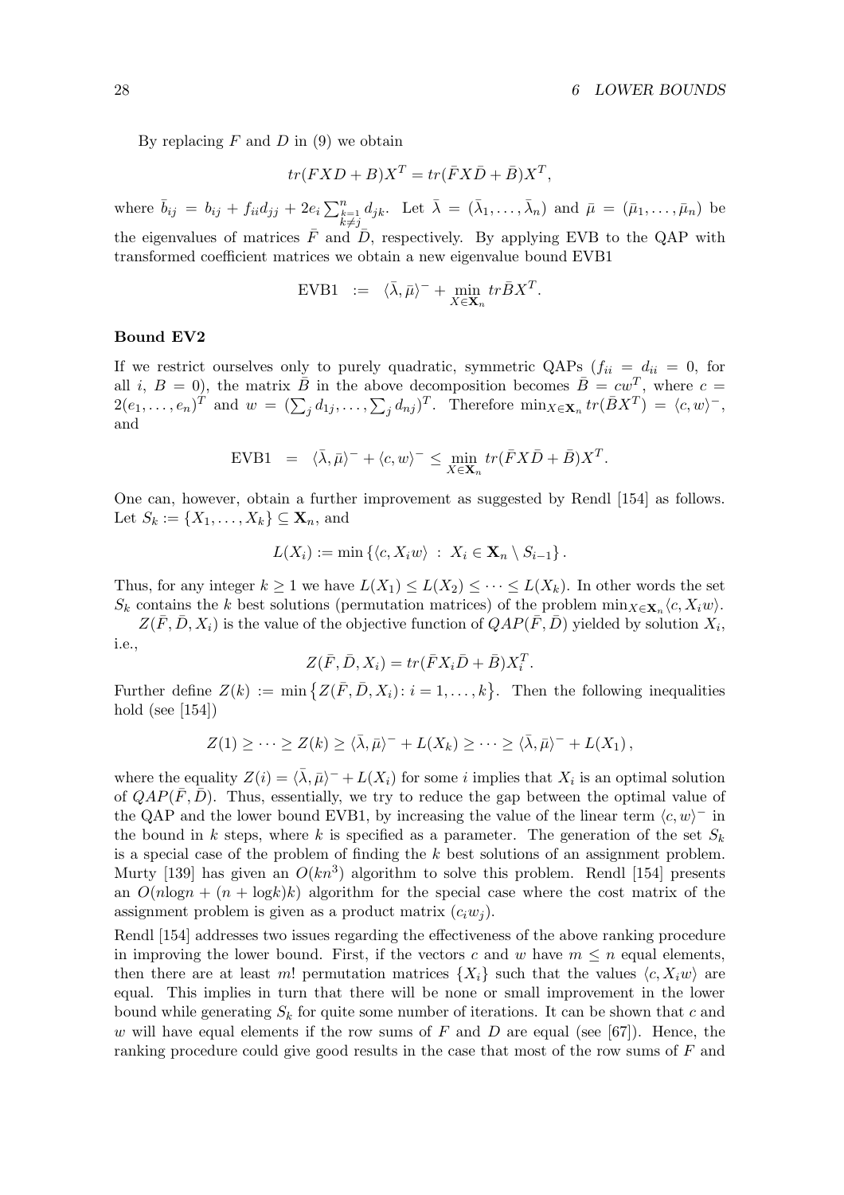By replacing $F$ and $D$ in (9) we obtain

$$tr(FXD + B)X^T = tr(\bar{F}X\bar{D} + \bar{B})X^T,$$

where $\bar{b}_{ij} = b_{ij} + f_{ii}d_{jj} + 2e_i \sum_{\substack{k=1 \\ k \neq j}}^{n} d_{jk}$. Let $\bar{\lambda} = (\bar{\lambda}_1, \ldots, \bar{\lambda}_n)$ and $\bar{\mu} = (\bar{\mu}_1, \ldots, \bar{\mu}_n)$ be the eigenvalues of matrices $\bar{F}$ and $\bar{D}$, respectively. By applying EVB to the QAP with transformed coefficient matrices we obtain a new eigenvalue bound EVB1

$$\text{EVB1} \ := \ \langle \bar{\lambda}, \bar{\mu} \rangle^- + \min_{X \in \mathbf{X}_n} tr\bar{B}X^T.$$

**Bound EV2**

If we restrict ourselves only to purely quadratic, symmetric QAPs ($f_{ii} = d_{ii} = 0$, for all $i$, $B = 0$), the matrix $\bar{B}$ in the above decomposition becomes $\bar{B} = cw^T$, where $c = 2(e_1, \ldots, e_n)^T$ and $w = (\sum_j d_{1j}, \ldots, \sum_j d_{nj})^T$. Therefore $\min_{X \in \mathbf{X}_n} tr(\bar{B}X^T) = \langle c, w \rangle^-$, and

$$\text{EVB1} \ = \ \langle \bar{\lambda}, \bar{\mu} \rangle^- + \langle c, w \rangle^- \leq \min_{X \in \mathbf{X}_n} tr(\bar{F}X\bar{D} + \bar{B})X^T.$$

One can, however, obtain a further improvement as suggested by Rendl [154] as follows. Let $S_k := \{X_1, \ldots, X_k\} \subseteq \mathbf{X}_n$, and

$$L(X_i) := \min \left\{ \langle c, X_i w \rangle \ : \ X_i \in \mathbf{X}_n \setminus S_{i-1} \right\}.$$

Thus, for any integer $k \geq 1$ we have $L(X_1) \leq L(X_2) \leq \cdots \leq L(X_k)$. In other words the set $S_k$ contains the $k$ best solutions (permutation matrices) of the problem $\min_{X \in \mathbf{X}_n} \langle c, X_i w \rangle$.

$Z(\bar{F}, \bar{D}, X_i)$ is the value of the objective function of $QAP(\bar{F}, \bar{D})$ yielded by solution $X_i$, i.e.,

$$Z(\bar{F}, \bar{D}, X_i) = tr(\bar{F}X_i\bar{D} + \bar{B})X_i^T.$$

Further define $Z(k) := \min \left\{ Z(\bar{F}, \bar{D}, X_i) \colon i = 1, \ldots, k \right\}$. Then the following inequalities hold (see [154])

$$Z(1) \geq \cdots \geq Z(k) \geq \langle \bar{\lambda}, \bar{\mu} \rangle^- + L(X_k) \geq \cdots \geq \langle \bar{\lambda}, \bar{\mu} \rangle^- + L(X_1),$$

where the equality $Z(i) = \langle \bar{\lambda}, \bar{\mu} \rangle^- + L(X_i)$ for some $i$ implies that $X_i$ is an optimal solution of $QAP(\bar{F}, \bar{D})$. Thus, essentially, we try to reduce the gap between the optimal value of the QAP and the lower bound EVB1, by increasing the value of the linear term $\langle c, w \rangle^-$ in the bound in $k$ steps, where $k$ is specified as a parameter. The generation of the set $S_k$ is a special case of the problem of finding the $k$ best solutions of an assignment problem. Murty [139] has given an $O(kn^3)$ algorithm to solve this problem. Rendl [154] presents an $O(n\log n + (n + \log k)k)$ algorithm for the special case where the cost matrix of the assignment problem is given as a product matrix $(c_i w_j)$.

Rendl [154] addresses two issues regarding the effectiveness of the above ranking procedure in improving the lower bound. First, if the vectors $c$ and $w$ have $m \leq n$ equal elements, then there are at least $m!$ permutation matrices $\{X_i\}$ such that the values $\langle c, X_i w \rangle$ are equal. This implies in turn that there will be none or small improvement in the lower bound while generating $S_k$ for quite some number of iterations. It can be shown that $c$ and $w$ will have equal elements if the row sums of $F$ and $D$ are equal (see [67]). Hence, the ranking procedure could give good results in the case that most of the row sums of $F$ and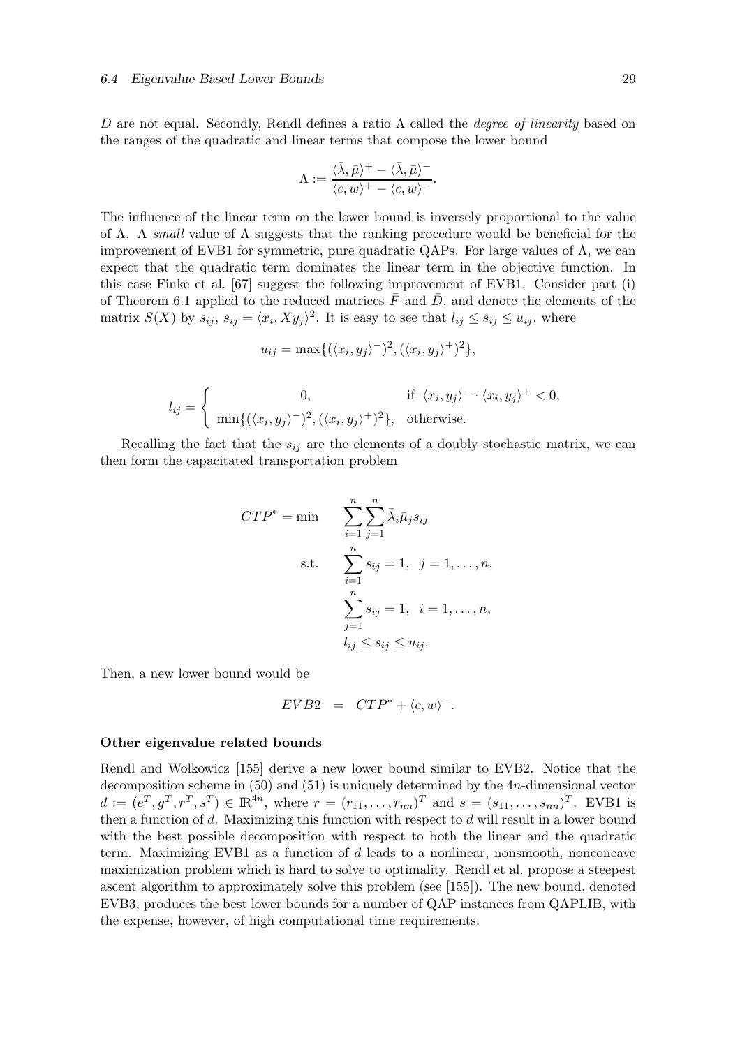$D$ are not equal. Secondly, Rendl defines a ratio $\Lambda$ called the *degree of linearity* based on the ranges of the quadratic and linear terms that compose the lower bound

$$\Lambda := \frac{\langle \bar{\lambda}, \bar{\mu} \rangle^{+} - \langle \bar{\lambda}, \bar{\mu} \rangle^{-}}{\langle c, w \rangle^{+} - \langle c, w \rangle^{-}}.$$

The influence of the linear term on the lower bound is inversely proportional to the value of $\Lambda$. A *small* value of $\Lambda$ suggests that the ranking procedure would be beneficial for the improvement of EVB1 for symmetric, pure quadratic QAPs. For large values of $\Lambda$, we can expect that the quadratic term dominates the linear term in the objective function. In this case Finke et al. [67] suggest the following improvement of EVB1. Consider part (i) of Theorem 6.1 applied to the reduced matrices $\bar{F}$ and $\bar{D}$, and denote the elements of the matrix $S(X)$ by $s_{ij}$, $s_{ij} = \langle x_i, X y_j \rangle^2$. It is easy to see that $l_{ij} \le s_{ij} \le u_{ij}$, where

$$u_{ij} = \max\{(\langle x_i, y_j \rangle^{-})^2, (\langle x_i, y_j \rangle^{+})^2\},$$

$$l_{ij} = \begin{cases} 0, & \text{if } \langle x_i, y_j \rangle^{-} \cdot \langle x_i, y_j \rangle^{+} < 0, \\ \min\{(\langle x_i, y_j \rangle^{-})^2, (\langle x_i, y_j \rangle^{+})^2\}, & \text{otherwise.} \end{cases}$$

Recalling the fact that the $s_{ij}$ are the elements of a doubly stochastic matrix, we can then form the capacitated transportation problem

$$\begin{aligned} CTP^{*} = \min \quad & \sum_{i=1}^{n} \sum_{j=1}^{n} \bar{\lambda}_i \bar{\mu}_j s_{ij} \\ \text{s.t.} \quad & \sum_{i=1}^{n} s_{ij} = 1, \quad j = 1, \ldots, n, \\ & \sum_{j=1}^{n} s_{ij} = 1, \quad i = 1, \ldots, n, \\ & l_{ij} \le s_{ij} \le u_{ij}. \end{aligned}$$

Then, a new lower bound would be

$$EVB2 \quad = \quad CTP^{*} + \langle c, w \rangle^{-}.$$

**Other eigenvalue related bounds**

Rendl and Wolkowicz [155] derive a new lower bound similar to EVB2. Notice that the decomposition scheme in (50) and (51) is uniquely determined by the $4n$-dimensional vector $d := (e^T, g^T, r^T, s^T) \in \mathbb{R}^{4n}$, where $r = (r_{11}, \ldots, r_{nn})^T$ and $s = (s_{11}, \ldots, s_{nn})^T$. EVB1 is then a function of $d$. Maximizing this function with respect to $d$ will result in a lower bound with the best possible decomposition with respect to both the linear and the quadratic term. Maximizing EVB1 as a function of $d$ leads to a nonlinear, nonsmooth, nonconcave maximization problem which is hard to solve to optimality. Rendl et al. propose a steepest ascent algorithm to approximately solve this problem (see [155]). The new bound, denoted EVB3, produces the best lower bounds for a number of QAP instances from QAPLIB, with the expense, however, of high computational time requirements.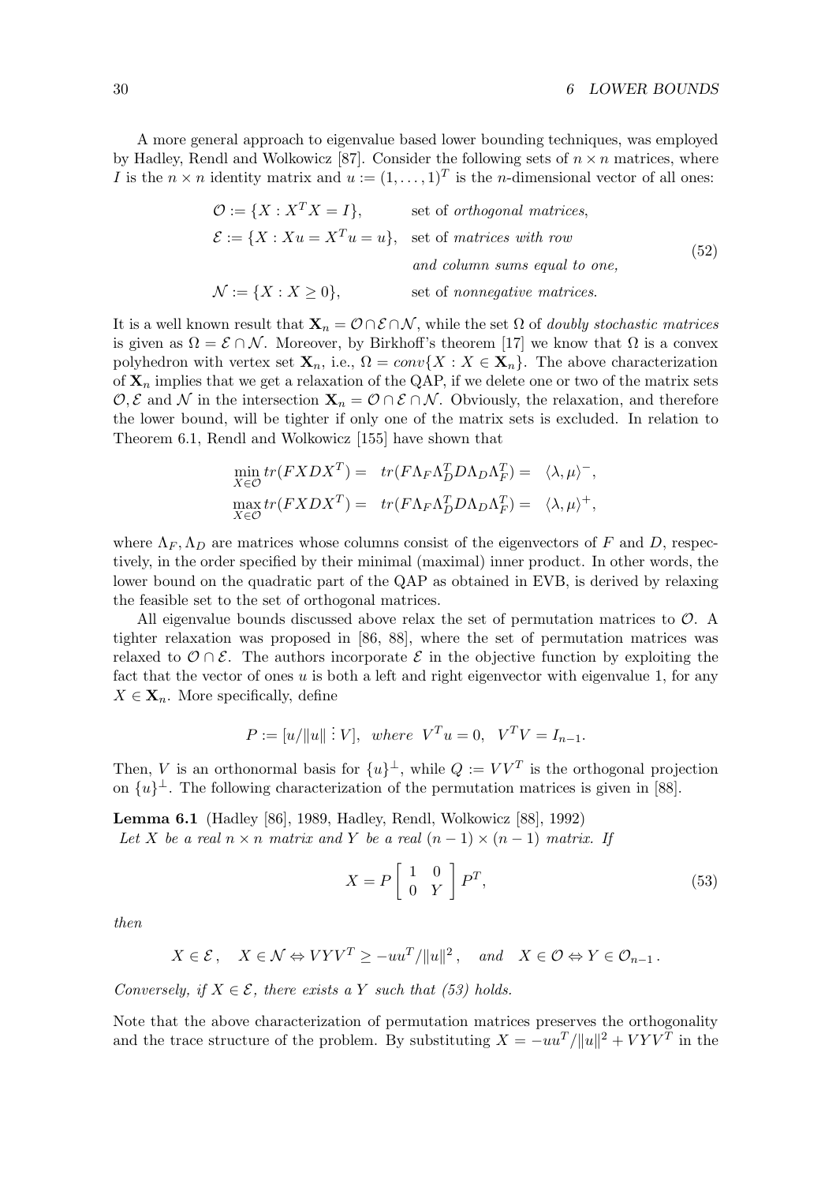A more general approach to eigenvalue based lower bounding techniques, was employed by Hadley, Rendl and Wolkowicz [87]. Consider the following sets of $n \times n$ matrices, where $I$ is the $n \times n$ identity matrix and $u := (1, \ldots, 1)^T$ is the $n$-dimensional vector of all ones:

$$
\begin{aligned}
\mathcal{O} &:= \{X : X^T X = I\}, && \text{set of } \textit{orthogonal matrices}, \\
\mathcal{E} &:= \{X : Xu = X^T u = u\}, && \text{set of } \textit{matrices with row} \\
& && \textit{and column sums equal to one}, \\
\mathcal{N} &:= \{X : X \geq 0\}, && \text{set of } \textit{nonnegative matrices}.
\end{aligned}
\tag{52}
$$

It is a well known result that $\mathbf{X}_n = \mathcal{O} \cap \mathcal{E} \cap \mathcal{N}$, while the set $\Omega$ of *doubly stochastic matrices* is given as $\Omega = \mathcal{E} \cap \mathcal{N}$. Moreover, by Birkhoff's theorem [17] we know that $\Omega$ is a convex polyhedron with vertex set $\mathbf{X}_n$, i.e., $\Omega = conv\{X : X \in \mathbf{X}_n\}$. The above characterization of $\mathbf{X}_n$ implies that we get a relaxation of the QAP, if we delete one or two of the matrix sets $\mathcal{O}, \mathcal{E}$ and $\mathcal{N}$ in the intersection $\mathbf{X}_n = \mathcal{O} \cap \mathcal{E} \cap \mathcal{N}$. Obviously, the relaxation, and therefore the lower bound, will be tighter if only one of the matrix sets is excluded. In relation to Theorem 6.1, Rendl and Wolkowicz [155] have shown that

$$
\begin{aligned}
\min_{X \in \mathcal{O}} tr(FXDX^T) &= tr(F\Lambda_F \Lambda_D^T D \Lambda_D \Lambda_F^T) = \langle \lambda, \mu \rangle^-, \\
\max_{X \in \mathcal{O}} tr(FXDX^T) &= tr(F\Lambda_F \Lambda_D^T D \Lambda_D \Lambda_F^T) = \langle \lambda, \mu \rangle^+,
\end{aligned}
$$

where $\Lambda_F, \Lambda_D$ are matrices whose columns consist of the eigenvectors of $F$ and $D$, respectively, in the order specified by their minimal (maximal) inner product. In other words, the lower bound on the quadratic part of the QAP as obtained in EVB, is derived by relaxing the feasible set to the set of orthogonal matrices.

All eigenvalue bounds discussed above relax the set of permutation matrices to $\mathcal{O}$. A tighter relaxation was proposed in [86, 88], where the set of permutation matrices was relaxed to $\mathcal{O} \cap \mathcal{E}$. The authors incorporate $\mathcal{E}$ in the objective function by exploiting the fact that the vector of ones $u$ is both a left and right eigenvector with eigenvalue 1, for any $X \in \mathbf{X}_n$. More specifically, define

$$
P := [u/\|u\| \,\vdots\, V], \quad where \quad V^T u = 0, \quad V^T V = I_{n-1}.
$$

Then, $V$ is an orthonormal basis for $\{u\}^\perp$, while $Q := VV^T$ is the orthogonal projection on $\{u\}^\perp$. The following characterization of the permutation matrices is given in [88].

**Lemma 6.1** (Hadley [86], 1989, Hadley, Rendl, Wolkowicz [88], 1992)
*Let $X$ be a real $n \times n$ matrix and $Y$ be a real $(n-1) \times (n-1)$ matrix. If*

$$
X = P \begin{bmatrix} 1 & 0 \\ 0 & Y \end{bmatrix} P^T,
\tag{53}
$$

*then*

$$
X \in \mathcal{E}, \quad X \in \mathcal{N} \Leftrightarrow VYV^T \geq -uu^T/\|u\|^2, \quad and \quad X \in \mathcal{O} \Leftrightarrow Y \in \mathcal{O}_{n-1}.
$$

*Conversely, if $X \in \mathcal{E}$, there exists a $Y$ such that (53) holds.*

Note that the above characterization of permutation matrices preserves the orthogonality and the trace structure of the problem. By substituting $X = -uu^T/\|u\|^2 + VYV^T$ in the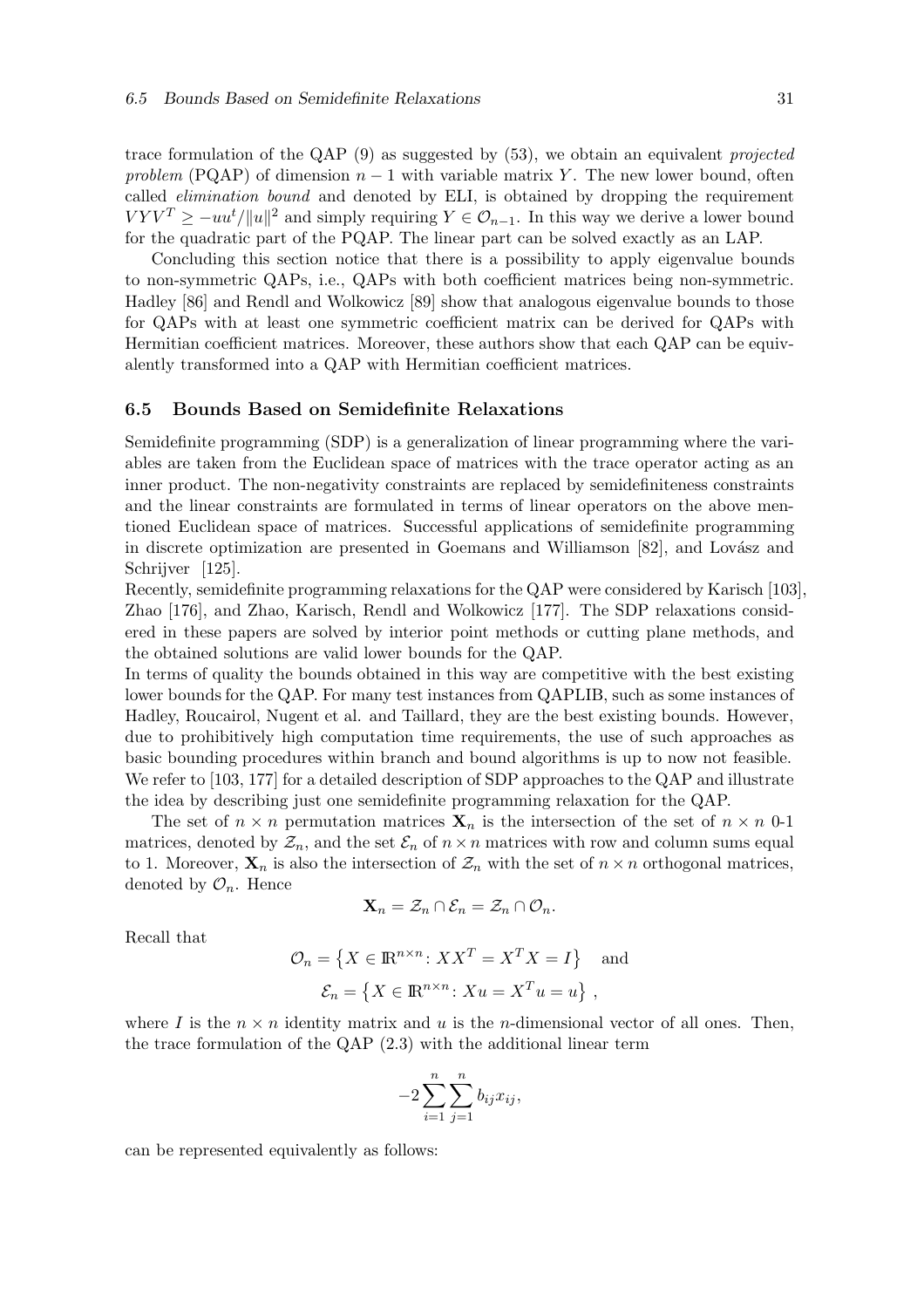trace formulation of the QAP (9) as suggested by (53), we obtain an equivalent *projected problem* (PQAP) of dimension $n-1$ with variable matrix $Y$. The new lower bound, often called *elimination bound* and denoted by ELI, is obtained by dropping the requirement $VYV^T \geq -uu^t/\|u\|^2$ and simply requiring $Y \in \mathcal{O}_{n-1}$. In this way we derive a lower bound for the quadratic part of the PQAP. The linear part can be solved exactly as an LAP.

Concluding this section notice that there is a possibility to apply eigenvalue bounds to non-symmetric QAPs, i.e., QAPs with both coefficient matrices being non-symmetric. Hadley [86] and Rendl and Wolkowicz [89] show that analogous eigenvalue bounds to those for QAPs with at least one symmetric coefficient matrix can be derived for QAPs with Hermitian coefficient matrices. Moreover, these authors show that each QAP can be equivalently transformed into a QAP with Hermitian coefficient matrices.

### 6.5 Bounds Based on Semidefinite Relaxations

Semidefinite programming (SDP) is a generalization of linear programming where the variables are taken from the Euclidean space of matrices with the trace operator acting as an inner product. The non-negativity constraints are replaced by semidefiniteness constraints and the linear constraints are formulated in terms of linear operators on the above mentioned Euclidean space of matrices. Successful applications of semidefinite programming in discrete optimization are presented in Goemans and Williamson [82], and Lovász and Schrijver [125].

Recently, semidefinite programming relaxations for the QAP were considered by Karisch [103], Zhao [176], and Zhao, Karisch, Rendl and Wolkowicz [177]. The SDP relaxations considered in these papers are solved by interior point methods or cutting plane methods, and the obtained solutions are valid lower bounds for the QAP.

In terms of quality the bounds obtained in this way are competitive with the best existing lower bounds for the QAP. For many test instances from QAPLIB, such as some instances of Hadley, Roucairol, Nugent et al. and Taillard, they are the best existing bounds. However, due to prohibitively high computation time requirements, the use of such approaches as basic bounding procedures within branch and bound algorithms is up to now not feasible. We refer to [103, 177] for a detailed description of SDP approaches to the QAP and illustrate the idea by describing just one semidefinite programming relaxation for the QAP.

The set of $n \times n$ permutation matrices $\mathbf{X}_n$ is the intersection of the set of $n \times n$ 0-1 matrices, denoted by $\mathcal{Z}_n$, and the set $\mathcal{E}_n$ of $n \times n$ matrices with row and column sums equal to 1. Moreover, $\mathbf{X}_n$ is also the intersection of $\mathcal{Z}_n$ with the set of $n \times n$ orthogonal matrices, denoted by $\mathcal{O}_n$. Hence

$$\mathbf{X}_n = \mathcal{Z}_n \cap \mathcal{E}_n = \mathcal{Z}_n \cap \mathcal{O}_n.$$

Recall that

$$\mathcal{O}_n = \left\{ X \in \mathbb{R}^{n \times n} \colon XX^T = X^T X = I \right\} \quad \text{and}$$

$$\mathcal{E}_n = \left\{ X \in \mathbb{R}^{n \times n} \colon Xu = X^T u = u \right\},$$

where $I$ is the $n \times n$ identity matrix and $u$ is the $n$-dimensional vector of all ones. Then, the trace formulation of the QAP (2.3) with the additional linear term

$$-2 \sum_{i=1}^{n} \sum_{j=1}^{n} b_{ij} x_{ij},$$

can be represented equivalently as follows: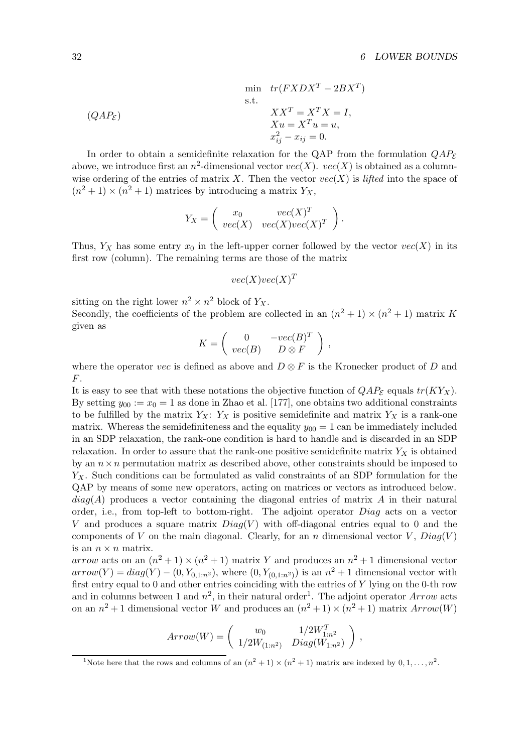$$(QAP_{\mathcal{E}}) \qquad \begin{array}{ll} \min & tr(FXDX^T - 2BX^T) \\ \text{s.t.} & \\ & XX^T = X^TX = I, \\ & Xu = X^Tu = u, \\ & x_{ij}^2 - x_{ij} = 0. \end{array}$$

In order to obtain a semidefinite relaxation for the QAP from the formulation $QAP_{\mathcal{E}}$ above, we introduce first an $n^2$-dimensional vector $vec(X)$. $vec(X)$ is obtained as a column-wise ordering of the entries of matrix $X$. Then the vector $vec(X)$ is *lifted* into the space of $(n^2+1)\times(n^2+1)$ matrices by introducing a matrix $Y_X$,

$$Y_X = \begin{pmatrix} x_0 & vec(X)^T \\ vec(X) & vec(X)vec(X)^T \end{pmatrix}.$$

Thus, $Y_X$ has some entry $x_0$ in the left-upper corner followed by the vector $vec(X)$ in its first row (column). The remaining terms are those of the matrix

$$vec(X)vec(X)^T$$

sitting on the right lower $n^2 \times n^2$ block of $Y_X$.
Secondly, the coefficients of the problem are collected in an $(n^2+1)\times(n^2+1)$ matrix $K$ given as

$$K = \begin{pmatrix} 0 & -vec(B)^T \\ vec(B) & D \otimes F \end{pmatrix},$$

where the operator $vec$ is defined as above and $D \otimes F$ is the Kronecker product of $D$ and $F$.
It is easy to see that with these notations the objective function of $QAP_{\mathcal{E}}$ equals $tr(KY_X)$. By setting $y_{00} := x_0 = 1$ as done in Zhao et al. [177], one obtains two additional constraints to be fulfilled by the matrix $Y_X$: $Y_X$ is positive semidefinite and matrix $Y_X$ is a rank-one matrix. Whereas the semidefiniteness and the equality $y_{00} = 1$ can be immediately included in an SDP relaxation, the rank-one condition is hard to handle and is discarded in an SDP relaxation. In order to assure that the rank-one positive semidefinite matrix $Y_X$ is obtained by an $n \times n$ permutation matrix as described above, other constraints should be imposed to $Y_X$. Such conditions can be formulated as valid constraints of an SDP formulation for the QAP by means of some new operators, acting on matrices or vectors as introduced below.
$diag(A)$ produces a vector containing the diagonal entries of matrix $A$ in their natural order, i.e., from top-left to bottom-right. The adjoint operator $Diag$ acts on a vector $V$ and produces a square matrix $Diag(V)$ with off-diagonal entries equal to 0 and the components of $V$ on the main diagonal. Clearly, for an $n$ dimensional vector $V$, $Diag(V)$ is an $n \times n$ matrix.
$arrow$ acts on an $(n^2+1)\times(n^2+1)$ matrix $Y$ and produces an $n^2+1$ dimensional vector $arrow(Y) = diag(Y) - (0, Y_{0,1:n^2})$, where $(0, Y_{(0,1:n^2)})$ is an $n^2+1$ dimensional vector with first entry equal to 0 and other entries coinciding with the entries of $Y$ lying on the 0-th row and in columns between 1 and $n^2$, in their natural order[1]. The adjoint operator $Arrow$ acts on an $n^2+1$ dimensional vector $W$ and produces an $(n^2+1)\times(n^2+1)$ matrix $Arrow(W)$

$$Arrow(W) = \begin{pmatrix} w_0 & 1/2W_{1:n^2}^T \\ 1/2W_{(1:n^2)} & Diag(W_{1:n^2}) \end{pmatrix},$$

[1] Note here that the rows and columns of an $(n^2+1)\times(n^2+1)$ matrix are indexed by $0, 1, \ldots, n^2$.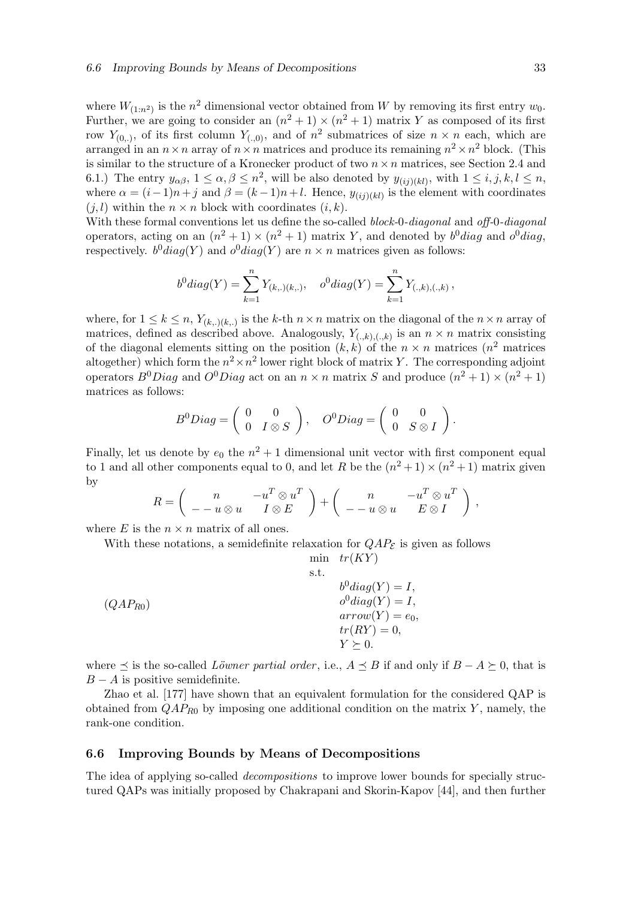where $W_{(1:n^2)}$ is the $n^2$ dimensional vector obtained from $W$ by removing its first entry $w_0$. Further, we are going to consider an $(n^2+1)\times(n^2+1)$ matrix $Y$ as composed of its first row $Y_{(0,.)}$, of its first column $Y_{(.,0)}$, and of $n^2$ submatrices of size $n \times n$ each, which are arranged in an $n \times n$ array of $n \times n$ matrices and produce its remaining $n^2 \times n^2$ block. (This is similar to the structure of a Kronecker product of two $n \times n$ matrices, see Section 2.4 and 6.1.) The entry $y_{\alpha\beta}$, $1 \le \alpha, \beta \le n^2$, will be also denoted by $y_{(ij)(kl)}$, with $1 \le i,j,k,l \le n$, where $\alpha = (i-1)n + j$ and $\beta = (k-1)n + l$. Hence, $y_{(ij)(kl)}$ is the element with coordinates $(j,l)$ within the $n \times n$ block with coordinates $(i,k)$.
With these formal conventions let us define the so-called *block-0-diagonal* and *off-0-diagonal* operators, acting on an $(n^2+1)\times(n^2+1)$ matrix $Y$, and denoted by $b^0diag$ and $o^0diag$, respectively. $b^0diag(Y)$ and $o^0diag(Y)$ are $n \times n$ matrices given as follows:

$$b^0diag(Y) = \sum_{k=1}^{n} Y_{(k,.)(k,.)}, \quad o^0diag(Y) = \sum_{k=1}^{n} Y_{(.,k),(.,k)},$$

where, for $1 \le k \le n$, $Y_{(k,.)(k,.)}$ is the $k$-th $n \times n$ matrix on the diagonal of the $n \times n$ array of matrices, defined as described above. Analogously, $Y_{(.,k),(.,k)}$ is an $n \times n$ matrix consisting of the diagonal elements sitting on the position $(k,k)$ of the $n \times n$ matrices ($n^2$ matrices altogether) which form the $n^2 \times n^2$ lower right block of matrix $Y$. The corresponding adjoint operators $B^0Diag$ and $O^0Diag$ act on an $n \times n$ matrix $S$ and produce $(n^2+1)\times(n^2+1)$ matrices as follows:

$$B^0Diag = \begin{pmatrix} 0 & 0 \\ 0 & I \otimes S \end{pmatrix}, \quad O^0Diag = \begin{pmatrix} 0 & 0 \\ 0 & S \otimes I \end{pmatrix}.$$

Finally, let us denote by $e_0$ the $n^2+1$ dimensional unit vector with first component equal to 1 and all other components equal to 0, and let $R$ be the $(n^2+1)\times(n^2+1)$ matrix given by

$$R = \begin{pmatrix} n & -u^T \otimes u^T \\ --u \otimes u & I \otimes E \end{pmatrix} + \begin{pmatrix} n & -u^T \otimes u^T \\ --u \otimes u & E \otimes I \end{pmatrix},$$

where $E$ is the $n \times n$ matrix of all ones.

With these notations, a semidefinite relaxation for $QAP_{\mathcal{E}}$ is given as follows

$$(QAP_{R0}) \qquad \begin{array}{ll} \min & tr(KY) \\ \text{s.t.} & \\ & b^0diag(Y) = I, \\ & o^0diag(Y) = I, \\ & arrow(Y) = e_0, \\ & tr(RY) = 0, \\ & Y \succeq 0. \end{array}$$

where $\preceq$ is the so-called *Löwner partial order*, i.e., $A \preceq B$ if and only if $B - A \succeq 0$, that is $B - A$ is positive semidefinite.

Zhao et al. [177] have shown that an equivalent formulation for the considered QAP is obtained from $QAP_{R0}$ by imposing one additional condition on the matrix $Y$, namely, the rank-one condition.

## 6.6 Improving Bounds by Means of Decompositions

The idea of applying so-called *decompositions* to improve lower bounds for specially structured QAPs was initially proposed by Chakrapani and Skorin-Kapov [44], and then further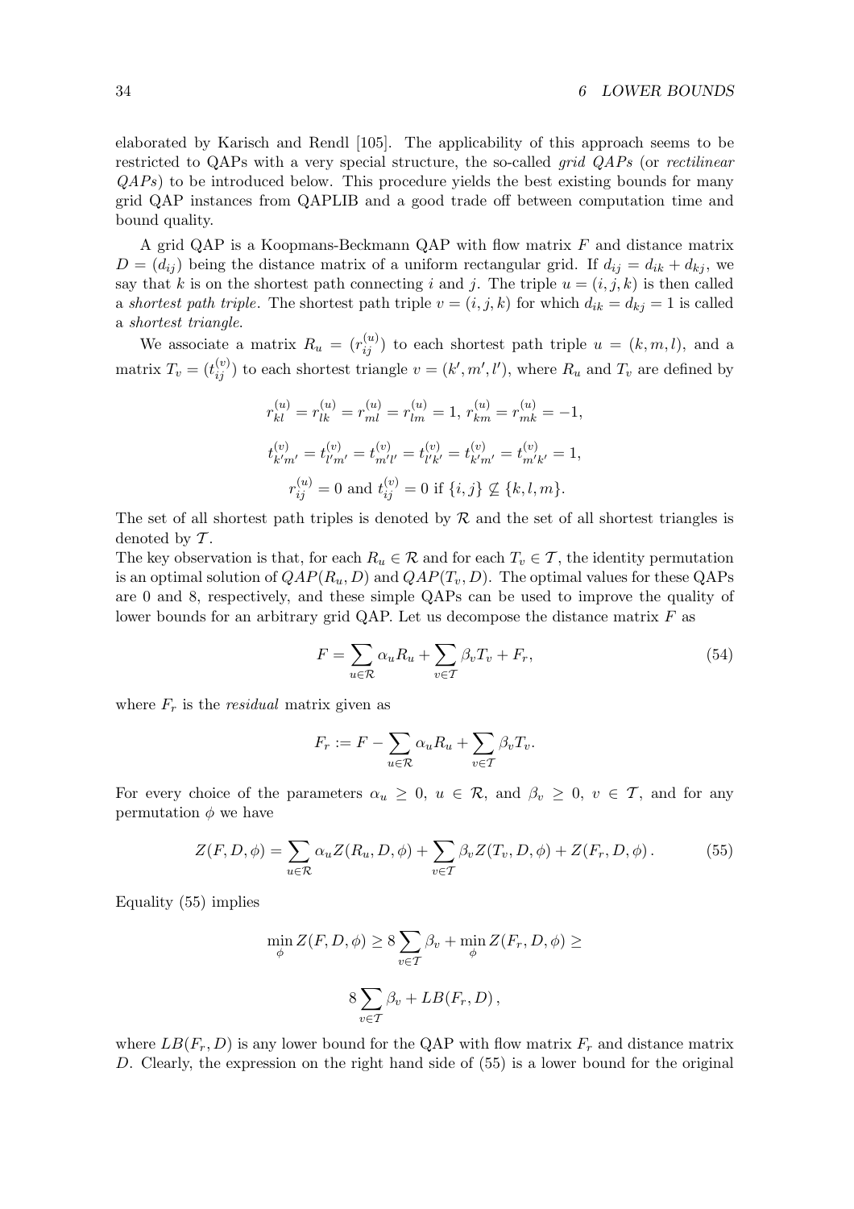elaborated by Karisch and Rendl [105]. The applicability of this approach seems to be restricted to QAPs with a very special structure, the so-called *grid QAPs* (or *rectilinear QAPs*) to be introduced below. This procedure yields the best existing bounds for many grid QAP instances from QAPLIB and a good trade off between computation time and bound quality.

A grid QAP is a Koopmans-Beckmann QAP with flow matrix $F$ and distance matrix $D = (d_{ij})$ being the distance matrix of a uniform rectangular grid. If $d_{ij} = d_{ik} + d_{kj}$, we say that $k$ is on the shortest path connecting $i$ and $j$. The triple $u = (i, j, k)$ is then called a *shortest path triple*. The shortest path triple $v = (i, j, k)$ for which $d_{ik} = d_{kj} = 1$ is called a *shortest triangle*.

We associate a matrix $R_u = (r_{ij}^{(u)})$ to each shortest path triple $u = (k, m, l)$, and a matrix $T_v = (t_{ij}^{(v)})$ to each shortest triangle $v = (k', m', l')$, where $R_u$ and $T_v$ are defined by

$$r_{kl}^{(u)} = r_{lk}^{(u)} = r_{ml}^{(u)} = r_{lm}^{(u)} = 1,\ r_{km}^{(u)} = r_{mk}^{(u)} = -1,$$

$$t_{k'm'}^{(v)} = t_{l'm'}^{(v)} = t_{m'l'}^{(v)} = t_{l'k'}^{(v)} = t_{k'm'}^{(v)} = t_{m'k'}^{(v)} = 1,$$

$$r_{ij}^{(u)} = 0 \text{ and } t_{ij}^{(v)} = 0 \text{ if } \{i, j\} \not\subseteq \{k, l, m\}.$$

The set of all shortest path triples is denoted by $\mathcal{R}$ and the set of all shortest triangles is denoted by $\mathcal{T}$.
The key observation is that, for each $R_u \in \mathcal{R}$ and for each $T_v \in \mathcal{T}$, the identity permutation is an optimal solution of $QAP(R_u, D)$ and $QAP(T_v, D)$. The optimal values for these QAPs are 0 and 8, respectively, and these simple QAPs can be used to improve the quality of lower bounds for an arbitrary grid QAP. Let us decompose the distance matrix $F$ as

$$F = \sum_{u \in \mathcal{R}} \alpha_u R_u + \sum_{v \in \mathcal{T}} \beta_v T_v + F_r, \tag{54}$$

where $F_r$ is the *residual* matrix given as

$$F_r := F - \sum_{u \in \mathcal{R}} \alpha_u R_u + \sum_{v \in \mathcal{T}} \beta_v T_v.$$

For every choice of the parameters $\alpha_u \geq 0$, $u \in \mathcal{R}$, and $\beta_v \geq 0$, $v \in \mathcal{T}$, and for any permutation $\phi$ we have

$$Z(F, D, \phi) = \sum_{u \in \mathcal{R}} \alpha_u Z(R_u, D, \phi) + \sum_{v \in \mathcal{T}} \beta_v Z(T_v, D, \phi) + Z(F_r, D, \phi)\,. \tag{55}$$

Equality (55) implies

$$\min_{\phi} Z(F, D, \phi) \geq 8 \sum_{v \in \mathcal{T}} \beta_v + \min_{\phi} Z(F_r, D, \phi) \geq$$

$$8 \sum_{v \in \mathcal{T}} \beta_v + LB(F_r, D)\,,$$

where $LB(F_r, D)$ is any lower bound for the QAP with flow matrix $F_r$ and distance matrix $D$. Clearly, the expression on the right hand side of (55) is a lower bound for the original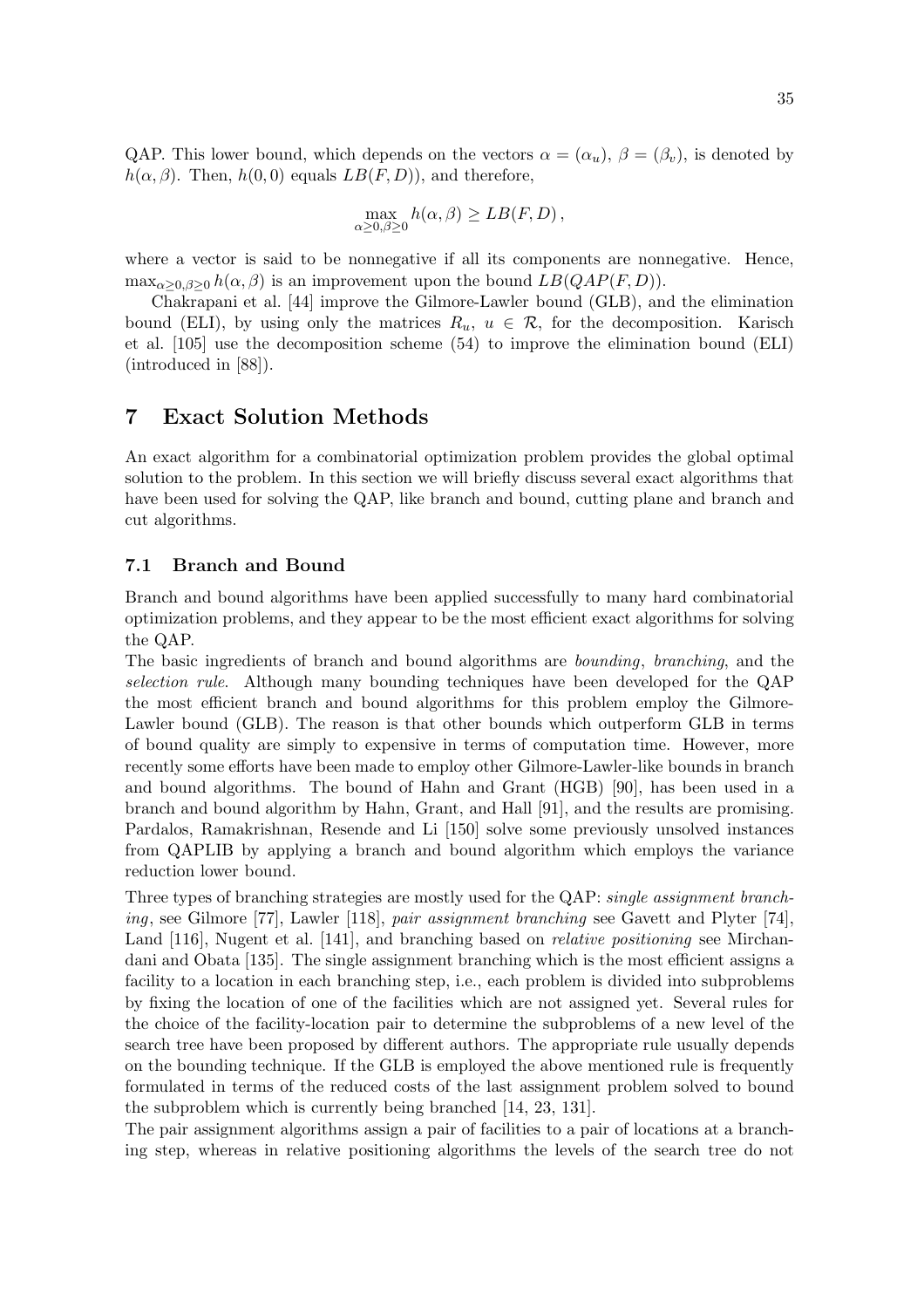QAP. This lower bound, which depends on the vectors $\alpha = (\alpha_u)$, $\beta = (\beta_v)$, is denoted by $h(\alpha, \beta)$. Then, $h(0,0)$ equals $LB(F,D))$, and therefore,

$$\max_{\alpha \geq 0, \beta \geq 0} h(\alpha, \beta) \geq LB(F,D)\,,$$

where a vector is said to be nonnegative if all its components are nonnegative. Hence, $\max_{\alpha \geq 0, \beta \geq 0} h(\alpha, \beta)$ is an improvement upon the bound $LB(QAP(F,D))$.

Chakrapani et al. [44] improve the Gilmore-Lawler bound (GLB), and the elimination bound (ELI), by using only the matrices $R_u$, $u \in \mathcal{R}$, for the decomposition. Karisch et al. [105] use the decomposition scheme (54) to improve the elimination bound (ELI) (introduced in [88]).

# 7 Exact Solution Methods

An exact algorithm for a combinatorial optimization problem provides the global optimal solution to the problem. In this section we will briefly discuss several exact algorithms that have been used for solving the QAP, like branch and bound, cutting plane and branch and cut algorithms.

## 7.1 Branch and Bound

Branch and bound algorithms have been applied successfully to many hard combinatorial optimization problems, and they appear to be the most efficient exact algorithms for solving the QAP.

The basic ingredients of branch and bound algorithms are *bounding*, *branching*, and the *selection rule*. Although many bounding techniques have been developed for the QAP the most efficient branch and bound algorithms for this problem employ the Gilmore-Lawler bound (GLB). The reason is that other bounds which outperform GLB in terms of bound quality are simply to expensive in terms of computation time. However, more recently some efforts have been made to employ other Gilmore-Lawler-like bounds in branch and bound algorithms. The bound of Hahn and Grant (HGB) [90], has been used in a branch and bound algorithm by Hahn, Grant, and Hall [91], and the results are promising. Pardalos, Ramakrishnan, Resende and Li [150] solve some previously unsolved instances from QAPLIB by applying a branch and bound algorithm which employs the variance reduction lower bound.

Three types of branching strategies are mostly used for the QAP: *single assignment branching*, see Gilmore [77], Lawler [118], *pair assignment branching* see Gavett and Plyter [74], Land [116], Nugent et al. [141], and branching based on *relative positioning* see Mirchandani and Obata [135]. The single assignment branching which is the most efficient assigns a facility to a location in each branching step, i.e., each problem is divided into subproblems by fixing the location of one of the facilities which are not assigned yet. Several rules for the choice of the facility-location pair to determine the subproblems of a new level of the search tree have been proposed by different authors. The appropriate rule usually depends on the bounding technique. If the GLB is employed the above mentioned rule is frequently formulated in terms of the reduced costs of the last assignment problem solved to bound the subproblem which is currently being branched [14, 23, 131].

The pair assignment algorithms assign a pair of facilities to a pair of locations at a branching step, whereas in relative positioning algorithms the levels of the search tree do not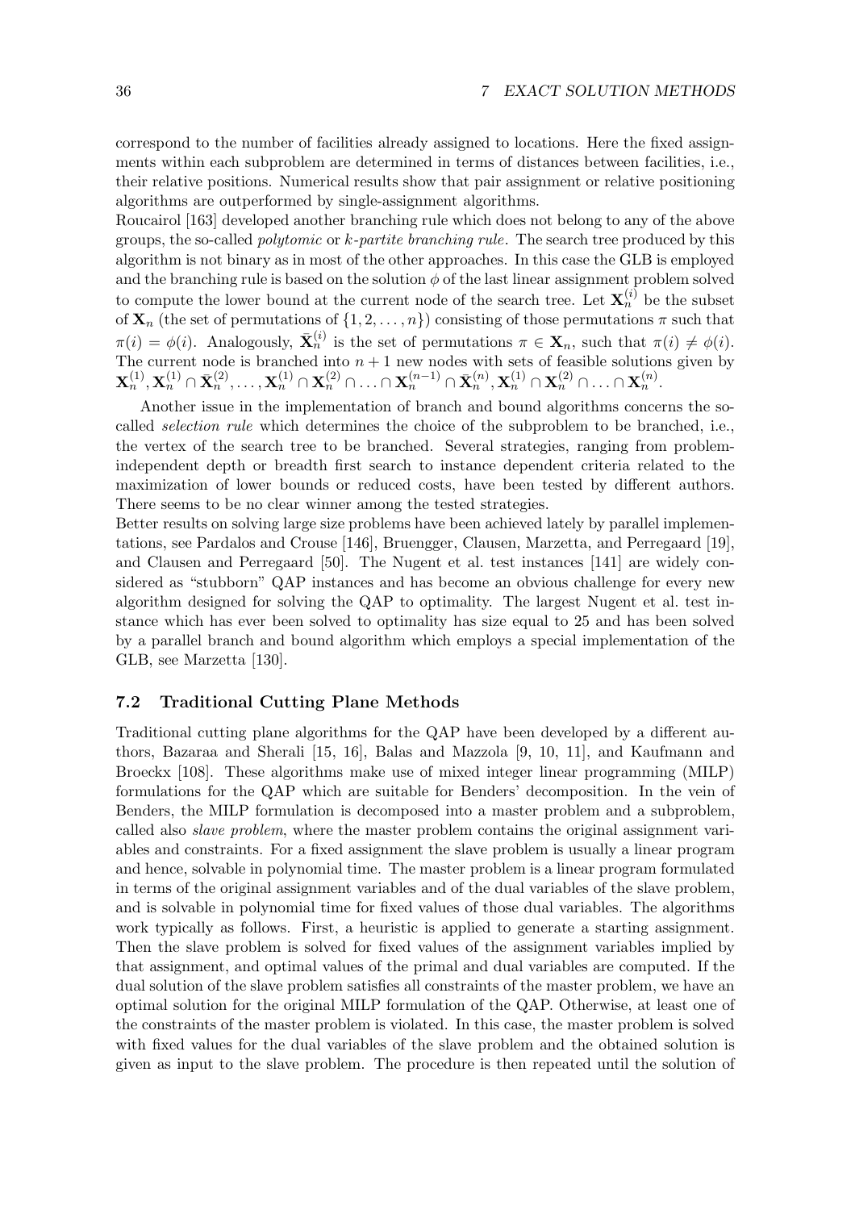correspond to the number of facilities already assigned to locations. Here the fixed assignments within each subproblem are determined in terms of distances between facilities, i.e., their relative positions. Numerical results show that pair assignment or relative positioning algorithms are outperformed by single-assignment algorithms.

Roucairol [163] developed another branching rule which does not belong to any of the above groups, the so-called *polytomic* or *k-partite branching rule*. The search tree produced by this algorithm is not binary as in most of the other approaches. In this case the GLB is employed and the branching rule is based on the solution $\phi$ of the last linear assignment problem solved to compute the lower bound at the current node of the search tree. Let $\mathbf{X}_n^{(i)}$ be the subset of $\mathbf{X}_n$ (the set of permutations of $\{1, 2, \ldots, n\}$) consisting of those permutations $\pi$ such that $\pi(i) = \phi(i)$. Analogously, $\bar{\mathbf{X}}_n^{(i)}$ is the set of permutations $\pi \in \mathbf{X}_n$, such that $\pi(i) \neq \phi(i)$. The current node is branched into $n+1$ new nodes with sets of feasible solutions given by $\mathbf{X}_n^{(1)}, \mathbf{X}_n^{(1)} \cap \bar{\mathbf{X}}_n^{(2)}, \ldots, \mathbf{X}_n^{(1)} \cap \mathbf{X}_n^{(2)} \cap \ldots \cap \mathbf{X}_n^{(n-1)} \cap \bar{\mathbf{X}}_n^{(n)}, \mathbf{X}_n^{(1)} \cap \mathbf{X}_n^{(2)} \cap \ldots \cap \mathbf{X}_n^{(n)}$.

Another issue in the implementation of branch and bound algorithms concerns the so-called *selection rule* which determines the choice of the subproblem to be branched, i.e., the vertex of the search tree to be branched. Several strategies, ranging from problem-independent depth or breadth first search to instance dependent criteria related to the maximization of lower bounds or reduced costs, have been tested by different authors. There seems to be no clear winner among the tested strategies.

Better results on solving large size problems have been achieved lately by parallel implementations, see Pardalos and Crouse [146], Bruengger, Clausen, Marzetta, and Perregaard [19], and Clausen and Perregaard [50]. The Nugent et al. test instances [141] are widely considered as "stubborn" QAP instances and has become an obvious challenge for every new algorithm designed for solving the QAP to optimality. The largest Nugent et al. test instance which has ever been solved to optimality has size equal to 25 and has been solved by a parallel branch and bound algorithm which employs a special implementation of the GLB, see Marzetta [130].

## 7.2 Traditional Cutting Plane Methods

Traditional cutting plane algorithms for the QAP have been developed by a different authors, Bazaraa and Sherali [15, 16], Balas and Mazzola [9, 10, 11], and Kaufmann and Broeckx [108]. These algorithms make use of mixed integer linear programming (MILP) formulations for the QAP which are suitable for Benders' decomposition. In the vein of Benders, the MILP formulation is decomposed into a master problem and a subproblem, called also *slave problem*, where the master problem contains the original assignment variables and constraints. For a fixed assignment the slave problem is usually a linear program and hence, solvable in polynomial time. The master problem is a linear program formulated in terms of the original assignment variables and of the dual variables of the slave problem, and is solvable in polynomial time for fixed values of those dual variables. The algorithms work typically as follows. First, a heuristic is applied to generate a starting assignment. Then the slave problem is solved for fixed values of the assignment variables implied by that assignment, and optimal values of the primal and dual variables are computed. If the dual solution of the slave problem satisfies all constraints of the master problem, we have an optimal solution for the original MILP formulation of the QAP. Otherwise, at least one of the constraints of the master problem is violated. In this case, the master problem is solved with fixed values for the dual variables of the slave problem and the obtained solution is given as input to the slave problem. The procedure is then repeated until the solution of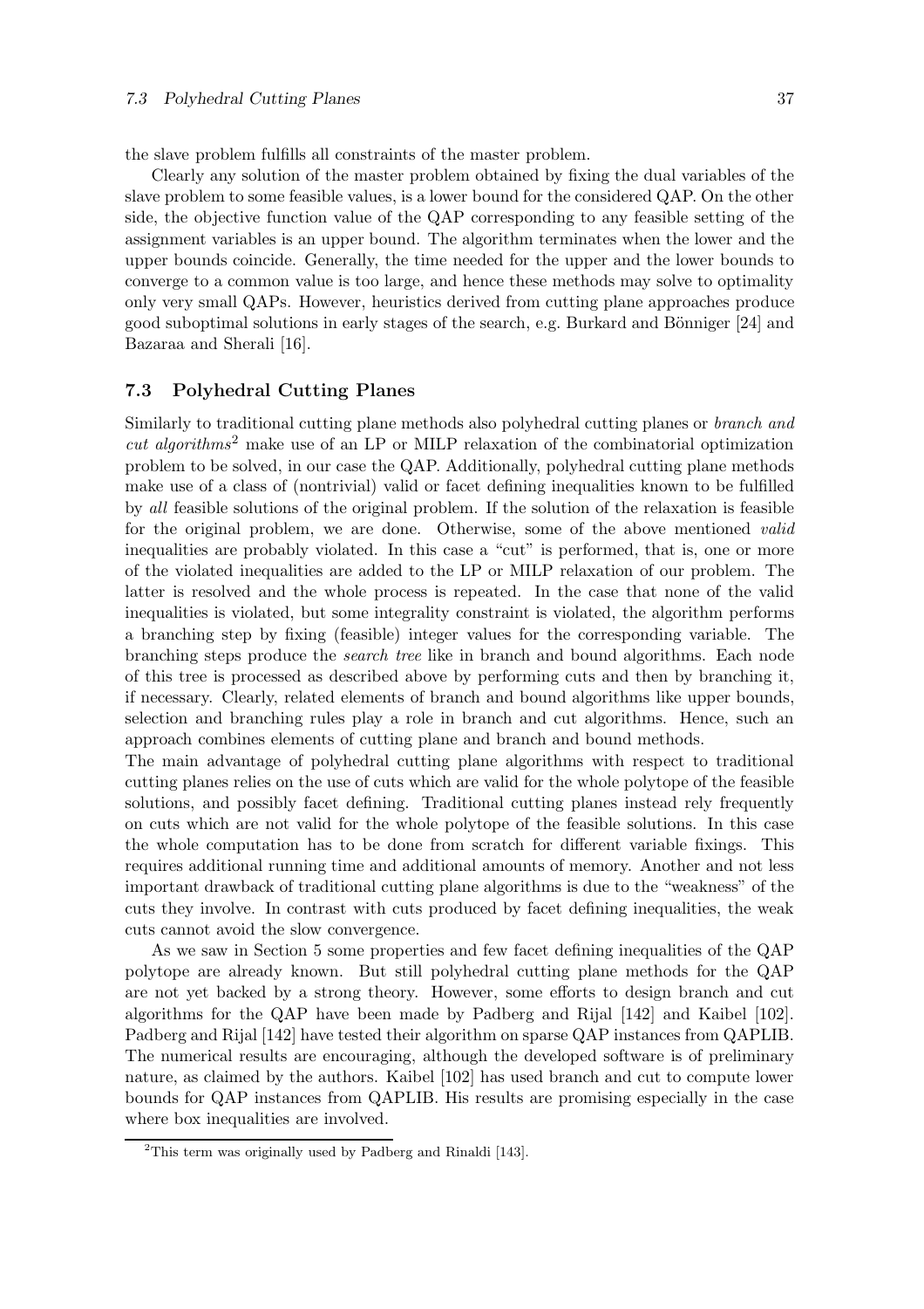the slave problem fulfills all constraints of the master problem.

Clearly any solution of the master problem obtained by fixing the dual variables of the slave problem to some feasible values, is a lower bound for the considered QAP. On the other side, the objective function value of the QAP corresponding to any feasible setting of the assignment variables is an upper bound. The algorithm terminates when the lower and the upper bounds coincide. Generally, the time needed for the upper and the lower bounds to converge to a common value is too large, and hence these methods may solve to optimality only very small QAPs. However, heuristics derived from cutting plane approaches produce good suboptimal solutions in early stages of the search, e.g. Burkard and Bönniger [24] and Bazaraa and Sherali [16].

### 7.3 Polyhedral Cutting Planes

Similarly to traditional cutting plane methods also polyhedral cutting planes or *branch and cut algorithms*[2] make use of an LP or MILP relaxation of the combinatorial optimization problem to be solved, in our case the QAP. Additionally, polyhedral cutting plane methods make use of a class of (nontrivial) valid or facet defining inequalities known to be fulfilled by *all* feasible solutions of the original problem. If the solution of the relaxation is feasible for the original problem, we are done. Otherwise, some of the above mentioned *valid* inequalities are probably violated. In this case a "cut" is performed, that is, one or more of the violated inequalities are added to the LP or MILP relaxation of our problem. The latter is resolved and the whole process is repeated. In the case that none of the valid inequalities is violated, but some integrality constraint is violated, the algorithm performs a branching step by fixing (feasible) integer values for the corresponding variable. The branching steps produce the *search tree* like in branch and bound algorithms. Each node of this tree is processed as described above by performing cuts and then by branching it, if necessary. Clearly, related elements of branch and bound algorithms like upper bounds, selection and branching rules play a role in branch and cut algorithms. Hence, such an approach combines elements of cutting plane and branch and bound methods.
The main advantage of polyhedral cutting plane algorithms with respect to traditional cutting planes relies on the use of cuts which are valid for the whole polytope of the feasible solutions, and possibly facet defining. Traditional cutting planes instead rely frequently on cuts which are not valid for the whole polytope of the feasible solutions. In this case the whole computation has to be done from scratch for different variable fixings. This requires additional running time and additional amounts of memory. Another and not less important drawback of traditional cutting plane algorithms is due to the "weakness" of the cuts they involve. In contrast with cuts produced by facet defining inequalities, the weak cuts cannot avoid the slow convergence.

As we saw in Section 5 some properties and few facet defining inequalities of the QAP polytope are already known. But still polyhedral cutting plane methods for the QAP are not yet backed by a strong theory. However, some efforts to design branch and cut algorithms for the QAP have been made by Padberg and Rijal [142] and Kaibel [102]. Padberg and Rijal [142] have tested their algorithm on sparse QAP instances from QAPLIB. The numerical results are encouraging, although the developed software is of preliminary nature, as claimed by the authors. Kaibel [102] has used branch and cut to compute lower bounds for QAP instances from QAPLIB. His results are promising especially in the case where box inequalities are involved.

[2]This term was originally used by Padberg and Rinaldi [143].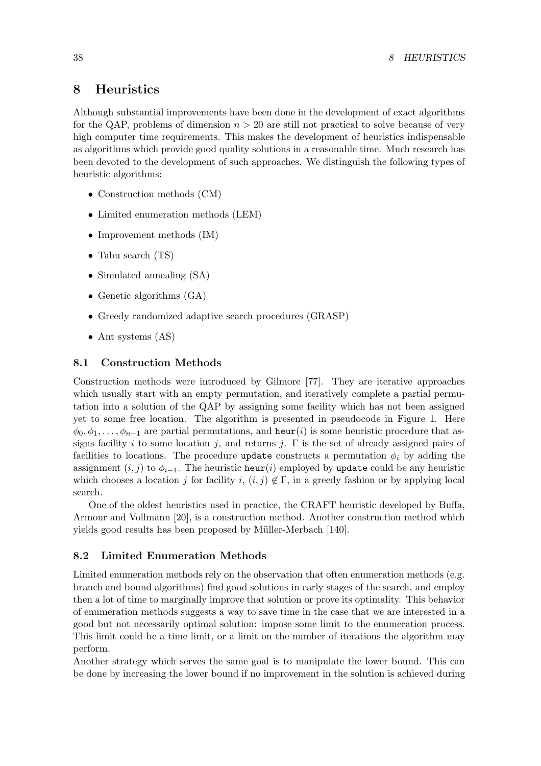# 8 Heuristics

Although substantial improvements have been done in the development of exact algorithms for the QAP, problems of dimension $n > 20$ are still not practical to solve because of very high computer time requirements. This makes the development of heuristics indispensable as algorithms which provide good quality solutions in a reasonable time. Much research has been devoted to the development of such approaches. We distinguish the following types of heuristic algorithms:

- Construction methods (CM)
- Limited enumeration methods (LEM)
- Improvement methods (IM)
- Tabu search (TS)
- Simulated annealing (SA)
- Genetic algorithms (GA)
- Greedy randomized adaptive search procedures (GRASP)
- Ant systems (AS)

## 8.1 Construction Methods

Construction methods were introduced by Gilmore [77]. They are iterative approaches which usually start with an empty permutation, and iteratively complete a partial permutation into a solution of the QAP by assigning some facility which has not been assigned yet to some free location. The algorithm is presented in pseudocode in Figure 1. Here $\phi_0, \phi_1, \ldots, \phi_{n-1}$ are partial permutations, and `heur`$(i)$ is some heuristic procedure that assigns facility $i$ to some location $j$, and returns $j$. $\Gamma$ is the set of already assigned pairs of facilities to locations. The procedure `update` constructs a permutation $\phi_i$ by adding the assignment $(i, j)$ to $\phi_{i-1}$. The heuristic `heur`$(i)$ employed by `update` could be any heuristic which chooses a location $j$ for facility $i$, $(i, j) \notin \Gamma$, in a greedy fashion or by applying local search.

One of the oldest heuristics used in practice, the CRAFT heuristic developed by Buffa, Armour and Vollmann [20], is a construction method. Another construction method which yields good results has been proposed by Müller-Merbach [140].

## 8.2 Limited Enumeration Methods

Limited enumeration methods rely on the observation that often enumeration methods (e.g. branch and bound algorithms) find good solutions in early stages of the search, and employ then a lot of time to marginally improve that solution or prove its optimality. This behavior of enumeration methods suggests a way to save time in the case that we are interested in a good but not necessarily optimal solution: impose some limit to the enumeration process. This limit could be a time limit, or a limit on the number of iterations the algorithm may perform.

Another strategy which serves the same goal is to manipulate the lower bound. This can be done by increasing the lower bound if no improvement in the solution is achieved during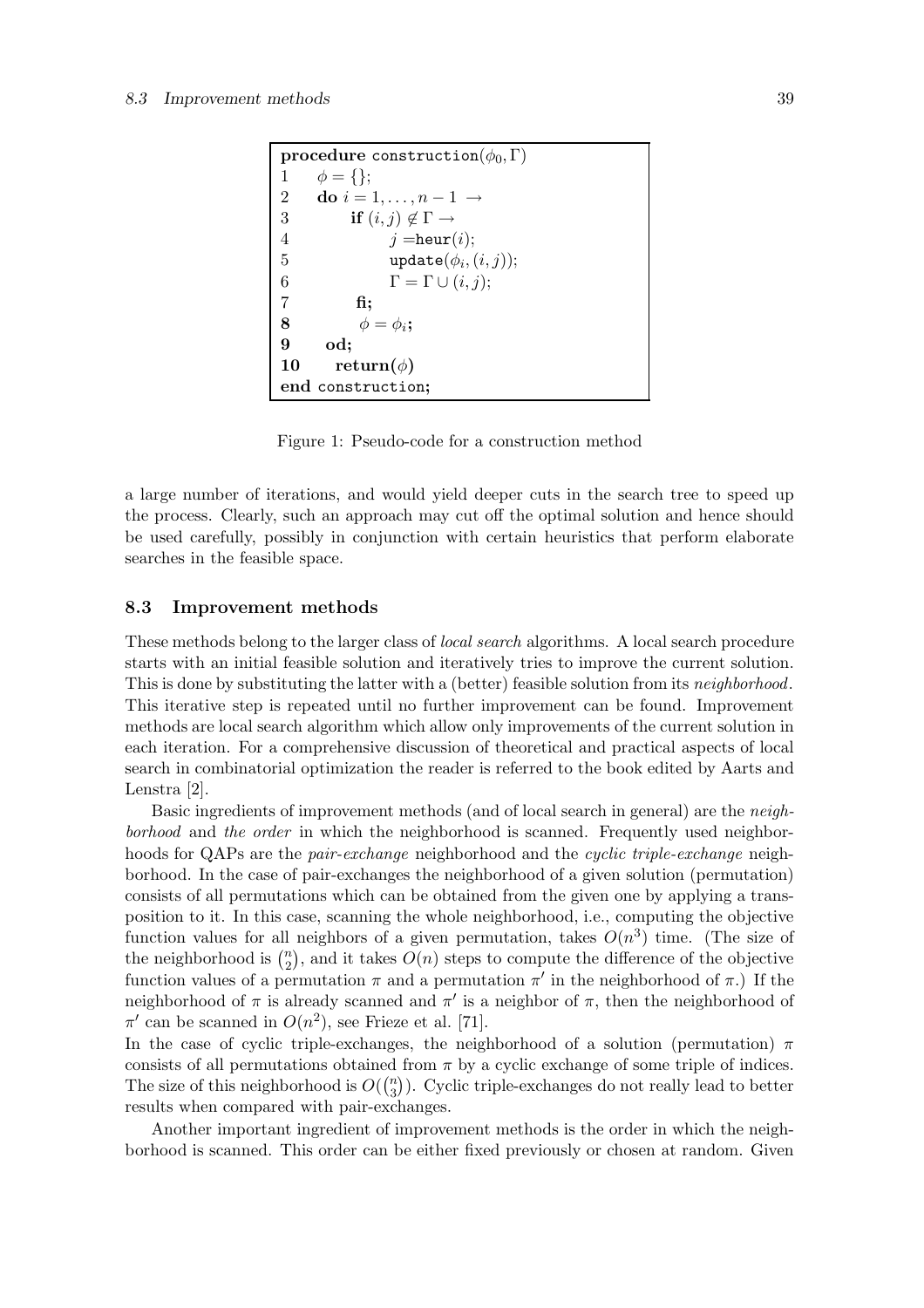```
procedure construction(φ0, Γ)
1     φ = {};
2     do i = 1, ..., n − 1 →
3         if (i, j) ∉ Γ →
4               j = heur(i);
5               update(φi, (i, j));
6               Γ = Γ ∪ (i, j);
7         fi;
8           φ = φi;
9     od;
10    return(φ)
end construction;
```

Figure 1: Pseudo-code for a construction method

a large number of iterations, and would yield deeper cuts in the search tree to speed up the process. Clearly, such an approach may cut off the optimal solution and hence should be used carefully, possibly in conjunction with certain heuristics that perform elaborate searches in the feasible space.

### 8.3 Improvement methods

These methods belong to the larger class of *local search* algorithms. A local search procedure starts with an initial feasible solution and iteratively tries to improve the current solution. This is done by substituting the latter with a (better) feasible solution from its *neighborhood*. This iterative step is repeated until no further improvement can be found. Improvement methods are local search algorithm which allow only improvements of the current solution in each iteration. For a comprehensive discussion of theoretical and practical aspects of local search in combinatorial optimization the reader is referred to the book edited by Aarts and Lenstra [2].

Basic ingredients of improvement methods (and of local search in general) are the *neighborhood* and *the order* in which the neighborhood is scanned. Frequently used neighborhoods for QAPs are the *pair-exchange* neighborhood and the *cyclic triple-exchange* neighborhood. In the case of pair-exchanges the neighborhood of a given solution (permutation) consists of all permutations which can be obtained from the given one by applying a transposition to it. In this case, scanning the whole neighborhood, i.e., computing the objective function values for all neighbors of a given permutation, takes $O(n^3)$ time. (The size of the neighborhood is $\binom{n}{2}$, and it takes $O(n)$ steps to compute the difference of the objective function values of a permutation $\pi$ and a permutation $\pi'$ in the neighborhood of $\pi$.) If the neighborhood of $\pi$ is already scanned and $\pi'$ is a neighbor of $\pi$, then the neighborhood of $\pi'$ can be scanned in $O(n^2)$, see Frieze et al. [71].
In the case of cyclic triple-exchanges, the neighborhood of a solution (permutation) $\pi$ consists of all permutations obtained from $\pi$ by a cyclic exchange of some triple of indices. The size of this neighborhood is $O(\binom{n}{3})$. Cyclic triple-exchanges do not really lead to better results when compared with pair-exchanges.

Another important ingredient of improvement methods is the order in which the neighborhood is scanned. This order can be either fixed previously or chosen at random. Given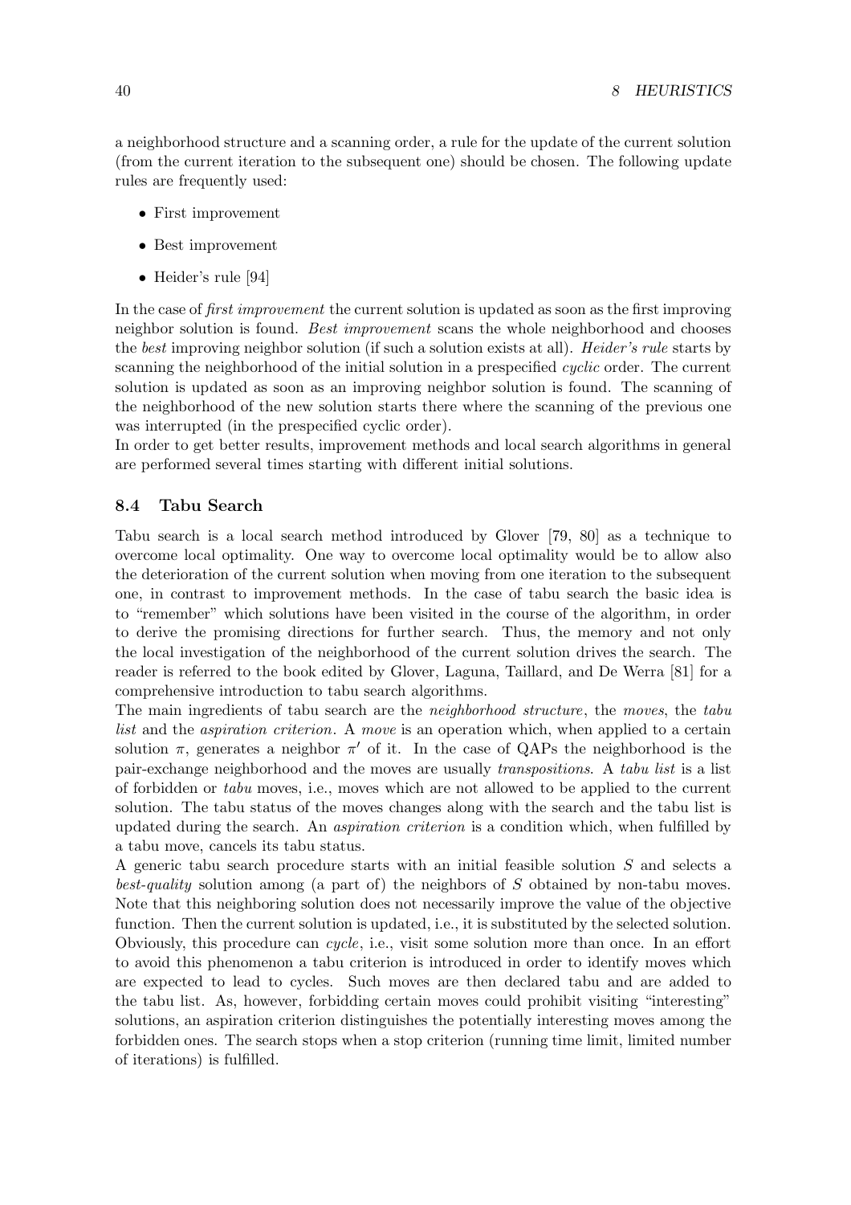a neighborhood structure and a scanning order, a rule for the update of the current solution (from the current iteration to the subsequent one) should be chosen. The following update rules are frequently used:

- First improvement
- Best improvement
- Heider's rule [94]

In the case of *first improvement* the current solution is updated as soon as the first improving neighbor solution is found. *Best improvement* scans the whole neighborhood and chooses the *best* improving neighbor solution (if such a solution exists at all). *Heider's rule* starts by scanning the neighborhood of the initial solution in a prespecified *cyclic* order. The current solution is updated as soon as an improving neighbor solution is found. The scanning of the neighborhood of the new solution starts there where the scanning of the previous one was interrupted (in the prespecified cyclic order).
In order to get better results, improvement methods and local search algorithms in general are performed several times starting with different initial solutions.

### 8.4 Tabu Search

Tabu search is a local search method introduced by Glover [79, 80] as a technique to overcome local optimality. One way to overcome local optimality would be to allow also the deterioration of the current solution when moving from one iteration to the subsequent one, in contrast to improvement methods. In the case of tabu search the basic idea is to "remember" which solutions have been visited in the course of the algorithm, in order to derive the promising directions for further search. Thus, the memory and not only the local investigation of the neighborhood of the current solution drives the search. The reader is referred to the book edited by Glover, Laguna, Taillard, and De Werra [81] for a comprehensive introduction to tabu search algorithms.
The main ingredients of tabu search are the *neighborhood structure*, the *moves*, the *tabu list* and the *aspiration criterion*. A *move* is an operation which, when applied to a certain solution $\pi$, generates a neighbor $\pi'$ of it. In the case of QAPs the neighborhood is the pair-exchange neighborhood and the moves are usually *transpositions*. A *tabu list* is a list of forbidden or *tabu* moves, i.e., moves which are not allowed to be applied to the current solution. The tabu status of the moves changes along with the search and the tabu list is updated during the search. An *aspiration criterion* is a condition which, when fulfilled by a tabu move, cancels its tabu status.
A generic tabu search procedure starts with an initial feasible solution $S$ and selects a *best-quality* solution among (a part of) the neighbors of $S$ obtained by non-tabu moves. Note that this neighboring solution does not necessarily improve the value of the objective function. Then the current solution is updated, i.e., it is substituted by the selected solution. Obviously, this procedure can *cycle*, i.e., visit some solution more than once. In an effort to avoid this phenomenon a tabu criterion is introduced in order to identify moves which are expected to lead to cycles. Such moves are then declared tabu and are added to the tabu list. As, however, forbidding certain moves could prohibit visiting "interesting" solutions, an aspiration criterion distinguishes the potentially interesting moves among the forbidden ones. The search stops when a stop criterion (running time limit, limited number of iterations) is fulfilled.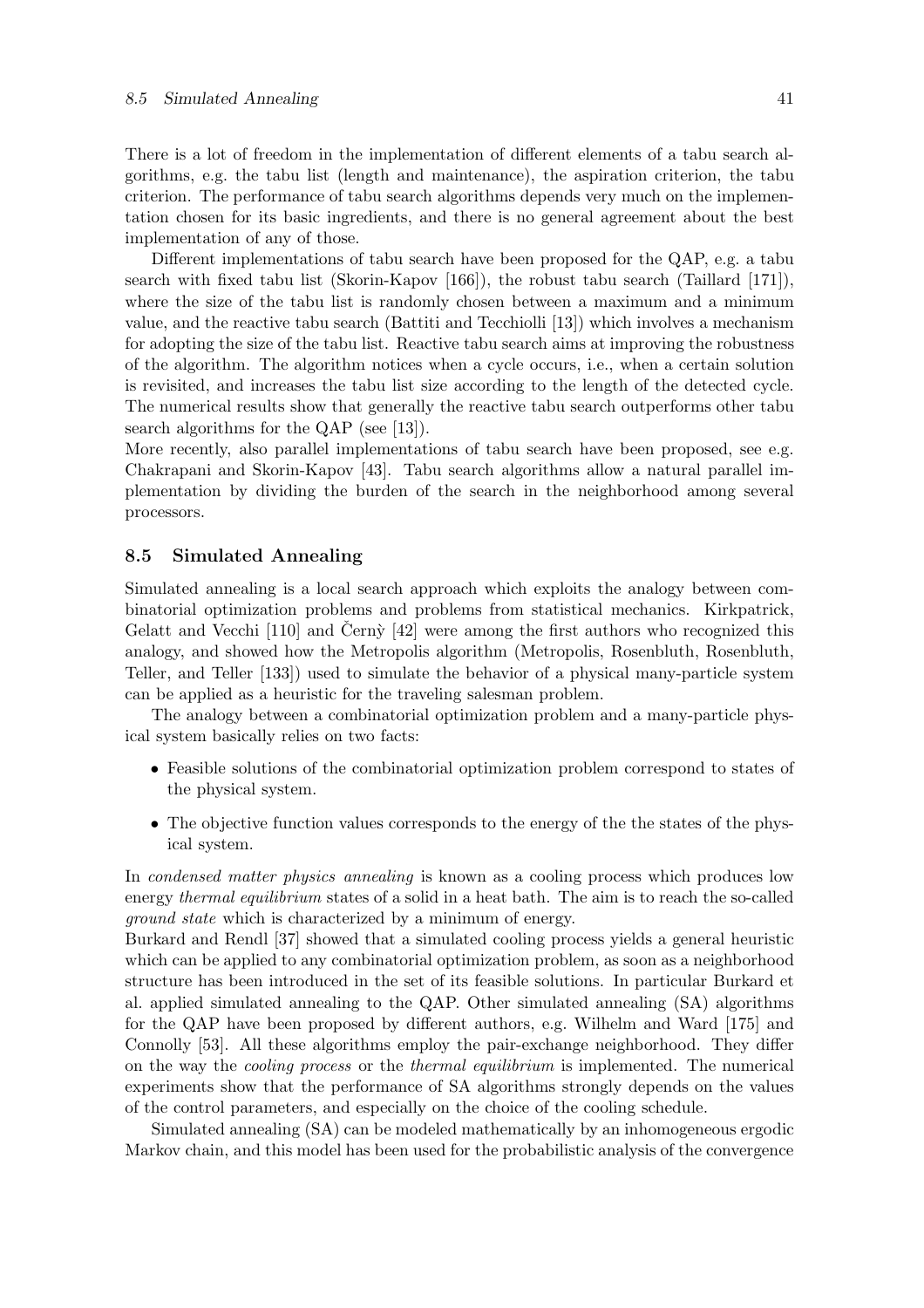There is a lot of freedom in the implementation of different elements of a tabu search algorithms, e.g. the tabu list (length and maintenance), the aspiration criterion, the tabu criterion. The performance of tabu search algorithms depends very much on the implementation chosen for its basic ingredients, and there is no general agreement about the best implementation of any of those.

Different implementations of tabu search have been proposed for the QAP, e.g. a tabu search with fixed tabu list (Skorin-Kapov [166]), the robust tabu search (Taillard [171]), where the size of the tabu list is randomly chosen between a maximum and a minimum value, and the reactive tabu search (Battiti and Tecchiolli [13]) which involves a mechanism for adopting the size of the tabu list. Reactive tabu search aims at improving the robustness of the algorithm. The algorithm notices when a cycle occurs, i.e., when a certain solution is revisited, and increases the tabu list size according to the length of the detected cycle. The numerical results show that generally the reactive tabu search outperforms other tabu search algorithms for the QAP (see [13]).

More recently, also parallel implementations of tabu search have been proposed, see e.g. Chakrapani and Skorin-Kapov [43]. Tabu search algorithms allow a natural parallel implementation by dividing the burden of the search in the neighborhood among several processors.

## 8.5 Simulated Annealing

Simulated annealing is a local search approach which exploits the analogy between combinatorial optimization problems and problems from statistical mechanics. Kirkpatrick, Gelatt and Vecchi [110] and Černỳ [42] were among the first authors who recognized this analogy, and showed how the Metropolis algorithm (Metropolis, Rosenbluth, Rosenbluth, Teller, and Teller [133]) used to simulate the behavior of a physical many-particle system can be applied as a heuristic for the traveling salesman problem.

The analogy between a combinatorial optimization problem and a many-particle physical system basically relies on two facts:

- Feasible solutions of the combinatorial optimization problem correspond to states of the physical system.
- The objective function values corresponds to the energy of the the states of the physical system.

In *condensed matter physics annealing* is known as a cooling process which produces low energy *thermal equilibrium* states of a solid in a heat bath. The aim is to reach the so-called *ground state* which is characterized by a minimum of energy.

Burkard and Rendl [37] showed that a simulated cooling process yields a general heuristic which can be applied to any combinatorial optimization problem, as soon as a neighborhood structure has been introduced in the set of its feasible solutions. In particular Burkard et al. applied simulated annealing to the QAP. Other simulated annealing (SA) algorithms for the QAP have been proposed by different authors, e.g. Wilhelm and Ward [175] and Connolly [53]. All these algorithms employ the pair-exchange neighborhood. They differ on the way the *cooling process* or the *thermal equilibrium* is implemented. The numerical experiments show that the performance of SA algorithms strongly depends on the values of the control parameters, and especially on the choice of the cooling schedule.

Simulated annealing (SA) can be modeled mathematically by an inhomogeneous ergodic Markov chain, and this model has been used for the probabilistic analysis of the convergence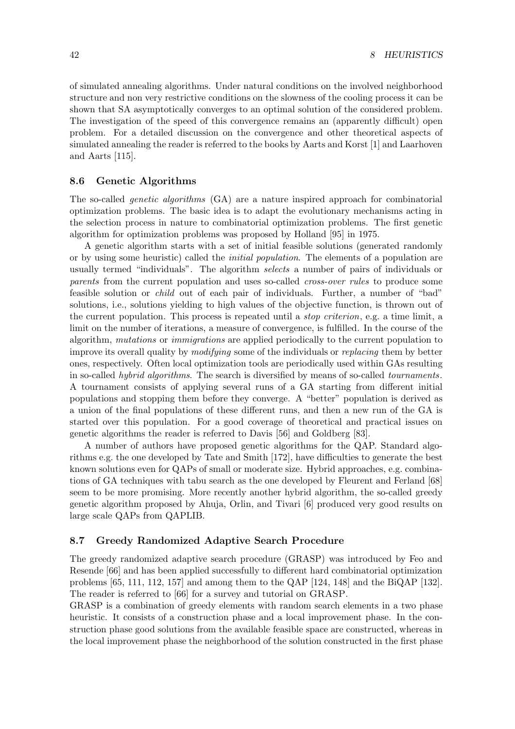of simulated annealing algorithms. Under natural conditions on the involved neighborhood structure and non very restrictive conditions on the slowness of the cooling process it can be shown that SA asymptotically converges to an optimal solution of the considered problem. The investigation of the speed of this convergence remains an (apparently difficult) open problem. For a detailed discussion on the convergence and other theoretical aspects of simulated annealing the reader is referred to the books by Aarts and Korst [1] and Laarhoven and Aarts [115].

### 8.6 Genetic Algorithms

The so-called *genetic algorithms* (GA) are a nature inspired approach for combinatorial optimization problems. The basic idea is to adapt the evolutionary mechanisms acting in the selection process in nature to combinatorial optimization problems. The first genetic algorithm for optimization problems was proposed by Holland [95] in 1975.

A genetic algorithm starts with a set of initial feasible solutions (generated randomly or by using some heuristic) called the *initial population*. The elements of a population are usually termed "individuals". The algorithm *selects* a number of pairs of individuals or *parents* from the current population and uses so-called *cross-over rules* to produce some feasible solution or *child* out of each pair of individuals. Further, a number of "bad" solutions, i.e., solutions yielding to high values of the objective function, is thrown out of the current population. This process is repeated until a *stop criterion*, e.g. a time limit, a limit on the number of iterations, a measure of convergence, is fulfilled. In the course of the algorithm, *mutations* or *immigrations* are applied periodically to the current population to improve its overall quality by *modifying* some of the individuals or *replacing* them by better ones, respectively. Often local optimization tools are periodically used within GAs resulting in so-called *hybrid algorithms*. The search is diversified by means of so-called *tournaments*. A tournament consists of applying several runs of a GA starting from different initial populations and stopping them before they converge. A "better" population is derived as a union of the final populations of these different runs, and then a new run of the GA is started over this population. For a good coverage of theoretical and practical issues on genetic algorithms the reader is referred to Davis [56] and Goldberg [83].

A number of authors have proposed genetic algorithms for the QAP. Standard algorithms e.g. the one developed by Tate and Smith [172], have difficulties to generate the best known solutions even for QAPs of small or moderate size. Hybrid approaches, e.g. combinations of GA techniques with tabu search as the one developed by Fleurent and Ferland [68] seem to be more promising. More recently another hybrid algorithm, the so-called greedy genetic algorithm proposed by Ahuja, Orlin, and Tivari [6] produced very good results on large scale QAPs from QAPLIB.

### 8.7 Greedy Randomized Adaptive Search Procedure

The greedy randomized adaptive search procedure (GRASP) was introduced by Feo and Resende [66] and has been applied successfully to different hard combinatorial optimization problems [65, 111, 112, 157] and among them to the QAP [124, 148] and the BiQAP [132]. The reader is referred to [66] for a survey and tutorial on GRASP.

GRASP is a combination of greedy elements with random search elements in a two phase heuristic. It consists of a construction phase and a local improvement phase. In the construction phase good solutions from the available feasible space are constructed, whereas in the local improvement phase the neighborhood of the solution constructed in the first phase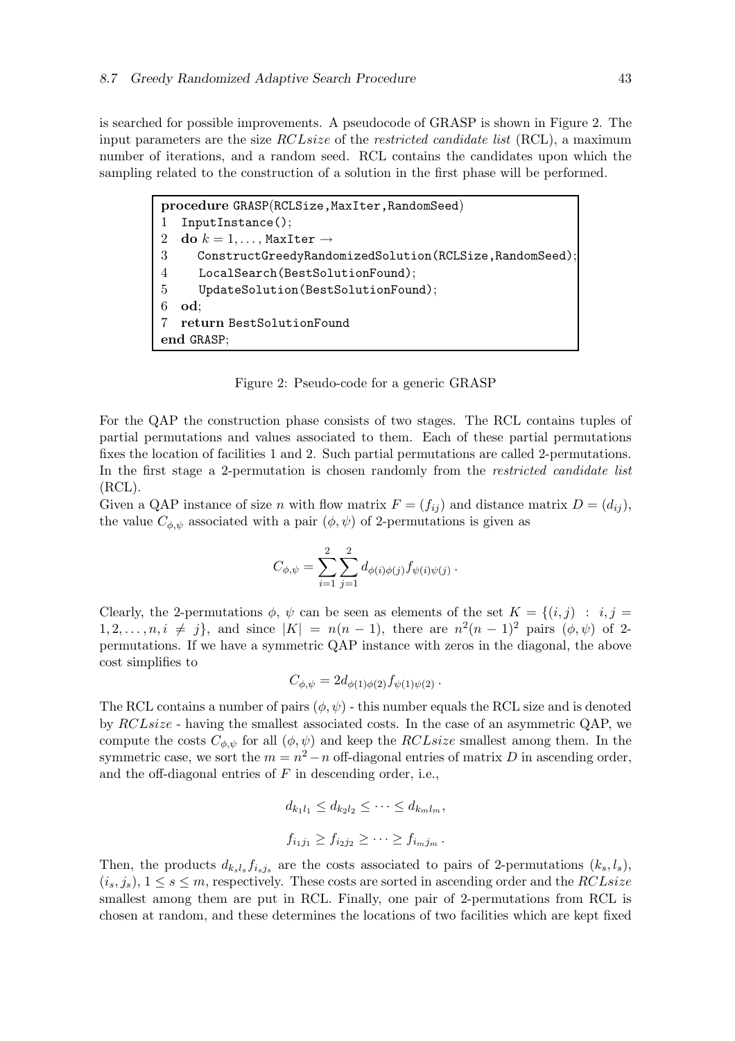is searched for possible improvements. A pseudocode of GRASP is shown in Figure 2. The input parameters are the size *RCLsize* of the *restricted candidate list* (RCL), a maximum number of iterations, and a random seed. RCL contains the candidates upon which the sampling related to the construction of a solution in the first phase will be performed.

```
procedure GRASP(RCLSize,MaxIter,RandomSeed)
1  InputInstance();
2  do k = 1,..., MaxIter →
3     ConstructGreedyRandomizedSolution(RCLSize,RandomSeed);
4     LocalSearch(BestSolutionFound);
5     UpdateSolution(BestSolutionFound);
6  od;
7  return BestSolutionFound
end GRASP;
```

Figure 2: Pseudo-code for a generic GRASP

For the QAP the construction phase consists of two stages. The RCL contains tuples of partial permutations and values associated to them. Each of these partial permutations fixes the location of facilities 1 and 2. Such partial permutations are called 2-permutations. In the first stage a 2-permutation is chosen randomly from the *restricted candidate list* (RCL).

Given a QAP instance of size $n$ with flow matrix $F = (f_{ij})$ and distance matrix $D = (d_{ij})$, the value $C_{\phi,\psi}$ associated with a pair $(\phi, \psi)$ of 2-permutations is given as

$$C_{\phi,\psi} = \sum_{i=1}^{2} \sum_{j=1}^{2} d_{\phi(i)\phi(j)} f_{\psi(i)\psi(j)} .$$

Clearly, the 2-permutations $\phi$, $\psi$ can be seen as elements of the set $K = \{(i,j) : i,j = 1,2,\ldots,n, i \neq j\}$, and since $|K| = n(n-1)$, there are $n^2(n-1)^2$ pairs $(\phi,\psi)$ of 2-permutations. If we have a symmetric QAP instance with zeros in the diagonal, the above cost simplifies to

$$C_{\phi,\psi} = 2d_{\phi(1)\phi(2)} f_{\psi(1)\psi(2)} .$$

The RCL contains a number of pairs $(\phi,\psi)$ - this number equals the RCL size and is denoted by *RCLsize* - having the smallest associated costs. In the case of an asymmetric QAP, we compute the costs $C_{\phi,\psi}$ for all $(\phi,\psi)$ and keep the *RCLsize* smallest among them. In the symmetric case, we sort the $m = n^2 - n$ off-diagonal entries of matrix $D$ in ascending order, and the off-diagonal entries of $F$ in descending order, i.e.,

$$d_{k_1 l_1} \leq d_{k_2 l_2} \leq \cdots \leq d_{k_m l_m},$$

$$f_{i_1 j_1} \geq f_{i_2 j_2} \geq \cdots \geq f_{i_m j_m} .$$

Then, the products $d_{k_s l_s} f_{i_s j_s}$ are the costs associated to pairs of 2-permutations $(k_s, l_s)$, $(i_s, j_s)$, $1 \leq s \leq m$, respectively. These costs are sorted in ascending order and the *RCLsize* smallest among them are put in RCL. Finally, one pair of 2-permutations from RCL is chosen at random, and these determines the locations of two facilities which are kept fixed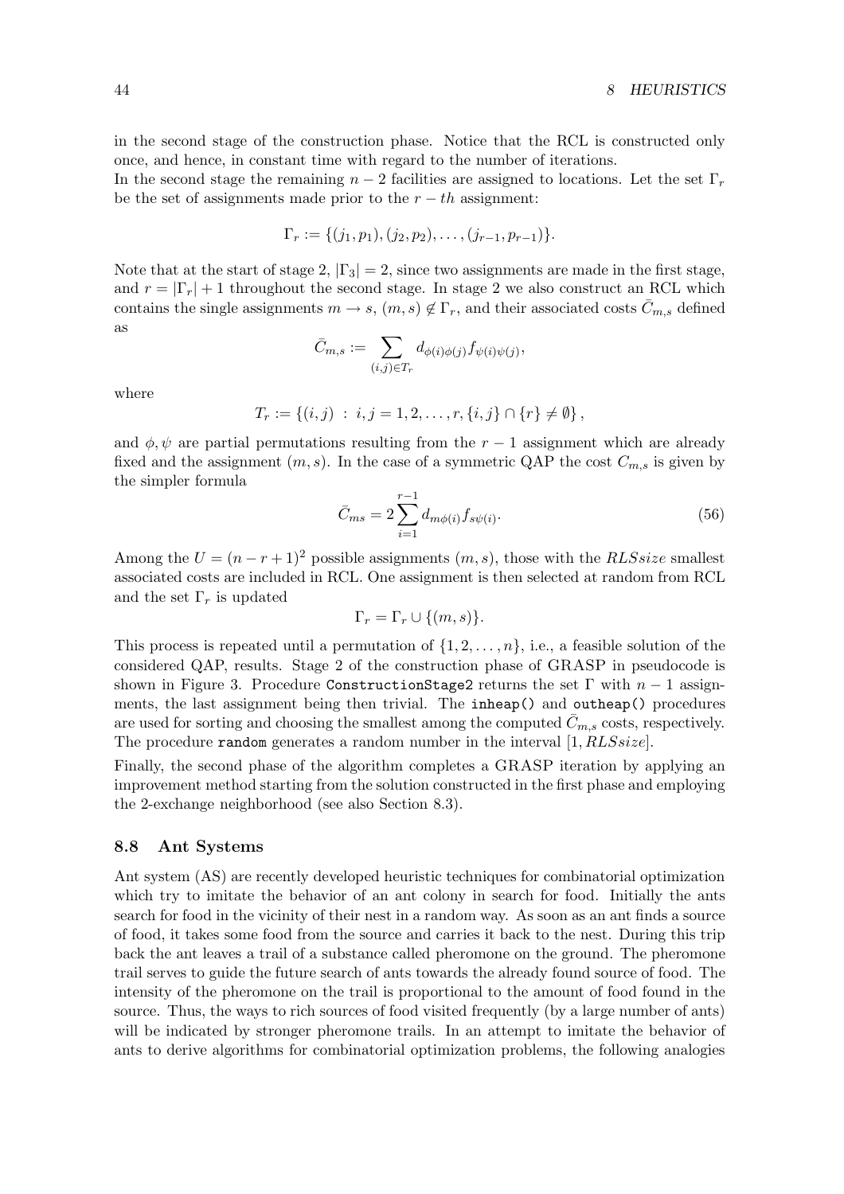in the second stage of the construction phase. Notice that the RCL is constructed only once, and hence, in constant time with regard to the number of iterations.
In the second stage the remaining $n-2$ facilities are assigned to locations. Let the set $\Gamma_r$ be the set of assignments made prior to the $r-th$ assignment:

$$\Gamma_r := \{(j_1, p_1), (j_2, p_2), \ldots, (j_{r-1}, p_{r-1})\}.$$

Note that at the start of stage 2, $|\Gamma_3| = 2$, since two assignments are made in the first stage, and $r = |\Gamma_r| + 1$ throughout the second stage. In stage 2 we also construct an RCL which contains the single assignments $m \to s$, $(m, s) \notin \Gamma_r$, and their associated costs $\bar{C}_{m,s}$ defined as

$$\bar{C}_{m,s} := \sum_{(i,j) \in T_r} d_{\phi(i)\phi(j)} f_{\psi(i)\psi(j)},$$

where

$$T_r := \{(i,j) \; : \; i, j = 1, 2, \ldots, r, \{i, j\} \cap \{r\} \neq \emptyset\},$$

and $\phi, \psi$ are partial permutations resulting from the $r-1$ assignment which are already fixed and the assignment $(m, s)$. In the case of a symmetric QAP the cost $C_{m,s}$ is given by the simpler formula

$$\bar{C}_{ms} = 2 \sum_{i=1}^{r-1} d_{m\phi(i)} f_{s\psi(i)}. \tag{56}$$

Among the $U = (n-r+1)^2$ possible assignments $(m, s)$, those with the $RLSsize$ smallest associated costs are included in RCL. One assignment is then selected at random from RCL and the set $\Gamma_r$ is updated

$$\Gamma_r = \Gamma_r \cup \{(m, s)\}.$$

This process is repeated until a permutation of $\{1, 2, \ldots, n\}$, i.e., a feasible solution of the considered QAP, results. Stage 2 of the construction phase of GRASP in pseudocode is shown in Figure 3. Procedure `ConstructionStage2` returns the set $\Gamma$ with $n-1$ assignments, the last assignment being then trivial. The `inheap()` and `outheap()` procedures are used for sorting and choosing the smallest among the computed $\bar{C}_{m,s}$ costs, respectively. The procedure `random` generates a random number in the interval $[1, RLSsize]$.

Finally, the second phase of the algorithm completes a GRASP iteration by applying an improvement method starting from the solution constructed in the first phase and employing the 2-exchange neighborhood (see also Section 8.3).

### 8.8 Ant Systems

Ant system (AS) are recently developed heuristic techniques for combinatorial optimization which try to imitate the behavior of an ant colony in search for food. Initially the ants search for food in the vicinity of their nest in a random way. As soon as an ant finds a source of food, it takes some food from the source and carries it back to the nest. During this trip back the ant leaves a trail of a substance called pheromone on the ground. The pheromone trail serves to guide the future search of ants towards the already found source of food. The intensity of the pheromone on the trail is proportional to the amount of food found in the source. Thus, the ways to rich sources of food visited frequently (by a large number of ants) will be indicated by stronger pheromone trails. In an attempt to imitate the behavior of ants to derive algorithms for combinatorial optimization problems, the following analogies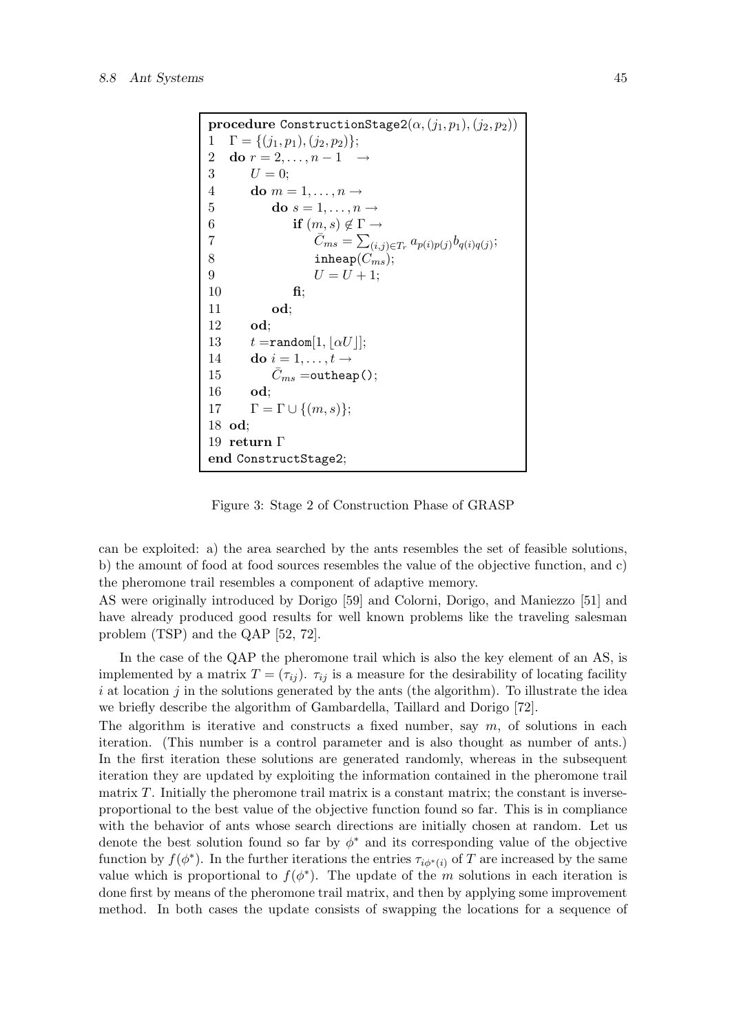```
procedure ConstructionStage2(α, (j_1, p_1), (j_2, p_2))
1   Γ = {(j_1, p_1), (j_2, p_2)};
2   do r = 2, ..., n − 1  →
3       U = 0;
4       do m = 1, ..., n →
5           do s = 1, ..., n →
6               if (m, s) ∉ Γ →
7                   C̄_ms = Σ_{(i,j)∈T_r} a_{p(i)p(j)} b_{q(i)q(j)};
8                   inheap(C_ms);
9                   U = U + 1;
10              fi;
11          od;
12      od;
13      t = random[1, ⌊αU⌋];
14      do i = 1, ..., t →
15          C̄_ms = outheap();
16      od;
17      Γ = Γ ∪ {(m, s)};
18  od;
19  return Γ
end ConstructStage2;
```

Figure 3: Stage 2 of Construction Phase of GRASP

can be exploited: a) the area searched by the ants resembles the set of feasible solutions, b) the amount of food at food sources resembles the value of the objective function, and c) the pheromone trail resembles a component of adaptive memory.

AS were originally introduced by Dorigo [59] and Colorni, Dorigo, and Maniezzo [51] and have already produced good results for well known problems like the traveling salesman problem (TSP) and the QAP [52, 72].

In the case of the QAP the pheromone trail which is also the key element of an AS, is implemented by a matrix $T = (\tau_{ij})$. $\tau_{ij}$ is a measure for the desirability of locating facility $i$ at location $j$ in the solutions generated by the ants (the algorithm). To illustrate the idea we briefly describe the algorithm of Gambardella, Taillard and Dorigo [72].

The algorithm is iterative and constructs a fixed number, say $m$, of solutions in each iteration. (This number is a control parameter and is also thought as number of ants.) In the first iteration these solutions are generated randomly, whereas in the subsequent iteration they are updated by exploiting the information contained in the pheromone trail matrix $T$. Initially the pheromone trail matrix is a constant matrix; the constant is inverse-proportional to the best value of the objective function found so far. This is in compliance with the behavior of ants whose search directions are initially chosen at random. Let us denote the best solution found so far by $\phi^*$ and its corresponding value of the objective function by $f(\phi^*)$. In the further iterations the entries $\tau_{i\phi^*(i)}$ of $T$ are increased by the same value which is proportional to $f(\phi^*)$. The update of the $m$ solutions in each iteration is done first by means of the pheromone trail matrix, and then by applying some improvement method. In both cases the update consists of swapping the locations for a sequence of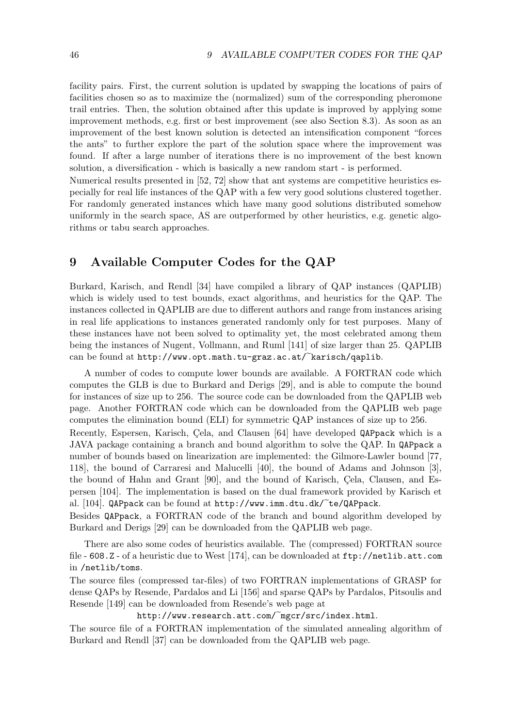facility pairs. First, the current solution is updated by swapping the locations of pairs of facilities chosen so as to maximize the (normalized) sum of the corresponding pheromone trail entries. Then, the solution obtained after this update is improved by applying some improvement methods, e.g. first or best improvement (see also Section 8.3). As soon as an improvement of the best known solution is detected an intensification component "forces the ants" to further explore the part of the solution space where the improvement was found. If after a large number of iterations there is no improvement of the best known solution, a diversification - which is basically a new random start - is performed.

Numerical results presented in [52, 72] show that ant systems are competitive heuristics especially for real life instances of the QAP with a few very good solutions clustered together. For randomly generated instances which have many good solutions distributed somehow uniformly in the search space, AS are outperformed by other heuristics, e.g. genetic algorithms or tabu search approaches.

# 9 Available Computer Codes for the QAP

Burkard, Karisch, and Rendl [34] have compiled a library of QAP instances (QAPLIB) which is widely used to test bounds, exact algorithms, and heuristics for the QAP. The instances collected in QAPLIB are due to different authors and range from instances arising in real life applications to instances generated randomly only for test purposes. Many of these instances have not been solved to optimality yet, the most celebrated among them being the instances of Nugent, Vollmann, and Ruml [141] of size larger than 25. QAPLIB can be found at `http://www.opt.math.tu-graz.ac.at/~karisch/qaplib`.

A number of codes to compute lower bounds are available. A FORTRAN code which computes the GLB is due to Burkard and Derigs [29], and is able to compute the bound for instances of size up to 256. The source code can be downloaded from the QAPLIB web page. Another FORTRAN code which can be downloaded from the QAPLIB web page computes the elimination bound (ELI) for symmetric QAP instances of size up to 256.

Recently, Espersen, Karisch, Çela, and Clausen [64] have developed `QAPpack` which is a JAVA package containing a branch and bound algorithm to solve the QAP. In `QAPpack` a number of bounds based on linearization are implemented: the Gilmore-Lawler bound [77, 118], the bound of Carraresi and Malucelli [40], the bound of Adams and Johnson [3], the bound of Hahn and Grant [90], and the bound of Karisch, Çela, Clausen, and Espersen [104]. The implementation is based on the dual framework provided by Karisch et al. [104]. `QAPpack` can be found at `http://www.imm.dtu.dk/~te/QAPpack`.

Besides `QAPpack`, a FORTRAN code of the branch and bound algorithm developed by Burkard and Derigs [29] can be downloaded from the QAPLIB web page.

There are also some codes of heuristics available. The (compressed) FORTRAN source file - `608.Z` - of a heuristic due to West [174], can be downloaded at `ftp://netlib.att.com` in `/netlib/toms`.

The source files (compressed tar-files) of two FORTRAN implementations of GRASP for dense QAPs by Resende, Pardalos and Li [156] and sparse QAPs by Pardalos, Pitsoulis and Resende [149] can be downloaded from Resende's web page at

`http://www.research.att.com/~mgcr/src/index.html`.

The source file of a FORTRAN implementation of the simulated annealing algorithm of Burkard and Rendl [37] can be downloaded from the QAPLIB web page.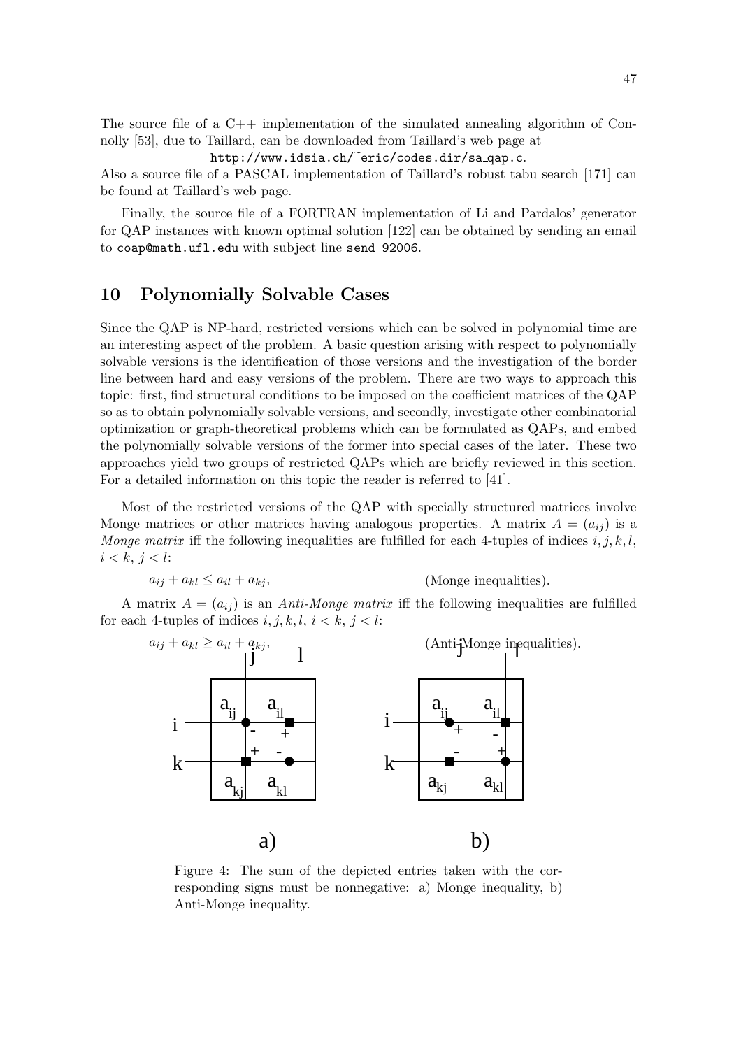The source file of a C++ implementation of the simulated annealing algorithm of Connolly [53], due to Taillard, can be downloaded from Taillard's web page at

`http://www.idsia.ch/~eric/codes.dir/sa_qap.c`.

Also a source file of a PASCAL implementation of Taillard's robust tabu search [171] can be found at Taillard's web page.

Finally, the source file of a FORTRAN implementation of Li and Pardalos' generator for QAP instances with known optimal solution [122] can be obtained by sending an email to `coap@math.ufl.edu` with subject line `send 92006`.

## 10 Polynomially Solvable Cases

Since the QAP is NP-hard, restricted versions which can be solved in polynomial time are an interesting aspect of the problem. A basic question arising with respect to polynomially solvable versions is the identification of those versions and the investigation of the border line between hard and easy versions of the problem. There are two ways to approach this topic: first, find structural conditions to be imposed on the coefficient matrices of the QAP so as to obtain polynomially solvable versions, and secondly, investigate other combinatorial optimization or graph-theoretical problems which can be formulated as QAPs, and embed the polynomially solvable versions of the former into special cases of the later. These two approaches yield two groups of restricted QAPs which are briefly reviewed in this section. For a detailed information on this topic the reader is referred to [41].

Most of the restricted versions of the QAP with specially structured matrices involve Monge matrices or other matrices having analogous properties. A matrix $A = (a_{ij})$ is a *Monge matrix* iff the following inequalities are fulfilled for each 4-tuples of indices $i, j, k, l$, $i < k$, $j < l$:

$$a_{ij} + a_{kl} \le a_{il} + a_{kj}, \qquad \text{(Monge inequalities)}.$$

A matrix $A = (a_{ij})$ is an *Anti-Monge matrix* iff the following inequalities are fulfilled for each 4-tuples of indices $i, j, k, l$, $i < k$, $j < l$:

$$a_{ij} + a_{kl} \ge a_{il} + a_{kj}, \qquad \text{(Anti-Monge inequalities)}.$$

Figure 4: The sum of the depicted entries taken with the corresponding signs must be nonnegative: a) Monge inequality, b) Anti-Monge inequality.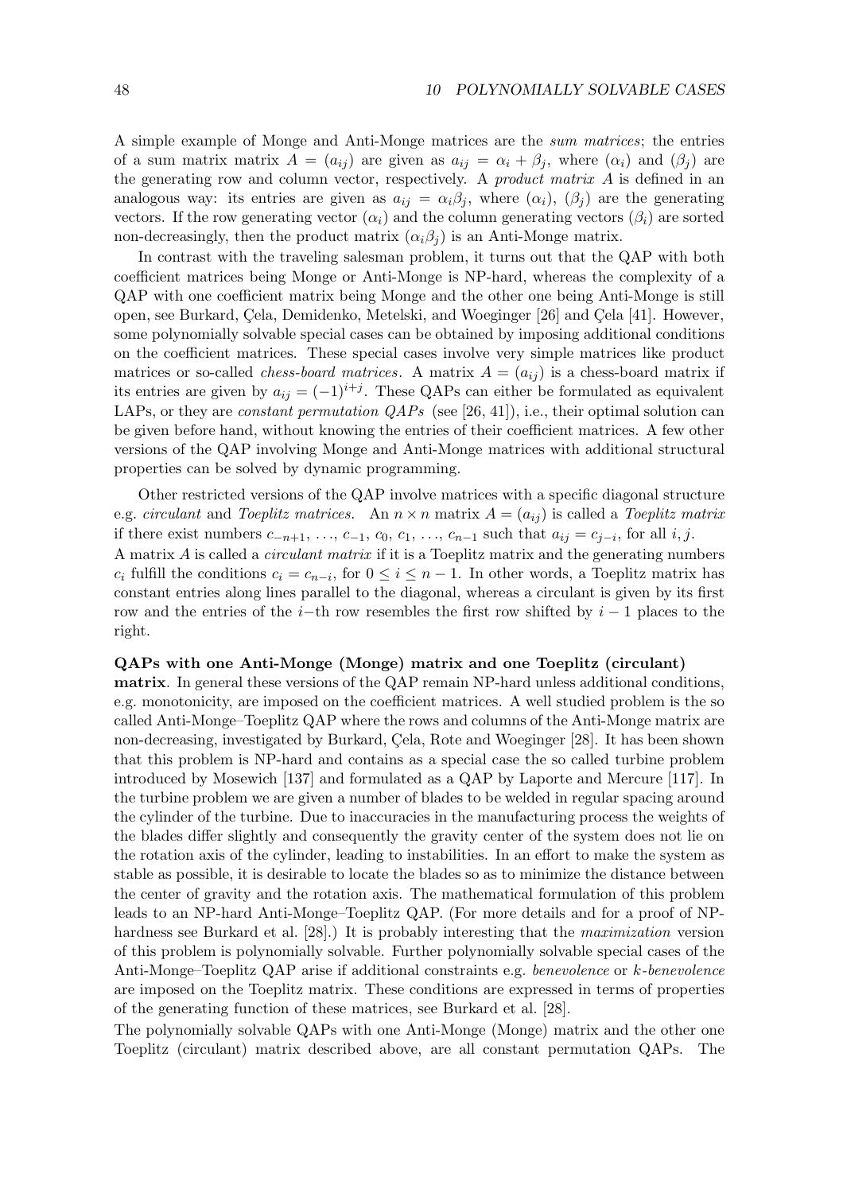A simple example of Monge and Anti-Monge matrices are the *sum matrices*; the entries of a sum matrix $A = (a_{ij})$ are given as $a_{ij} = \alpha_i + \beta_j$, where $(\alpha_i)$ and $(\beta_j)$ are the generating row and column vector, respectively. A *product matrix* $A$ is defined in an analogous way: its entries are given as $a_{ij} = \alpha_i \beta_j$, where $(\alpha_i)$, $(\beta_j)$ are the generating vectors. If the row generating vector $(\alpha_i)$ and the column generating vectors $(\beta_i)$ are sorted non-decreasingly, then the product matrix $(\alpha_i \beta_j)$ is an Anti-Monge matrix.

In contrast with the traveling salesman problem, it turns out that the QAP with both coefficient matrices being Monge or Anti-Monge is NP-hard, whereas the complexity of a QAP with one coefficient matrix being Monge and the other one being Anti-Monge is still open, see Burkard, Çela, Demidenko, Metelski, and Woeginger [26] and Çela [41]. However, some polynomially solvable special cases can be obtained by imposing additional conditions on the coefficient matrices. These special cases involve very simple matrices like product matrices or so-called *chess-board matrices*. A matrix $A = (a_{ij})$ is a chess-board matrix if its entries are given by $a_{ij} = (-1)^{i+j}$. These QAPs can either be formulated as equivalent LAPs, or they are *constant permutation QAPs* (see [26, 41]), i.e., their optimal solution can be given before hand, without knowing the entries of their coefficient matrices. A few other versions of the QAP involving Monge and Anti-Monge matrices with additional structural properties can be solved by dynamic programming.

Other restricted versions of the QAP involve matrices with a specific diagonal structure e.g. *circulant* and *Toeplitz matrices.* An $n \times n$ matrix $A = (a_{ij})$ is called a *Toeplitz matrix* if there exist numbers $c_{-n+1}, \ldots, c_{-1}, c_0, c_1, \ldots, c_{n-1}$ such that $a_{ij} = c_{j-i}$, for all $i, j$. A matrix $A$ is called a *circulant matrix* if it is a Toeplitz matrix and the generating numbers $c_i$ fulfill the conditions $c_i = c_{n-i}$, for $0 \le i \le n-1$. In other words, a Toeplitz matrix has constant entries along lines parallel to the diagonal, whereas a circulant is given by its first row and the entries of the $i$−th row resembles the first row shifted by $i-1$ places to the right.

**QAPs with one Anti-Monge (Monge) matrix and one Toeplitz (circulant) matrix**. In general these versions of the QAP remain NP-hard unless additional conditions, e.g. monotonicity, are imposed on the coefficient matrices. A well studied problem is the so called Anti-Monge–Toeplitz QAP where the rows and columns of the Anti-Monge matrix are non-decreasing, investigated by Burkard, Çela, Rote and Woeginger [28]. It has been shown that this problem is NP-hard and contains as a special case the so called turbine problem introduced by Mosewich [137] and formulated as a QAP by Laporte and Mercure [117]. In the turbine problem we are given a number of blades to be welded in regular spacing around the cylinder of the turbine. Due to inaccuracies in the manufacturing process the weights of the blades differ slightly and consequently the gravity center of the system does not lie on the rotation axis of the cylinder, leading to instabilities. In an effort to make the system as stable as possible, it is desirable to locate the blades so as to minimize the distance between the center of gravity and the rotation axis. The mathematical formulation of this problem leads to an NP-hard Anti-Monge–Toeplitz QAP. (For more details and for a proof of NP-hardness see Burkard et al. [28].) It is probably interesting that the *maximization* version of this problem is polynomially solvable. Further polynomially solvable special cases of the Anti-Monge–Toeplitz QAP arise if additional constraints e.g. *benevolence* or $k$-*benevolence* are imposed on the Toeplitz matrix. These conditions are expressed in terms of properties of the generating function of these matrices, see Burkard et al. [28].

The polynomially solvable QAPs with one Anti-Monge (Monge) matrix and the other one Toeplitz (circulant) matrix described above, are all constant permutation QAPs. The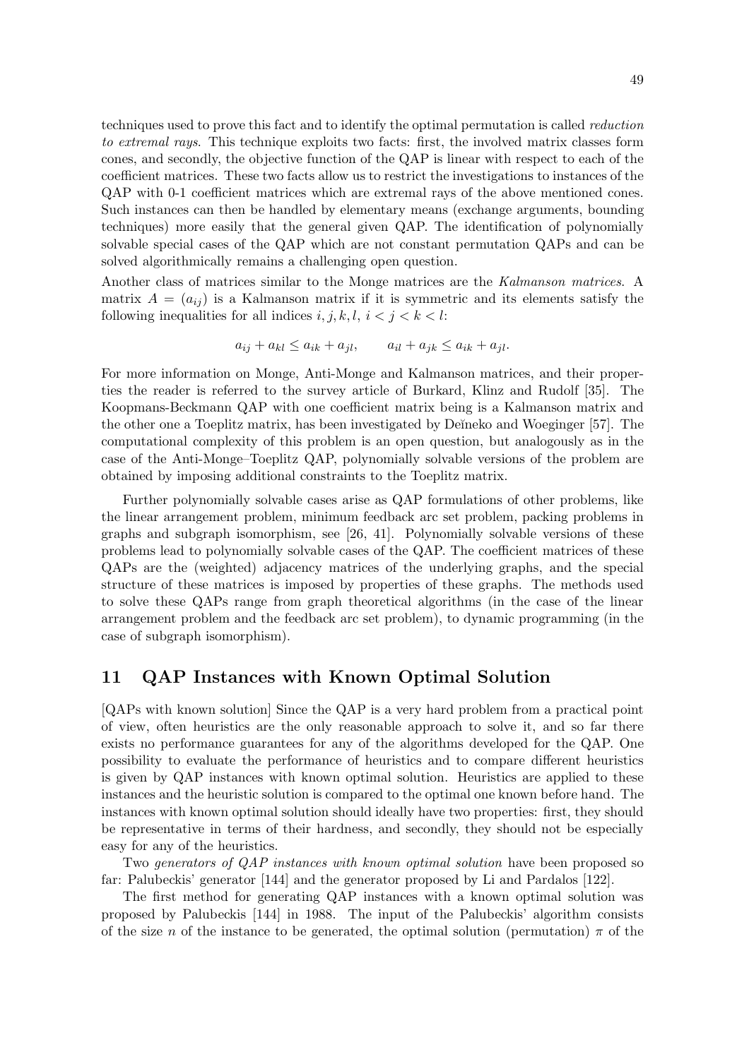techniques used to prove this fact and to identify the optimal permutation is called *reduction to extremal rays*. This technique exploits two facts: first, the involved matrix classes form cones, and secondly, the objective function of the QAP is linear with respect to each of the coefficient matrices. These two facts allow us to restrict the investigations to instances of the QAP with 0-1 coefficient matrices which are extremal rays of the above mentioned cones. Such instances can then be handled by elementary means (exchange arguments, bounding techniques) more easily that the general given QAP. The identification of polynomially solvable special cases of the QAP which are not constant permutation QAPs and can be solved algorithmically remains a challenging open question.

Another class of matrices similar to the Monge matrices are the *Kalmanson matrices*. A matrix $A = (a_{ij})$ is a Kalmanson matrix if it is symmetric and its elements satisfy the following inequalities for all indices $i, j, k, l$, $i < j < k < l$:

$$a_{ij} + a_{kl} \le a_{ik} + a_{jl}, \qquad a_{il} + a_{jk} \le a_{ik} + a_{jl}.$$

For more information on Monge, Anti-Monge and Kalmanson matrices, and their properties the reader is referred to the survey article of Burkard, Klinz and Rudolf [35]. The Koopmans-Beckmann QAP with one coefficient matrix being is a Kalmanson matrix and the other one a Toeplitz matrix, has been investigated by Deĭneko and Woeginger [57]. The computational complexity of this problem is an open question, but analogously as in the case of the Anti-Monge–Toeplitz QAP, polynomially solvable versions of the problem are obtained by imposing additional constraints to the Toeplitz matrix.

Further polynomially solvable cases arise as QAP formulations of other problems, like the linear arrangement problem, minimum feedback arc set problem, packing problems in graphs and subgraph isomorphism, see [26, 41]. Polynomially solvable versions of these problems lead to polynomially solvable cases of the QAP. The coefficient matrices of these QAPs are the (weighted) adjacency matrices of the underlying graphs, and the special structure of these matrices is imposed by properties of these graphs. The methods used to solve these QAPs range from graph theoretical algorithms (in the case of the linear arrangement problem and the feedback arc set problem), to dynamic programming (in the case of subgraph isomorphism).

## 11 QAP Instances with Known Optimal Solution

[QAPs with known solution] Since the QAP is a very hard problem from a practical point of view, often heuristics are the only reasonable approach to solve it, and so far there exists no performance guarantees for any of the algorithms developed for the QAP. One possibility to evaluate the performance of heuristics and to compare different heuristics is given by QAP instances with known optimal solution. Heuristics are applied to these instances and the heuristic solution is compared to the optimal one known before hand. The instances with known optimal solution should ideally have two properties: first, they should be representative in terms of their hardness, and secondly, they should not be especially easy for any of the heuristics.

Two *generators of QAP instances with known optimal solution* have been proposed so far: Palubeckis' generator [144] and the generator proposed by Li and Pardalos [122].

The first method for generating QAP instances with a known optimal solution was proposed by Palubeckis [144] in 1988. The input of the Palubeckis' algorithm consists of the size $n$ of the instance to be generated, the optimal solution (permutation) $\pi$ of the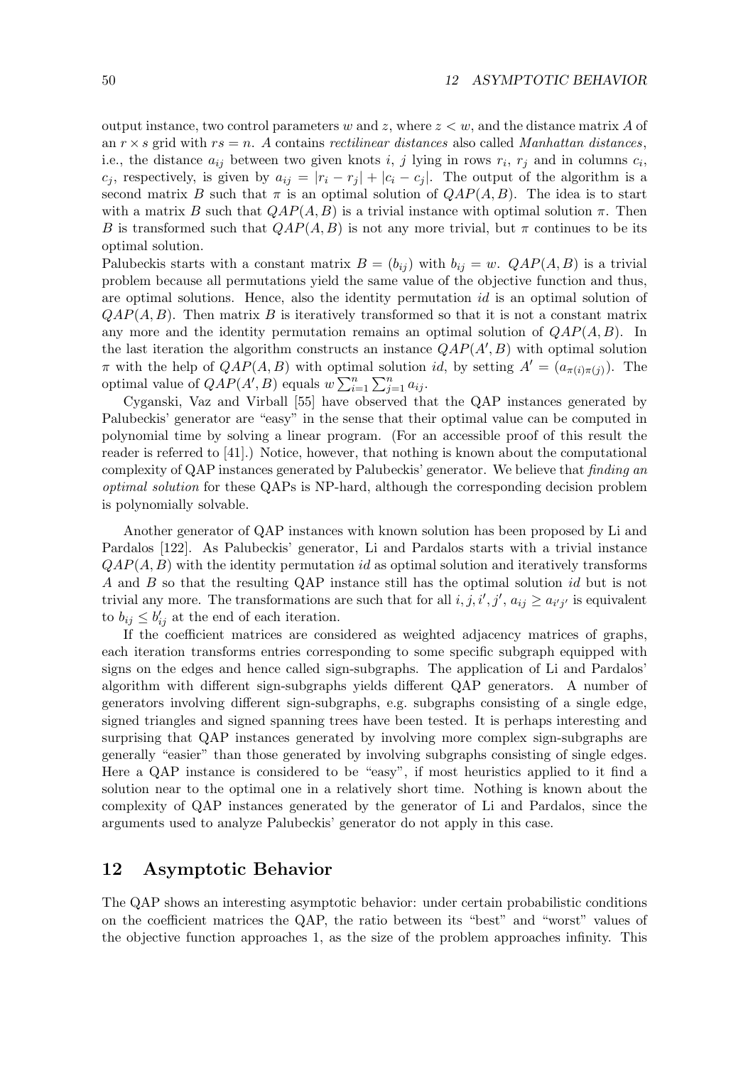output instance, two control parameters $w$ and $z$, where $z < w$, and the distance matrix $A$ of an $r \times s$ grid with $rs = n$. $A$ contains *rectilinear distances* also called *Manhattan distances*, i.e., the distance $a_{ij}$ between two given knots $i$, $j$ lying in rows $r_i$, $r_j$ and in columns $c_i$, $c_j$, respectively, is given by $a_{ij} = |r_i - r_j| + |c_i - c_j|$. The output of the algorithm is a second matrix $B$ such that $\pi$ is an optimal solution of $QAP(A, B)$. The idea is to start with a matrix $B$ such that $QAP(A, B)$ is a trivial instance with optimal solution $\pi$. Then $B$ is transformed such that $QAP(A, B)$ is not any more trivial, but $\pi$ continues to be its optimal solution.

Palubeckis starts with a constant matrix $B = (b_{ij})$ with $b_{ij} = w$. $QAP(A, B)$ is a trivial problem because all permutations yield the same value of the objective function and thus, are optimal solutions. Hence, also the identity permutation $id$ is an optimal solution of $QAP(A, B)$. Then matrix $B$ is iteratively transformed so that it is not a constant matrix any more and the identity permutation remains an optimal solution of $QAP(A, B)$. In the last iteration the algorithm constructs an instance $QAP(A', B)$ with optimal solution $\pi$ with the help of $QAP(A, B)$ with optimal solution $id$, by setting $A' = (a_{\pi(i)\pi(j)})$. The optimal value of $QAP(A', B)$ equals $w \sum_{i=1}^{n} \sum_{j=1}^{n} a_{ij}$.

Cyganski, Vaz and Virball [55] have observed that the QAP instances generated by Palubeckis' generator are "easy" in the sense that their optimal value can be computed in polynomial time by solving a linear program. (For an accessible proof of this result the reader is referred to [41].) Notice, however, that nothing is known about the computational complexity of QAP instances generated by Palubeckis' generator. We believe that *finding an optimal solution* for these QAPs is NP-hard, although the corresponding decision problem is polynomially solvable.

Another generator of QAP instances with known solution has been proposed by Li and Pardalos [122]. As Palubeckis' generator, Li and Pardalos starts with a trivial instance $QAP(A, B)$ with the identity permutation $id$ as optimal solution and iteratively transforms $A$ and $B$ so that the resulting QAP instance still has the optimal solution $id$ but is not trivial any more. The transformations are such that for all $i, j, i', j'$, $a_{ij} \geq a_{i'j'}$ is equivalent to $b_{ij} \leq b'_{ij}$ at the end of each iteration.

If the coefficient matrices are considered as weighted adjacency matrices of graphs, each iteration transforms entries corresponding to some specific subgraph equipped with signs on the edges and hence called sign-subgraphs. The application of Li and Pardalos' algorithm with different sign-subgraphs yields different QAP generators. A number of generators involving different sign-subgraphs, e.g. subgraphs consisting of a single edge, signed triangles and signed spanning trees have been tested. It is perhaps interesting and surprising that QAP instances generated by involving more complex sign-subgraphs are generally "easier" than those generated by involving subgraphs consisting of single edges. Here a QAP instance is considered to be "easy", if most heuristics applied to it find a solution near to the optimal one in a relatively short time. Nothing is known about the complexity of QAP instances generated by the generator of Li and Pardalos, since the arguments used to analyze Palubeckis' generator do not apply in this case.

## 12 Asymptotic Behavior

The QAP shows an interesting asymptotic behavior: under certain probabilistic conditions on the coefficient matrices the QAP, the ratio between its "best" and "worst" values of the objective function approaches 1, as the size of the problem approaches infinity. This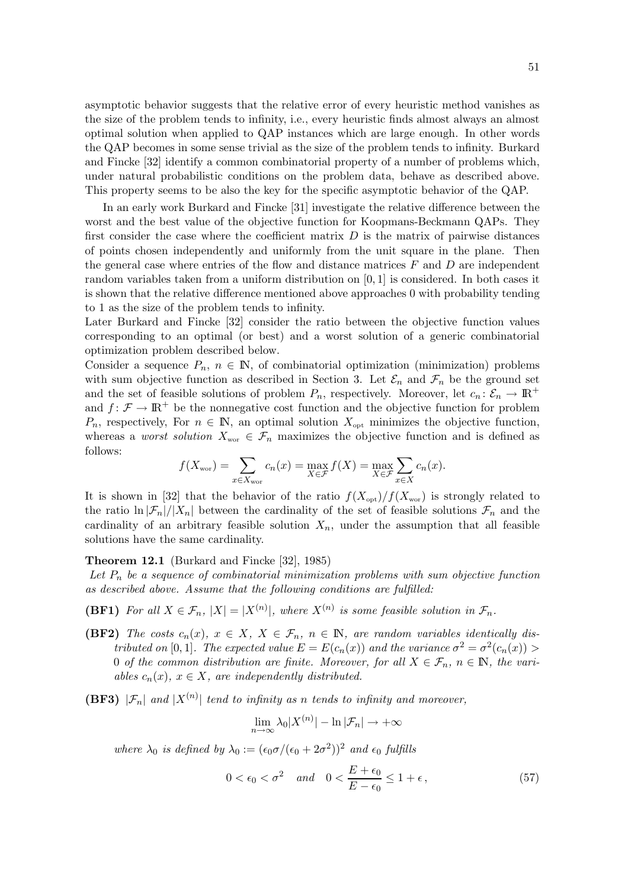asymptotic behavior suggests that the relative error of every heuristic method vanishes as the size of the problem tends to infinity, i.e., every heuristic finds almost always an almost optimal solution when applied to QAP instances which are large enough. In other words the QAP becomes in some sense trivial as the size of the problem tends to infinity. Burkard and Fincke [32] identify a common combinatorial property of a number of problems which, under natural probabilistic conditions on the problem data, behave as described above. This property seems to be also the key for the specific asymptotic behavior of the QAP.

In an early work Burkard and Fincke [31] investigate the relative difference between the worst and the best value of the objective function for Koopmans-Beckmann QAPs. They first consider the case where the coefficient matrix $D$ is the matrix of pairwise distances of points chosen independently and uniformly from the unit square in the plane. Then the general case where entries of the flow and distance matrices $F$ and $D$ are independent random variables taken from a uniform distribution on $[0,1]$ is considered. In both cases it is shown that the relative difference mentioned above approaches 0 with probability tending to 1 as the size of the problem tends to infinity.

Later Burkard and Fincke [32] consider the ratio between the objective function values corresponding to an optimal (or best) and a worst solution of a generic combinatorial optimization problem described below.

Consider a sequence $P_n$, $n \in \mathbb{N}$, of combinatorial optimization (minimization) problems with sum objective function as described in Section 3. Let $\mathcal{E}_n$ and $\mathcal{F}_n$ be the ground set and the set of feasible solutions of problem $P_n$, respectively. Moreover, let $c_n \colon \mathcal{E}_n \to \mathbb{R}^+$ and $f \colon \mathcal{F} \to \mathbb{R}^+$ be the nonnegative cost function and the objective function for problem $P_n$, respectively, For $n \in \mathbb{N}$, an optimal solution $X_{\text{opt}}$ minimizes the objective function, whereas a *worst solution* $X_{\text{wor}} \in \mathcal{F}_n$ maximizes the objective function and is defined as follows:

$$f(X_{\text{wor}}) = \sum_{x \in X_{\text{wor}}} c_n(x) = \max_{X \in \mathcal{F}} f(X) = \max_{X \in \mathcal{F}} \sum_{x \in X} c_n(x).$$

It is shown in [32] that the behavior of the ratio $f(X_{\text{opt}})/f(X_{\text{wor}})$ is strongly related to the ratio $\ln |\mathcal{F}_n|/|X_n|$ between the cardinality of the set of feasible solutions $\mathcal{F}_n$ and the cardinality of an arbitrary feasible solution $X_n$, under the assumption that all feasible solutions have the same cardinality.

**Theorem 12.1** (Burkard and Fincke [32], 1985)
*Let $P_n$ be a sequence of combinatorial minimization problems with sum objective function as described above. Assume that the following conditions are fulfilled:*

**(BF1)** *For all $X \in \mathcal{F}_n$, $|X| = |X^{(n)}|$, where $X^{(n)}$ is some feasible solution in $\mathcal{F}_n$.*

**(BF2)** *The costs $c_n(x)$, $x \in X$, $X \in \mathcal{F}_n$, $n \in \mathbb{N}$, are random variables identically distributed on $[0,1]$. The expected value $E = E(c_n(x))$ and the variance $\sigma^2 = \sigma^2(c_n(x)) > 0$ of the common distribution are finite. Moreover, for all $X \in \mathcal{F}_n$, $n \in \mathbb{N}$, the variables $c_n(x)$, $x \in X$, are independently distributed.*

**(BF3)** *$|\mathcal{F}_n|$ and $|X^{(n)}|$ tend to infinity as $n$ tends to infinity and moreover,*

$$\lim_{n\to\infty} \lambda_0 |X^{(n)}| - \ln |\mathcal{F}_n| \to +\infty$$

*where $\lambda_0$ is defined by $\lambda_0 := (\epsilon_0 \sigma/(\epsilon_0 + 2\sigma^2))^2$ and $\epsilon_0$ fulfills*

$$0 < \epsilon_0 < \sigma^2 \quad \textit{and} \quad 0 < \frac{E + \epsilon_0}{E - \epsilon_0} \le 1 + \epsilon\,, \tag{57}$$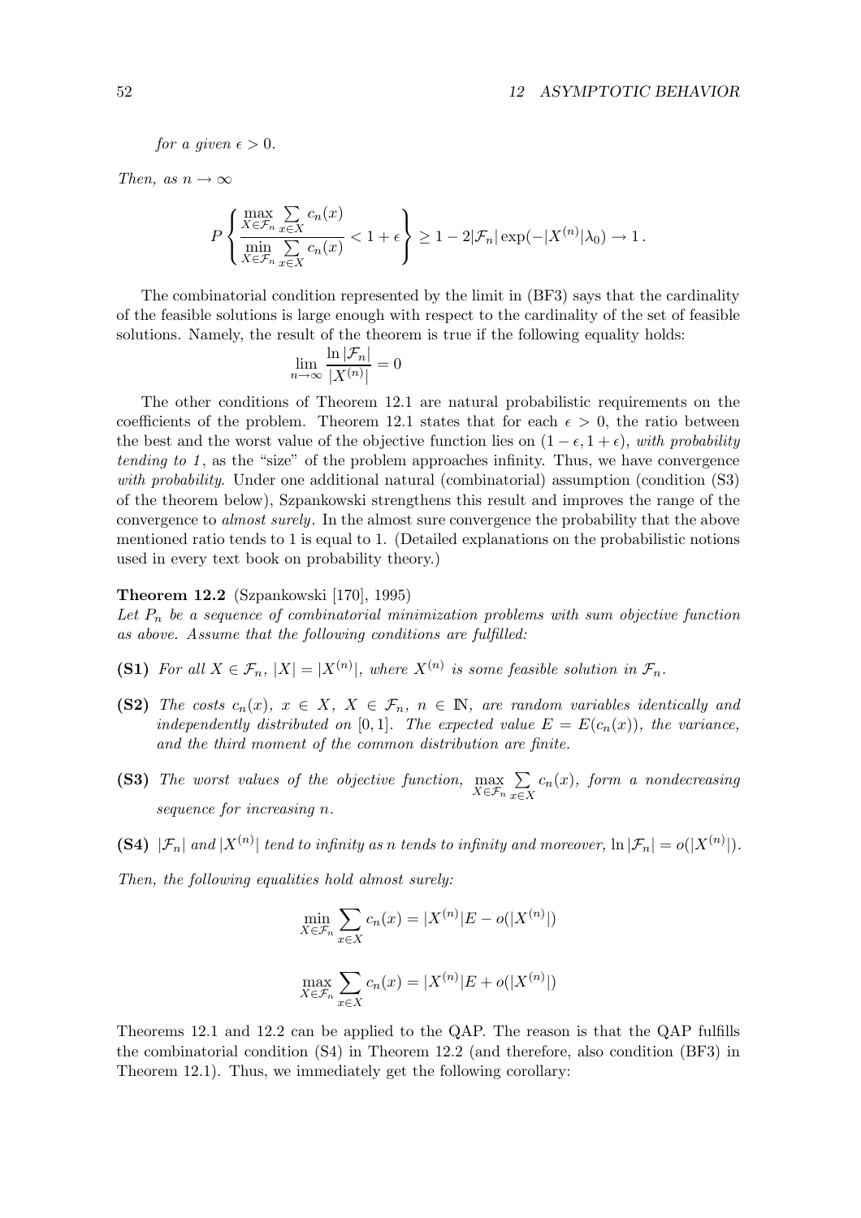*for a given $\epsilon > 0$.*

*Then, as $n \to \infty$*

$$P\left\{\frac{\max\limits_{X\in\mathcal{F}_n}\sum\limits_{x\in X} c_n(x)}{\min\limits_{X\in\mathcal{F}_n}\sum\limits_{x\in X} c_n(x)} < 1+\epsilon\right\} \geq 1 - 2|\mathcal{F}_n|\exp(-|X^{(n)}|\lambda_0) \to 1\,.$$

The combinatorial condition represented by the limit in (BF3) says that the cardinality of the feasible solutions is large enough with respect to the cardinality of the set of feasible solutions. Namely, the result of the theorem is true if the following equality holds:

$$\lim_{n\to\infty}\frac{\ln|\mathcal{F}_n|}{|X^{(n)}|} = 0$$

The other conditions of Theorem 12.1 are natural probabilistic requirements on the coefficients of the problem. Theorem 12.1 states that for each $\epsilon > 0$, the ratio between the best and the worst value of the objective function lies on $(1-\epsilon, 1+\epsilon)$, *with probability tending to 1*, as the "size" of the problem approaches infinity. Thus, we have convergence *with probability*. Under one additional natural (combinatorial) assumption (condition (S3) of the theorem below), Szpankowski strengthens this result and improves the range of the convergence to *almost surely*. In the almost sure convergence the probability that the above mentioned ratio tends to 1 is equal to 1. (Detailed explanations on the probabilistic notions used in every text book on probability theory.)

**Theorem 12.2** (Szpankowski [170], 1995)
*Let $P_n$ be a sequence of combinatorial minimization problems with sum objective function as above. Assume that the following conditions are fulfilled:*

- **(S1)** *For all $X \in \mathcal{F}_n$, $|X| = |X^{(n)}|$, where $X^{(n)}$ is some feasible solution in $\mathcal{F}_n$.*
- **(S2)** *The costs $c_n(x)$, $x \in X$, $X \in \mathcal{F}_n$, $n \in \mathbb{N}$, are random variables identically and independently distributed on $[0,1]$. The expected value $E = E(c_n(x))$, the variance, and the third moment of the common distribution are finite.*
- **(S3)** *The worst values of the objective function, $\max\limits_{X\in\mathcal{F}_n}\sum\limits_{x\in X} c_n(x)$, form a nondecreasing sequence for increasing $n$.*
- **(S4)** *$|\mathcal{F}_n|$ and $|X^{(n)}|$ tend to infinity as $n$ tends to infinity and moreover, $\ln|\mathcal{F}_n| = o(|X^{(n)}|)$.*

*Then, the following equalities hold almost surely:*

$$\min_{X\in\mathcal{F}_n}\sum_{x\in X} c_n(x) = |X^{(n)}|E - o(|X^{(n)}|)$$

$$\max_{X\in\mathcal{F}_n}\sum_{x\in X} c_n(x) = |X^{(n)}|E + o(|X^{(n)}|)$$

Theorems 12.1 and 12.2 can be applied to the QAP. The reason is that the QAP fulfills the combinatorial condition (S4) in Theorem 12.2 (and therefore, also condition (BF3) in Theorem 12.1). Thus, we immediately get the following corollary: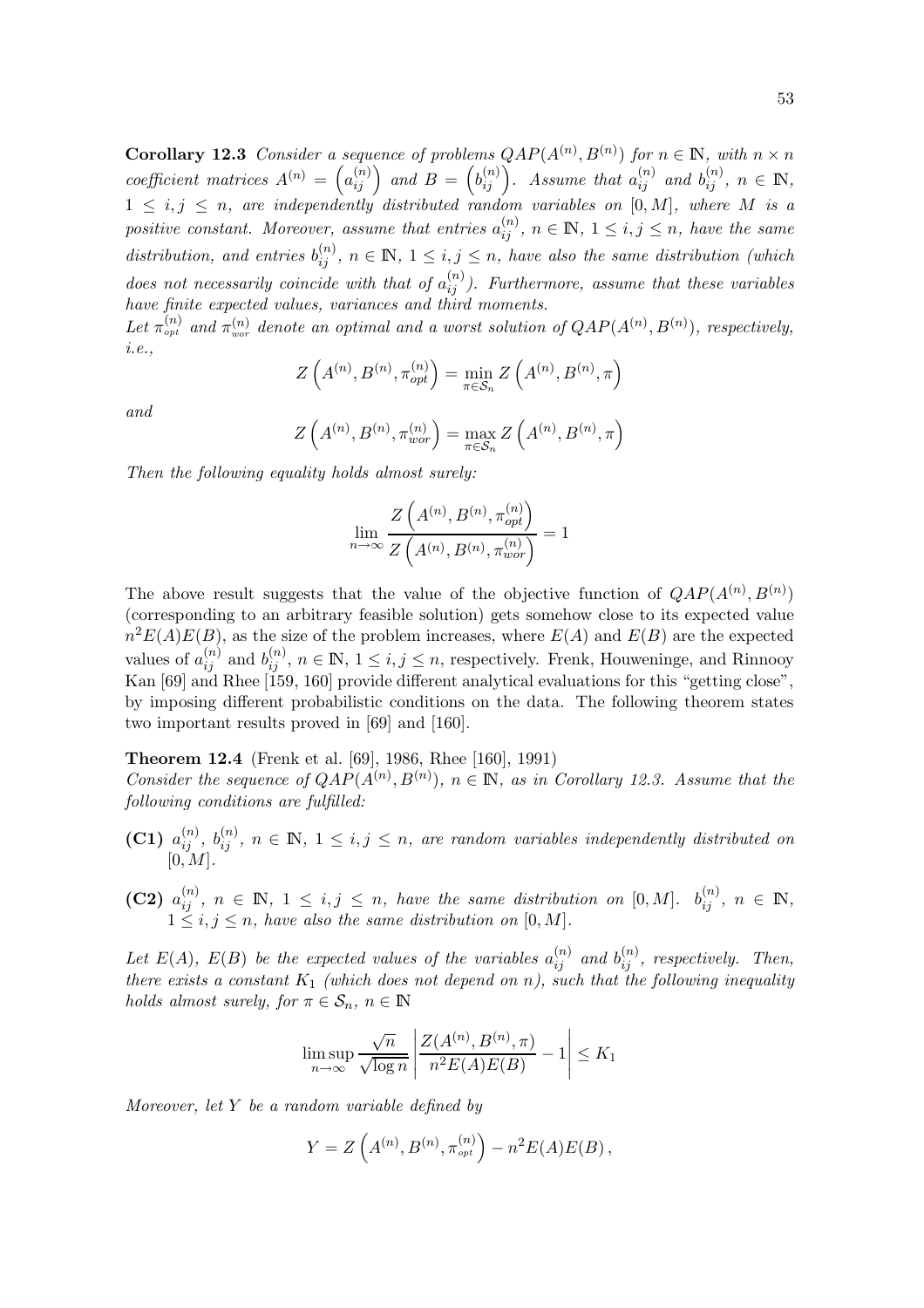**Corollary 12.3** *Consider a sequence of problems $QAP(A^{(n)}, B^{(n)})$ for $n \in \mathbb{N}$, with $n \times n$ coefficient matrices $A^{(n)} = \left(a_{ij}^{(n)}\right)$ and $B = \left(b_{ij}^{(n)}\right)$. Assume that $a_{ij}^{(n)}$ and $b_{ij}^{(n)}$, $n \in \mathbb{N}$, $1 \le i, j \le n$, are independently distributed random variables on $[0, M]$, where $M$ is a positive constant. Moreover, assume that entries $a_{ij}^{(n)}$, $n \in \mathbb{N}$, $1 \le i, j \le n$, have the same distribution, and entries $b_{ij}^{(n)}$, $n \in \mathbb{N}$, $1 \le i, j \le n$, have also the same distribution (which does not necessarily coincide with that of $a_{ij}^{(n)}$). Furthermore, assume that these variables have finite expected values, variances and third moments.*
*Let $\pi_{opt}^{(n)}$ and $\pi_{wor}^{(n)}$ denote an optimal and a worst solution of $QAP(A^{(n)}, B^{(n)})$, respectively, i.e.,*

$$Z\left(A^{(n)}, B^{(n)}, \pi_{opt}^{(n)}\right) = \min_{\pi \in \mathcal{S}_n} Z\left(A^{(n)}, B^{(n)}, \pi\right)$$

*and*

$$Z\left(A^{(n)}, B^{(n)}, \pi_{wor}^{(n)}\right) = \max_{\pi \in \mathcal{S}_n} Z\left(A^{(n)}, B^{(n)}, \pi\right)$$

*Then the following equality holds almost surely:*

$$\lim_{n \to \infty} \frac{Z\left(A^{(n)}, B^{(n)}, \pi_{opt}^{(n)}\right)}{Z\left(A^{(n)}, B^{(n)}, \pi_{wor}^{(n)}\right)} = 1$$

The above result suggests that the value of the objective function of $QAP(A^{(n)}, B^{(n)})$ (corresponding to an arbitrary feasible solution) gets somehow close to its expected value $n^2 E(A) E(B)$, as the size of the problem increases, where $E(A)$ and $E(B)$ are the expected values of $a_{ij}^{(n)}$ and $b_{ij}^{(n)}$, $n \in \mathbb{N}$, $1 \le i, j \le n$, respectively. Frenk, Houweninge, and Rinnooy Kan [69] and Rhee [159, 160] provide different analytical evaluations for this "getting close", by imposing different probabilistic conditions on the data. The following theorem states two important results proved in [69] and [160].

**Theorem 12.4** (Frenk et al. [69], 1986, Rhee [160], 1991)
*Consider the sequence of $QAP(A^{(n)}, B^{(n)})$, $n \in \mathbb{N}$, as in Corollary 12.3. Assume that the following conditions are fulfilled:*

- **(C1)** *$a_{ij}^{(n)}$, $b_{ij}^{(n)}$, $n \in \mathbb{N}$, $1 \le i, j \le n$, are random variables independently distributed on $[0, M]$.*
- **(C2)** *$a_{ij}^{(n)}$, $n \in \mathbb{N}$, $1 \le i, j \le n$, have the same distribution on $[0, M]$. $b_{ij}^{(n)}$, $n \in \mathbb{N}$, $1 \le i, j \le n$, have also the same distribution on $[0, M]$.*

*Let $E(A)$, $E(B)$ be the expected values of the variables $a_{ij}^{(n)}$ and $b_{ij}^{(n)}$, respectively. Then, there exists a constant $K_1$ (which does not depend on $n$), such that the following inequality holds almost surely, for $\pi \in \mathcal{S}_n$, $n \in \mathbb{N}$*

$$\limsup_{n \to \infty} \frac{\sqrt{n}}{\sqrt{\log n}} \left| \frac{Z(A^{(n)}, B^{(n)}, \pi)}{n^2 E(A) E(B)} - 1 \right| \le K_1$$

*Moreover, let $Y$ be a random variable defined by*

$$Y = Z\left(A^{(n)}, B^{(n)}, \pi_{opt}^{(n)}\right) - n^2 E(A) E(B) \,,$$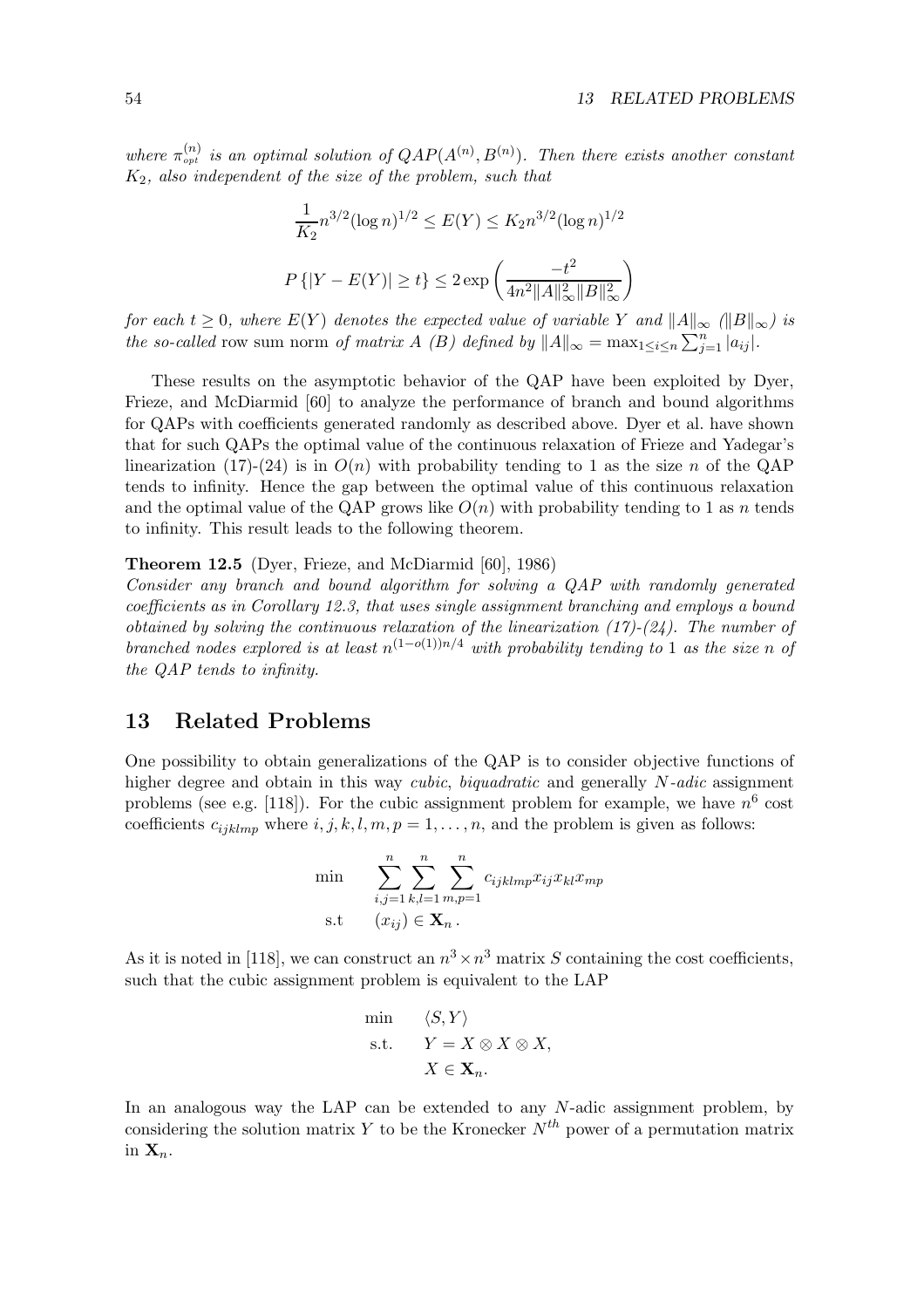*where $\pi_{opt}^{(n)}$ is an optimal solution of $QAP(A^{(n)}, B^{(n)})$. Then there exists another constant $K_2$, also independent of the size of the problem, such that*

$$\frac{1}{K_2} n^{3/2} (\log n)^{1/2} \le E(Y) \le K_2 n^{3/2} (\log n)^{1/2}$$

$$P\left\{|Y - E(Y)| \ge t\right\} \le 2 \exp\left( \frac{-t^2}{4n^2 \|A\|_\infty^2 \|B\|_\infty^2} \right)$$

*for each $t \ge 0$, where $E(Y)$ denotes the expected value of variable $Y$ and $\|A\|_\infty$ ($\|B\|_\infty$) is the so-called* row sum norm *of matrix $A$ ($B$) defined by $\|A\|_\infty = \max_{1\le i \le n} \sum_{j=1}^n |a_{ij}|$.*

These results on the asymptotic behavior of the QAP have been exploited by Dyer, Frieze, and McDiarmid [60] to analyze the performance of branch and bound algorithms for QAPs with coefficients generated randomly as described above. Dyer et al. have shown that for such QAPs the optimal value of the continuous relaxation of Frieze and Yadegar's linearization (17)-(24) is in $O(n)$ with probability tending to 1 as the size $n$ of the QAP tends to infinity. Hence the gap between the optimal value of this continuous relaxation and the optimal value of the QAP grows like $O(n)$ with probability tending to 1 as $n$ tends to infinity. This result leads to the following theorem.

**Theorem 12.5** (Dyer, Frieze, and McDiarmid [60], 1986)
*Consider any branch and bound algorithm for solving a QAP with randomly generated coefficients as in Corollary 12.3, that uses single assignment branching and employs a bound obtained by solving the continuous relaxation of the linearization (17)-(24). The number of branched nodes explored is at least $n^{(1-o(1))n/4}$ with probability tending to 1 as the size $n$ of the QAP tends to infinity.*

## 13 Related Problems

One possibility to obtain generalizations of the QAP is to consider objective functions of higher degree and obtain in this way *cubic*, *biquadratic* and generally *N-adic* assignment problems (see e.g. [118]). For the cubic assignment problem for example, we have $n^6$ cost coefficients $c_{ijklmp}$ where $i, j, k, l, m, p = 1, \ldots, n$, and the problem is given as follows:

$$\begin{array}{ll} \min & \displaystyle\sum_{i,j=1}^{n} \sum_{k,l=1}^{n} \sum_{m,p=1}^{n} c_{ijklmp} x_{ij} x_{kl} x_{mp} \\ \text{s.t} & (x_{ij}) \in \mathbf{X}_n \, . \end{array}$$

As it is noted in [118], we can construct an $n^3 \times n^3$ matrix $S$ containing the cost coefficients, such that the cubic assignment problem is equivalent to the LAP

$$\begin{array}{ll} \min & \langle S, Y \rangle \\ \text{s.t.} & Y = X \otimes X \otimes X, \\ & X \in \mathbf{X}_n. \end{array}$$

In an analogous way the LAP can be extended to any $N$-adic assignment problem, by considering the solution matrix $Y$ to be the Kronecker $N^{th}$ power of a permutation matrix in $\mathbf{X}_n$.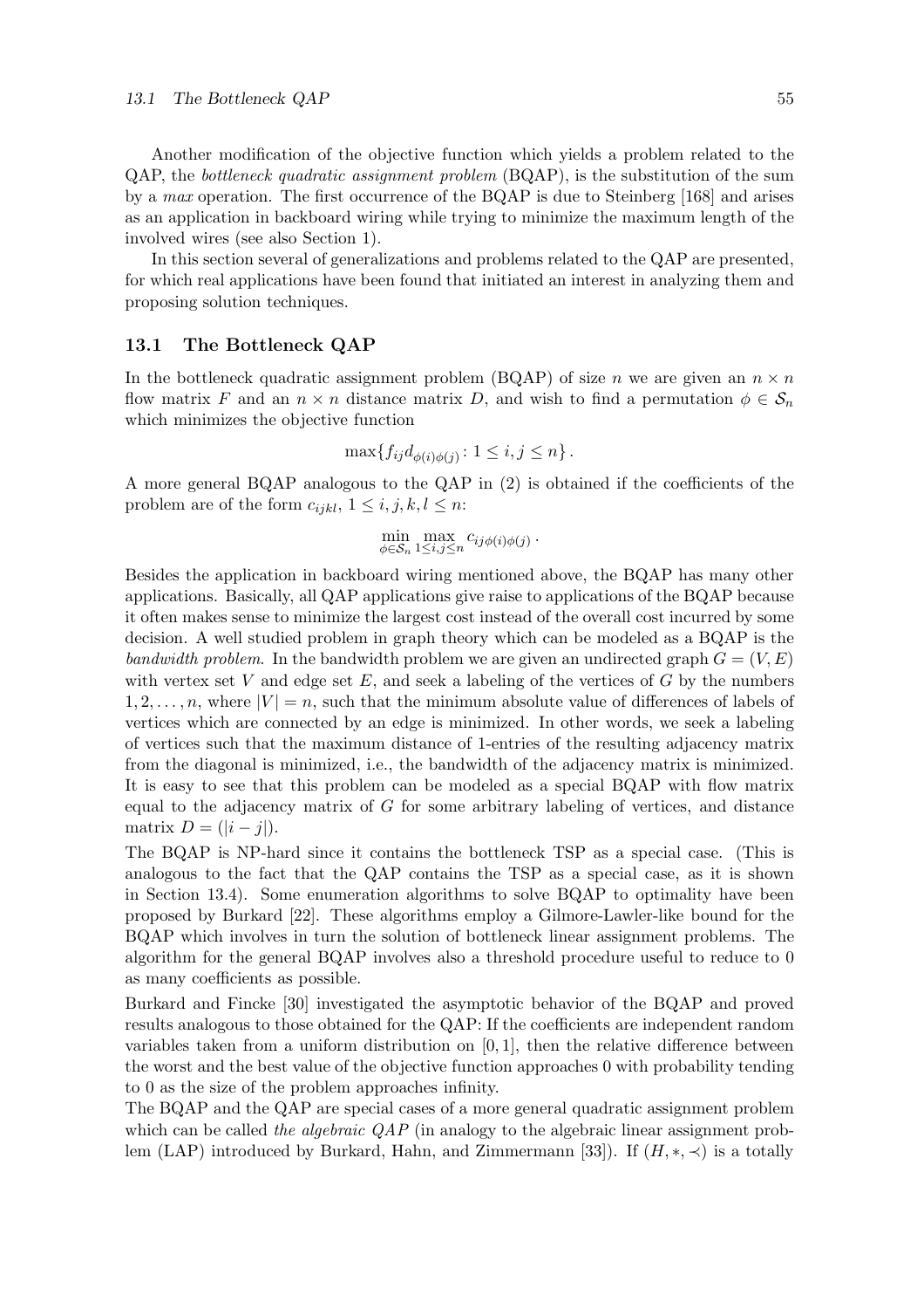Another modification of the objective function which yields a problem related to the QAP, the *bottleneck quadratic assignment problem* (BQAP), is the substitution of the sum by a *max* operation. The first occurrence of the BQAP is due to Steinberg [168] and arises as an application in backboard wiring while trying to minimize the maximum length of the involved wires (see also Section 1).

In this section several of generalizations and problems related to the QAP are presented, for which real applications have been found that initiated an interest in analyzing them and proposing solution techniques.

### 13.1 The Bottleneck QAP

In the bottleneck quadratic assignment problem (BQAP) of size $n$ we are given an $n \times n$ flow matrix $F$ and an $n \times n$ distance matrix $D$, and wish to find a permutation $\phi \in \mathcal{S}_n$ which minimizes the objective function

$$\max\{f_{ij}d_{\phi(i)\phi(j)} \colon 1 \leq i,j \leq n\}.$$

A more general BQAP analogous to the QAP in (2) is obtained if the coefficients of the problem are of the form $c_{ijkl}$, $1 \leq i,j,k,l \leq n$:

$$\min_{\phi \in \mathcal{S}_n} \max_{1 \leq i,j \leq n} c_{ij\phi(i)\phi(j)}.$$

Besides the application in backboard wiring mentioned above, the BQAP has many other applications. Basically, all QAP applications give raise to applications of the BQAP because it often makes sense to minimize the largest cost instead of the overall cost incurred by some decision. A well studied problem in graph theory which can be modeled as a BQAP is the *bandwidth problem*. In the bandwidth problem we are given an undirected graph $G = (V,E)$ with vertex set $V$ and edge set $E$, and seek a labeling of the vertices of $G$ by the numbers $1, 2, \ldots, n$, where $|V| = n$, such that the minimum absolute value of differences of labels of vertices which are connected by an edge is minimized. In other words, we seek a labeling of vertices such that the maximum distance of 1-entries of the resulting adjacency matrix from the diagonal is minimized, i.e., the bandwidth of the adjacency matrix is minimized. It is easy to see that this problem can be modeled as a special BQAP with flow matrix equal to the adjacency matrix of $G$ for some arbitrary labeling of vertices, and distance matrix $D = (|i-j|)$.

The BQAP is NP-hard since it contains the bottleneck TSP as a special case. (This is analogous to the fact that the QAP contains the TSP as a special case, as it is shown in Section 13.4). Some enumeration algorithms to solve BQAP to optimality have been proposed by Burkard [22]. These algorithms employ a Gilmore-Lawler-like bound for the BQAP which involves in turn the solution of bottleneck linear assignment problems. The algorithm for the general BQAP involves also a threshold procedure useful to reduce to 0 as many coefficients as possible.

Burkard and Fincke [30] investigated the asymptotic behavior of the BQAP and proved results analogous to those obtained for the QAP: If the coefficients are independent random variables taken from a uniform distribution on $[0,1]$, then the relative difference between the worst and the best value of the objective function approaches 0 with probability tending to 0 as the size of the problem approaches infinity.

The BQAP and the QAP are special cases of a more general quadratic assignment problem which can be called *the algebraic QAP* (in analogy to the algebraic linear assignment problem (LAP) introduced by Burkard, Hahn, and Zimmermann [33]). If $(H, *, \prec)$ is a totally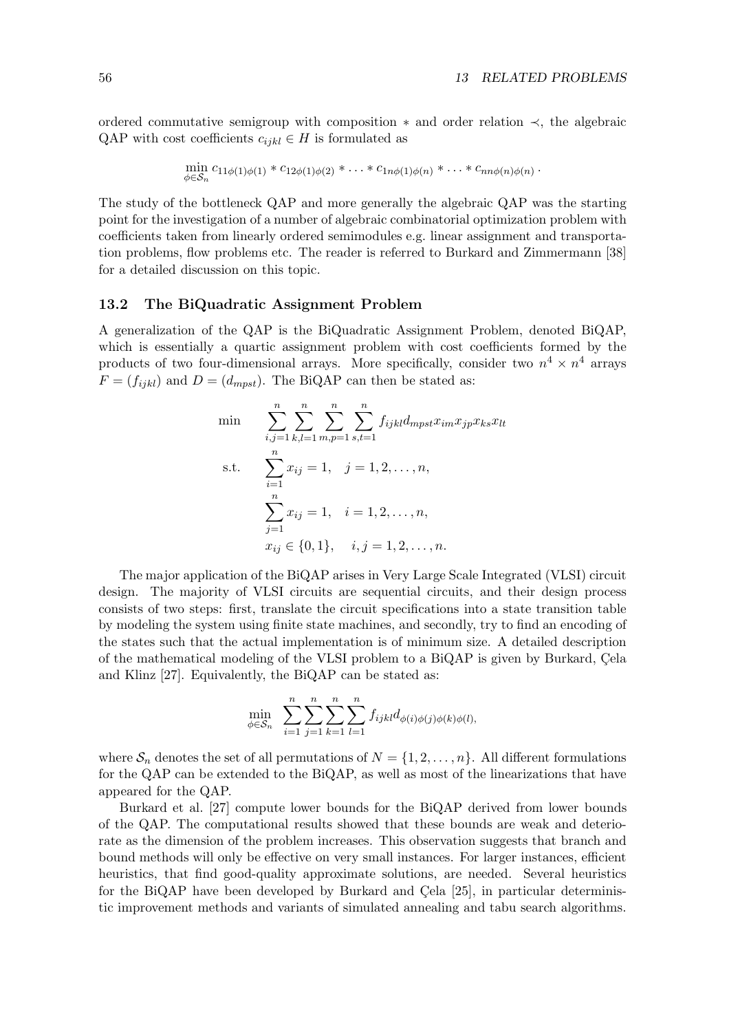ordered commutative semigroup with composition $*$ and order relation $\prec$, the algebraic QAP with cost coefficients $c_{ijkl} \in H$ is formulated as

$$\min_{\phi \in \mathcal{S}_n} c_{11\phi(1)\phi(1)} * c_{12\phi(1)\phi(2)} * \cdots * c_{1n\phi(1)\phi(n)} * \cdots * c_{nn\phi(n)\phi(n)} .$$

The study of the bottleneck QAP and more generally the algebraic QAP was the starting point for the investigation of a number of algebraic combinatorial optimization problem with coefficients taken from linearly ordered semimodules e.g. linear assignment and transportation problems, flow problems etc. The reader is referred to Burkard and Zimmermann [38] for a detailed discussion on this topic.

## 13.2 The BiQuadratic Assignment Problem

A generalization of the QAP is the BiQuadratic Assignment Problem, denoted BiQAP, which is essentially a quartic assignment problem with cost coefficients formed by the products of two four-dimensional arrays. More specifically, consider two $n^4 \times n^4$ arrays $F = (f_{ijkl})$ and $D = (d_{mpst})$. The BiQAP can then be stated as:

$$\begin{aligned}
\min \quad & \sum_{i,j=1}^{n} \sum_{k,l=1}^{n} \sum_{m,p=1}^{n} \sum_{s,t=1}^{n} f_{ijkl} d_{mpst} x_{im} x_{jp} x_{ks} x_{lt} \\
\text{s.t.} \quad & \sum_{i=1}^{n} x_{ij} = 1, \quad j = 1, 2, \ldots, n, \\
& \sum_{j=1}^{n} x_{ij} = 1, \quad i = 1, 2, \ldots, n, \\
& x_{ij} \in \{0, 1\}, \quad i, j = 1, 2, \ldots, n.
\end{aligned}$$

The major application of the BiQAP arises in Very Large Scale Integrated (VLSI) circuit design. The majority of VLSI circuits are sequential circuits, and their design process consists of two steps: first, translate the circuit specifications into a state transition table by modeling the system using finite state machines, and secondly, try to find an encoding of the states such that the actual implementation is of minimum size. A detailed description of the mathematical modeling of the VLSI problem to a BiQAP is given by Burkard, Çela and Klinz [27]. Equivalently, the BiQAP can be stated as:

$$\min_{\phi \in \mathcal{S}_n} \sum_{i=1}^{n} \sum_{j=1}^{n} \sum_{k=1}^{n} \sum_{l=1}^{n} f_{ijkl} d_{\phi(i)\phi(j)\phi(k)\phi(l)},$$

where $\mathcal{S}_n$ denotes the set of all permutations of $N = \{1, 2, \ldots, n\}$. All different formulations for the QAP can be extended to the BiQAP, as well as most of the linearizations that have appeared for the QAP.

Burkard et al. [27] compute lower bounds for the BiQAP derived from lower bounds of the QAP. The computational results showed that these bounds are weak and deteriorate as the dimension of the problem increases. This observation suggests that branch and bound methods will only be effective on very small instances. For larger instances, efficient heuristics, that find good-quality approximate solutions, are needed. Several heuristics for the BiQAP have been developed by Burkard and Çela [25], in particular deterministic improvement methods and variants of simulated annealing and tabu search algorithms.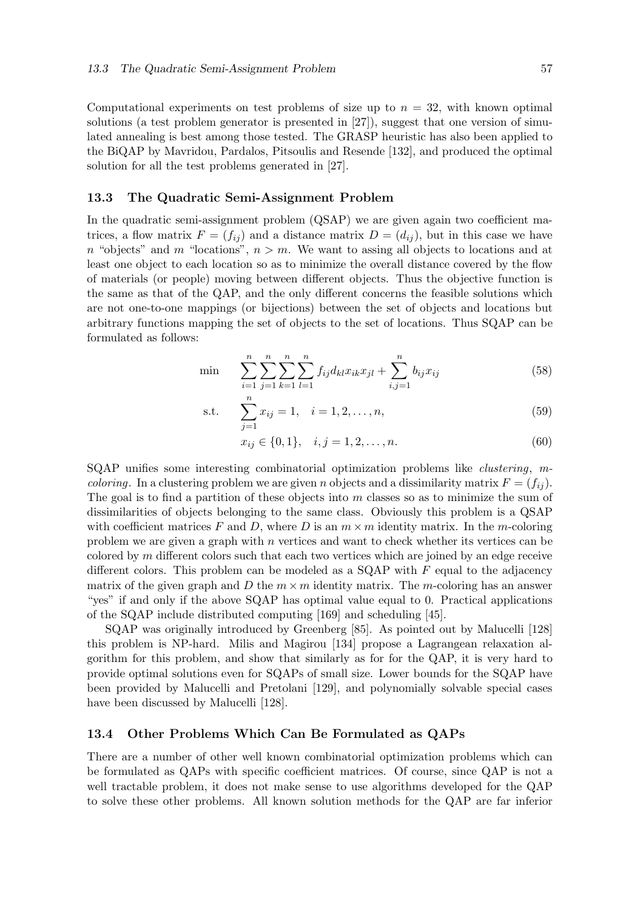Computational experiments on test problems of size up to $n = 32$, with known optimal solutions (a test problem generator is presented in [27]), suggest that one version of simulated annealing is best among those tested. The GRASP heuristic has also been applied to the BiQAP by Mavridou, Pardalos, Pitsoulis and Resende [132], and produced the optimal solution for all the test problems generated in [27].

### 13.3 The Quadratic Semi-Assignment Problem

In the quadratic semi-assignment problem (QSAP) we are given again two coefficient matrices, a flow matrix $F = (f_{ij})$ and a distance matrix $D = (d_{ij})$, but in this case we have $n$ "objects" and $m$ "locations", $n > m$. We want to assing all objects to locations and at least one object to each location so as to minimize the overall distance covered by the flow of materials (or people) moving between different objects. Thus the objective function is the same as that of the QAP, and the only different concerns the feasible solutions which are not one-to-one mappings (or bijections) between the set of objects and locations but arbitrary functions mapping the set of objects to the set of locations. Thus SQAP can be formulated as follows:

$$\min \quad \sum_{i=1}^{n}\sum_{j=1}^{n}\sum_{k=1}^{n}\sum_{l=1}^{n} f_{ij}d_{kl}x_{ik}x_{jl} + \sum_{i,j=1}^{n} b_{ij}x_{ij} \tag{58}$$

$$\text{s.t.} \quad \sum_{j=1}^{n} x_{ij} = 1, \quad i = 1, 2, \ldots, n, \tag{59}$$

$$x_{ij} \in \{0, 1\}, \quad i, j = 1, 2, \ldots, n. \tag{60}$$

SQAP unifies some interesting combinatorial optimization problems like *clustering*, *m-coloring*. In a clustering problem we are given $n$ objects and a dissimilarity matrix $F = (f_{ij})$. The goal is to find a partition of these objects into $m$ classes so as to minimize the sum of dissimilarities of objects belonging to the same class. Obviously this problem is a QSAP with coefficient matrices $F$ and $D$, where $D$ is an $m \times m$ identity matrix. In the $m$-coloring problem we are given a graph with $n$ vertices and want to check whether its vertices can be colored by $m$ different colors such that each two vertices which are joined by an edge receive different colors. This problem can be modeled as a SQAP with $F$ equal to the adjacency matrix of the given graph and $D$ the $m \times m$ identity matrix. The $m$-coloring has an answer "yes" if and only if the above SQAP has optimal value equal to 0. Practical applications of the SQAP include distributed computing [169] and scheduling [45].

SQAP was originally introduced by Greenberg [85]. As pointed out by Malucelli [128] this problem is NP-hard. Milis and Magirou [134] propose a Lagrangean relaxation algorithm for this problem, and show that similarly as for for the QAP, it is very hard to provide optimal solutions even for SQAPs of small size. Lower bounds for the SQAP have been provided by Malucelli and Pretolani [129], and polynomially solvable special cases have been discussed by Malucelli [128].

### 13.4 Other Problems Which Can Be Formulated as QAPs

There are a number of other well known combinatorial optimization problems which can be formulated as QAPs with specific coefficient matrices. Of course, since QAP is not a well tractable problem, it does not make sense to use algorithms developed for the QAP to solve these other problems. All known solution methods for the QAP are far inferior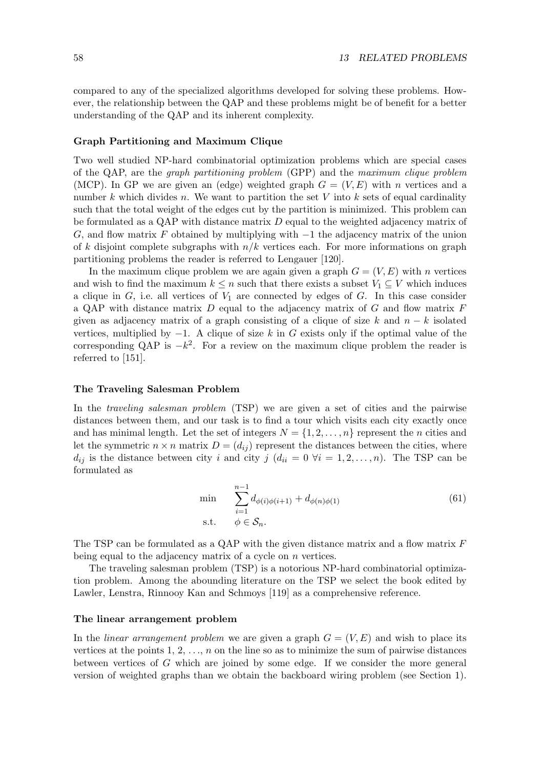compared to any of the specialized algorithms developed for solving these problems. However, the relationship between the QAP and these problems might be of benefit for a better understanding of the QAP and its inherent complexity.

#### Graph Partitioning and Maximum Clique

Two well studied NP-hard combinatorial optimization problems which are special cases of the QAP, are the *graph partitioning problem* (GPP) and the *maximum clique problem* (MCP). In GP we are given an (edge) weighted graph $G = (V, E)$ with $n$ vertices and a number $k$ which divides $n$. We want to partition the set $V$ into $k$ sets of equal cardinality such that the total weight of the edges cut by the partition is minimized. This problem can be formulated as a QAP with distance matrix $D$ equal to the weighted adjacency matrix of $G$, and flow matrix $F$ obtained by multiplying with $-1$ the adjacency matrix of the union of $k$ disjoint complete subgraphs with $n/k$ vertices each. For more informations on graph partitioning problems the reader is referred to Lengauer [120].

In the maximum clique problem we are again given a graph $G = (V, E)$ with $n$ vertices and wish to find the maximum $k \leq n$ such that there exists a subset $V_1 \subseteq V$ which induces a clique in $G$, i.e. all vertices of $V_1$ are connected by edges of $G$. In this case consider a QAP with distance matrix $D$ equal to the adjacency matrix of $G$ and flow matrix $F$ given as adjacency matrix of a graph consisting of a clique of size $k$ and $n - k$ isolated vertices, multiplied by $-1$. A clique of size $k$ in $G$ exists only if the optimal value of the corresponding QAP is $-k^2$. For a review on the maximum clique problem the reader is referred to [151].

#### The Traveling Salesman Problem

In the *traveling salesman problem* (TSP) we are given a set of cities and the pairwise distances between them, and our task is to find a tour which visits each city exactly once and has minimal length. Let the set of integers $N = \{1, 2, \ldots, n\}$ represent the $n$ cities and let the symmetric $n \times n$ matrix $D = (d_{ij})$ represent the distances between the cities, where $d_{ij}$ is the distance between city $i$ and city $j$ ($d_{ii} = 0 \ \forall i = 1, 2, \ldots, n$). The TSP can be formulated as

$$
\begin{array}{ll}
\min & \displaystyle\sum_{i=1}^{n-1} d_{\phi(i)\phi(i+1)} + d_{\phi(n)\phi(1)} \\
\text{s.t.} & \phi \in \mathcal{S}_n.
\end{array}
\tag{61}
$$

The TSP can be formulated as a QAP with the given distance matrix and a flow matrix $F$ being equal to the adjacency matrix of a cycle on $n$ vertices.

The traveling salesman problem (TSP) is a notorious NP-hard combinatorial optimization problem. Among the abounding literature on the TSP we select the book edited by Lawler, Lenstra, Rinnooy Kan and Schmoys [119] as a comprehensive reference.

#### The linear arrangement problem

In the *linear arrangement problem* we are given a graph $G = (V, E)$ and wish to place its vertices at the points $1, 2, \ldots, n$ on the line so as to minimize the sum of pairwise distances between vertices of $G$ which are joined by some edge. If we consider the more general version of weighted graphs than we obtain the backboard wiring problem (see Section 1).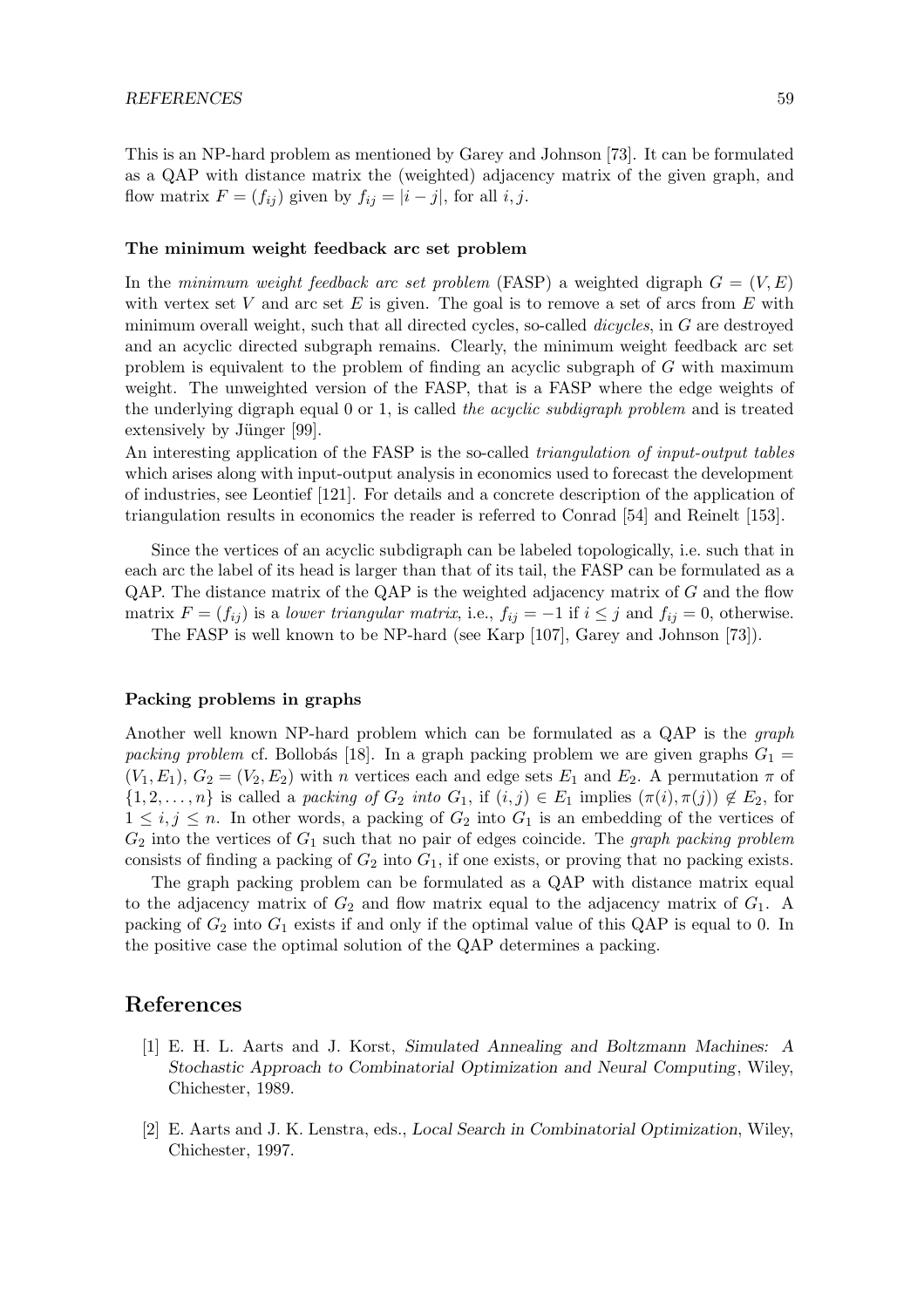This is an NP-hard problem as mentioned by Garey and Johnson [73]. It can be formulated as a QAP with distance matrix the (weighted) adjacency matrix of the given graph, and flow matrix $F = (f_{ij})$ given by $f_{ij} = |i - j|$, for all $i, j$.

### The minimum weight feedback arc set problem

In the *minimum weight feedback arc set problem* (FASP) a weighted digraph $G = (V, E)$ with vertex set $V$ and arc set $E$ is given. The goal is to remove a set of arcs from $E$ with minimum overall weight, such that all directed cycles, so-called *dicycles*, in $G$ are destroyed and an acyclic directed subgraph remains. Clearly, the minimum weight feedback arc set problem is equivalent to the problem of finding an acyclic subgraph of $G$ with maximum weight. The unweighted version of the FASP, that is a FASP where the edge weights of the underlying digraph equal 0 or 1, is called *the acyclic subdigraph problem* and is treated extensively by Jünger [99].
An interesting application of the FASP is the so-called *triangulation of input-output tables* which arises along with input-output analysis in economics used to forecast the development of industries, see Leontief [121]. For details and a concrete description of the application of triangulation results in economics the reader is referred to Conrad [54] and Reinelt [153].

Since the vertices of an acyclic subdigraph can be labeled topologically, i.e. such that in each arc the label of its head is larger than that of its tail, the FASP can be formulated as a QAP. The distance matrix of the QAP is the weighted adjacency matrix of $G$ and the flow matrix $F = (f_{ij})$ is a *lower triangular matrix*, i.e., $f_{ij} = -1$ if $i \leq j$ and $f_{ij} = 0$, otherwise.
The FASP is well known to be NP-hard (see Karp [107], Garey and Johnson [73]).

### Packing problems in graphs

Another well known NP-hard problem which can be formulated as a QAP is the *graph packing problem* cf. Bollobás [18]. In a graph packing problem we are given graphs $G_1 = (V_1, E_1)$, $G_2 = (V_2, E_2)$ with $n$ vertices each and edge sets $E_1$ and $E_2$. A permutation $\pi$ of $\{1, 2, \ldots, n\}$ is called a *packing of $G_2$ into $G_1$*, if $(i, j) \in E_1$ implies $(\pi(i), \pi(j)) \notin E_2$, for $1 \leq i, j \leq n$. In other words, a packing of $G_2$ into $G_1$ is an embedding of the vertices of $G_2$ into the vertices of $G_1$ such that no pair of edges coincide. The *graph packing problem* consists of finding a packing of $G_2$ into $G_1$, if one exists, or proving that no packing exists.

The graph packing problem can be formulated as a QAP with distance matrix equal to the adjacency matrix of $G_2$ and flow matrix equal to the adjacency matrix of $G_1$. A packing of $G_2$ into $G_1$ exists if and only if the optimal value of this QAP is equal to 0. In the positive case the optimal solution of the QAP determines a packing.

## References

[1] E. H. L. Aarts and J. Korst, *Simulated Annealing and Boltzmann Machines: A Stochastic Approach to Combinatorial Optimization and Neural Computing*, Wiley, Chichester, 1989.

[2] E. Aarts and J. K. Lenstra, eds., *Local Search in Combinatorial Optimization*, Wiley, Chichester, 1997.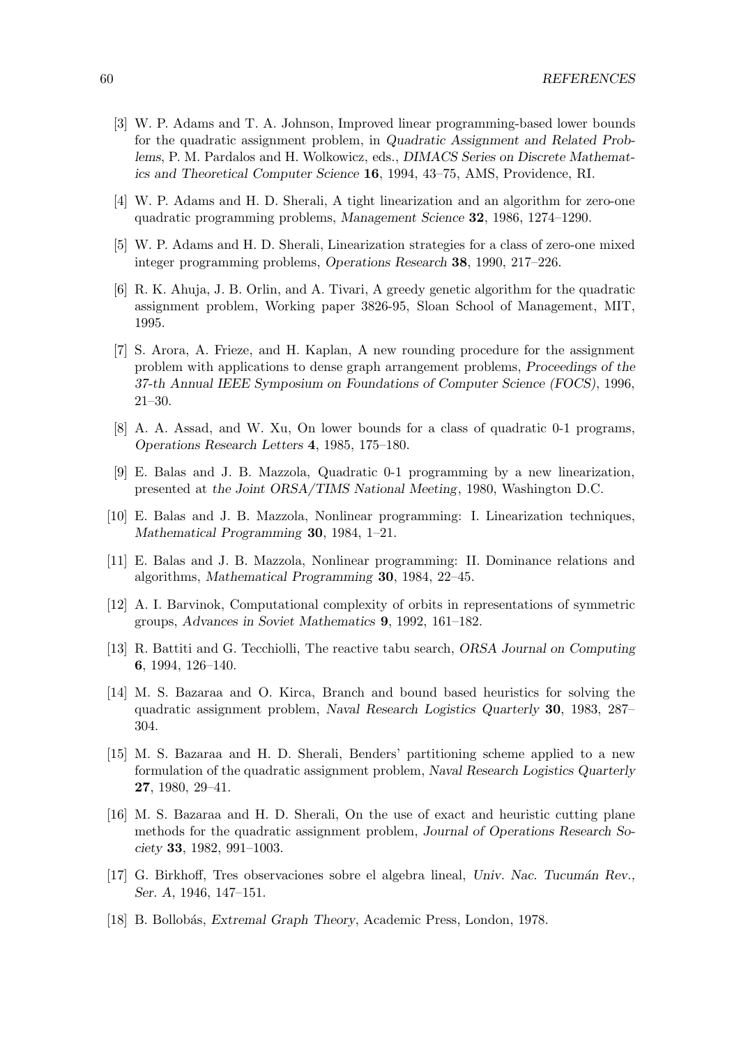[3] W. P. Adams and T. A. Johnson, Improved linear programming-based lower bounds for the quadratic assignment problem, in *Quadratic Assignment and Related Problems*, P. M. Pardalos and H. Wolkowicz, eds., *DIMACS Series on Discrete Mathematics and Theoretical Computer Science* **16**, 1994, 43–75, AMS, Providence, RI.

[4] W. P. Adams and H. D. Sherali, A tight linearization and an algorithm for zero-one quadratic programming problems, *Management Science* **32**, 1986, 1274–1290.

[5] W. P. Adams and H. D. Sherali, Linearization strategies for a class of zero-one mixed integer programming problems, *Operations Research* **38**, 1990, 217–226.

[6] R. K. Ahuja, J. B. Orlin, and A. Tivari, A greedy genetic algorithm for the quadratic assignment problem, Working paper 3826-95, Sloan School of Management, MIT, 1995.

[7] S. Arora, A. Frieze, and H. Kaplan, A new rounding procedure for the assignment problem with applications to dense graph arrangement problems, *Proceedings of the 37-th Annual IEEE Symposium on Foundations of Computer Science (FOCS)*, 1996, 21–30.

[8] A. A. Assad, and W. Xu, On lower bounds for a class of quadratic 0-1 programs, *Operations Research Letters* **4**, 1985, 175–180.

[9] E. Balas and J. B. Mazzola, Quadratic 0-1 programming by a new linearization, presented at *the Joint ORSA/TIMS National Meeting*, 1980, Washington D.C.

[10] E. Balas and J. B. Mazzola, Nonlinear programming: I. Linearization techniques, *Mathematical Programming* **30**, 1984, 1–21.

[11] E. Balas and J. B. Mazzola, Nonlinear programming: II. Dominance relations and algorithms, *Mathematical Programming* **30**, 1984, 22–45.

[12] A. I. Barvinok, Computational complexity of orbits in representations of symmetric groups, *Advances in Soviet Mathematics* **9**, 1992, 161–182.

[13] R. Battiti and G. Tecchiolli, The reactive tabu search, *ORSA Journal on Computing* **6**, 1994, 126–140.

[14] M. S. Bazaraa and O. Kirca, Branch and bound based heuristics for solving the quadratic assignment problem, *Naval Research Logistics Quarterly* **30**, 1983, 287–304.

[15] M. S. Bazaraa and H. D. Sherali, Benders' partitioning scheme applied to a new formulation of the quadratic assignment problem, *Naval Research Logistics Quarterly* **27**, 1980, 29–41.

[16] M. S. Bazaraa and H. D. Sherali, On the use of exact and heuristic cutting plane methods for the quadratic assignment problem, *Journal of Operations Research Society* **33**, 1982, 991–1003.

[17] G. Birkhoff, Tres observaciones sobre el algebra lineal, *Univ. Nac. Tucumán Rev., Ser. A*, 1946, 147–151.

[18] B. Bollobás, *Extremal Graph Theory*, Academic Press, London, 1978.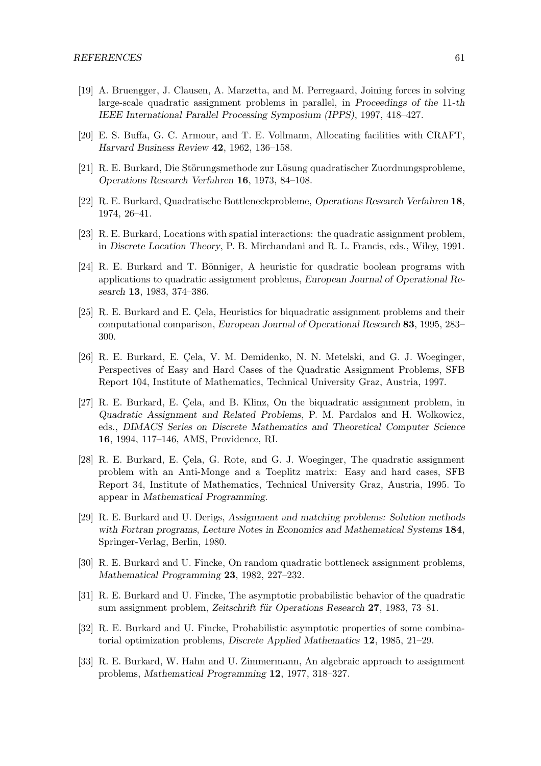[19] A. Bruengger, J. Clausen, A. Marzetta, and M. Perregaard, Joining forces in solving large-scale quadratic assignment problems in parallel, in *Proceedings of the 11-th IEEE International Parallel Processing Symposium (IPPS)*, 1997, 418–427.

[20] E. S. Buffa, G. C. Armour, and T. E. Vollmann, Allocating facilities with CRAFT, *Harvard Business Review* **42**, 1962, 136–158.

[21] R. E. Burkard, Die Störungsmethode zur Lösung quadratischer Zuordnungsprobleme, *Operations Research Verfahren* **16**, 1973, 84–108.

[22] R. E. Burkard, Quadratische Bottleneckprobleme, *Operations Research Verfahren* **18**, 1974, 26–41.

[23] R. E. Burkard, Locations with spatial interactions: the quadratic assignment problem, in *Discrete Location Theory*, P. B. Mirchandani and R. L. Francis, eds., Wiley, 1991.

[24] R. E. Burkard and T. Bönniger, A heuristic for quadratic boolean programs with applications to quadratic assignment problems, *European Journal of Operational Research* **13**, 1983, 374–386.

[25] R. E. Burkard and E. Çela, Heuristics for biquadratic assignment problems and their computational comparison, *European Journal of Operational Research* **83**, 1995, 283–300.

[26] R. E. Burkard, E. Çela, V. M. Demidenko, N. N. Metelski, and G. J. Woeginger, Perspectives of Easy and Hard Cases of the Quadratic Assignment Problems, SFB Report 104, Institute of Mathematics, Technical University Graz, Austria, 1997.

[27] R. E. Burkard, E. Çela, and B. Klinz, On the biquadratic assignment problem, in *Quadratic Assignment and Related Problems*, P. M. Pardalos and H. Wolkowicz, eds., *DIMACS Series on Discrete Mathematics and Theoretical Computer Science* **16**, 1994, 117–146, AMS, Providence, RI.

[28] R. E. Burkard, E. Çela, G. Rote, and G. J. Woeginger, The quadratic assignment problem with an Anti-Monge and a Toeplitz matrix: Easy and hard cases, SFB Report 34, Institute of Mathematics, Technical University Graz, Austria, 1995. To appear in *Mathematical Programming*.

[29] R. E. Burkard and U. Derigs, *Assignment and matching problems: Solution methods with Fortran programs*, *Lecture Notes in Economics and Mathematical Systems* **184**, Springer-Verlag, Berlin, 1980.

[30] R. E. Burkard and U. Fincke, On random quadratic bottleneck assignment problems, *Mathematical Programming* **23**, 1982, 227–232.

[31] R. E. Burkard and U. Fincke, The asymptotic probabilistic behavior of the quadratic sum assignment problem, *Zeitschrift für Operations Research* **27**, 1983, 73–81.

[32] R. E. Burkard and U. Fincke, Probabilistic asymptotic properties of some combinatorial optimization problems, *Discrete Applied Mathematics* **12**, 1985, 21–29.

[33] R. E. Burkard, W. Hahn and U. Zimmermann, An algebraic approach to assignment problems, *Mathematical Programming* **12**, 1977, 318–327.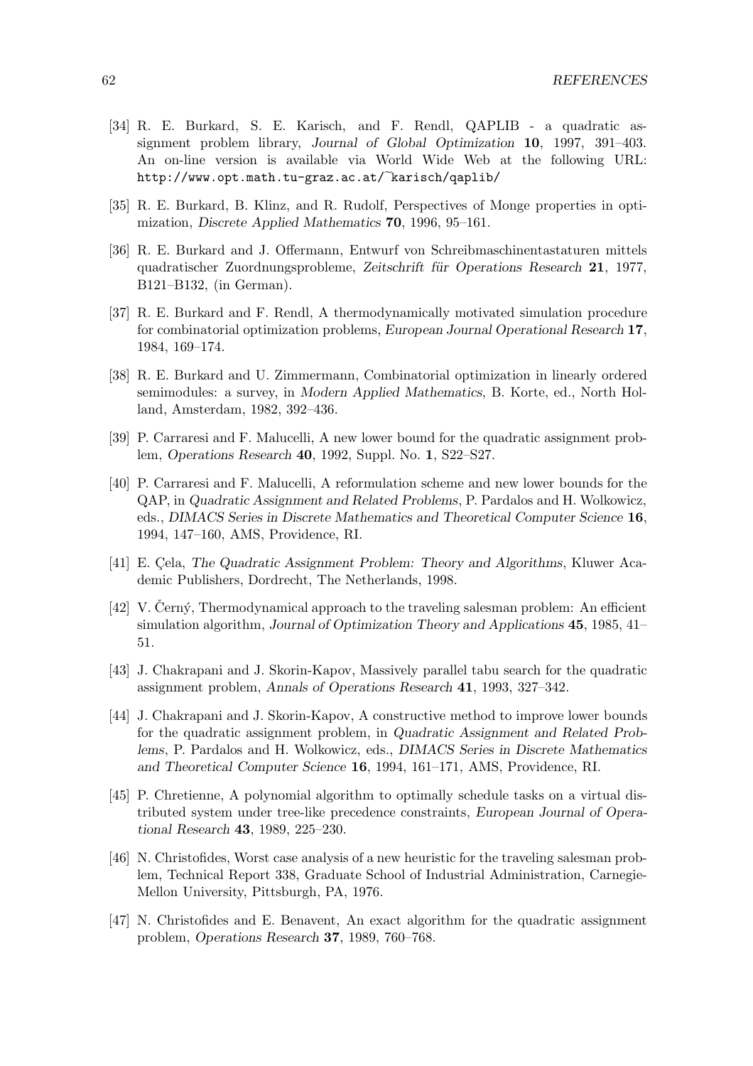[34] R. E. Burkard, S. E. Karisch, and F. Rendl, QAPLIB - a quadratic assignment problem library, *Journal of Global Optimization* **10**, 1997, 391–403. An on-line version is available via World Wide Web at the following URL: `http://www.opt.math.tu-graz.ac.at/~karisch/qaplib/`

[35] R. E. Burkard, B. Klinz, and R. Rudolf, Perspectives of Monge properties in optimization, *Discrete Applied Mathematics* **70**, 1996, 95–161.

[36] R. E. Burkard and J. Offermann, Entwurf von Schreibmaschinentastaturen mittels quadratischer Zuordnungsprobleme, *Zeitschrift für Operations Research* **21**, 1977, B121–B132, (in German).

[37] R. E. Burkard and F. Rendl, A thermodynamically motivated simulation procedure for combinatorial optimization problems, *European Journal Operational Research* **17**, 1984, 169–174.

[38] R. E. Burkard and U. Zimmermann, Combinatorial optimization in linearly ordered semimodules: a survey, in *Modern Applied Mathematics*, B. Korte, ed., North Holland, Amsterdam, 1982, 392–436.

[39] P. Carraresi and F. Malucelli, A new lower bound for the quadratic assignment problem, *Operations Research* **40**, 1992, Suppl. No. **1**, S22–S27.

[40] P. Carraresi and F. Malucelli, A reformulation scheme and new lower bounds for the QAP, in *Quadratic Assignment and Related Problems*, P. Pardalos and H. Wolkowicz, eds., *DIMACS Series in Discrete Mathematics and Theoretical Computer Science* **16**, 1994, 147–160, AMS, Providence, RI.

[41] E. Çela, *The Quadratic Assignment Problem: Theory and Algorithms*, Kluwer Academic Publishers, Dordrecht, The Netherlands, 1998.

[42] V. Černý, Thermodynamical approach to the traveling salesman problem: An efficient simulation algorithm, *Journal of Optimization Theory and Applications* **45**, 1985, 41–51.

[43] J. Chakrapani and J. Skorin-Kapov, Massively parallel tabu search for the quadratic assignment problem, *Annals of Operations Research* **41**, 1993, 327–342.

[44] J. Chakrapani and J. Skorin-Kapov, A constructive method to improve lower bounds for the quadratic assignment problem, in *Quadratic Assignment and Related Problems*, P. Pardalos and H. Wolkowicz, eds., *DIMACS Series in Discrete Mathematics and Theoretical Computer Science* **16**, 1994, 161–171, AMS, Providence, RI.

[45] P. Chretienne, A polynomial algorithm to optimally schedule tasks on a virtual distributed system under tree-like precedence constraints, *European Journal of Operational Research* **43**, 1989, 225–230.

[46] N. Christofides, Worst case analysis of a new heuristic for the traveling salesman problem, Technical Report 338, Graduate School of Industrial Administration, Carnegie-Mellon University, Pittsburgh, PA, 1976.

[47] N. Christofides and E. Benavent, An exact algorithm for the quadratic assignment problem, *Operations Research* **37**, 1989, 760–768.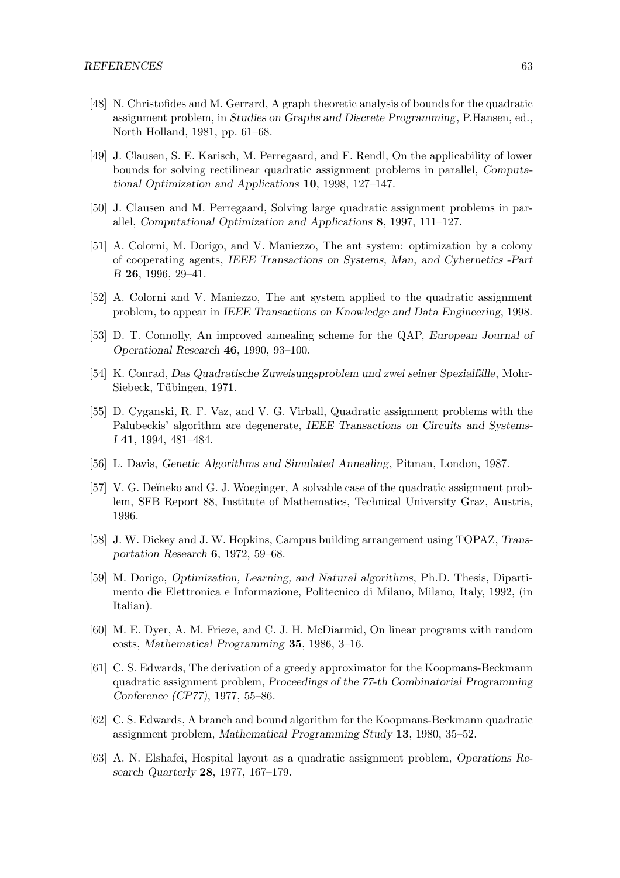[48] N. Christofides and M. Gerrard, A graph theoretic analysis of bounds for the quadratic assignment problem, in *Studies on Graphs and Discrete Programming*, P.Hansen, ed., North Holland, 1981, pp. 61–68.

[49] J. Clausen, S. E. Karisch, M. Perregaard, and F. Rendl, On the applicability of lower bounds for solving rectilinear quadratic assignment problems in parallel, *Computational Optimization and Applications* **10**, 1998, 127–147.

[50] J. Clausen and M. Perregaard, Solving large quadratic assignment problems in parallel, *Computational Optimization and Applications* **8**, 1997, 111–127.

[51] A. Colorni, M. Dorigo, and V. Maniezzo, The ant system: optimization by a colony of cooperating agents, *IEEE Transactions on Systems, Man, and Cybernetics -Part B* **26**, 1996, 29–41.

[52] A. Colorni and V. Maniezzo, The ant system applied to the quadratic assignment problem, to appear in *IEEE Transactions on Knowledge and Data Engineering*, 1998.

[53] D. T. Connolly, An improved annealing scheme for the QAP, *European Journal of Operational Research* **46**, 1990, 93–100.

[54] K. Conrad, *Das Quadratische Zuweisungsproblem und zwei seiner Spezialfälle*, Mohr-Siebeck, Tübingen, 1971.

[55] D. Cyganski, R. F. Vaz, and V. G. Virball, Quadratic assignment problems with the Palubeckis' algorithm are degenerate, *IEEE Transactions on Circuits and Systems-I* **41**, 1994, 481–484.

[56] L. Davis, *Genetic Algorithms and Simulated Annealing*, Pitman, London, 1987.

[57] V. G. Deĭneko and G. J. Woeginger, A solvable case of the quadratic assignment problem, SFB Report 88, Institute of Mathematics, Technical University Graz, Austria, 1996.

[58] J. W. Dickey and J. W. Hopkins, Campus building arrangement using TOPAZ, *Transportation Research* **6**, 1972, 59–68.

[59] M. Dorigo, *Optimization, Learning, and Natural algorithms*, Ph.D. Thesis, Dipartimento die Elettronica e Informazione, Politecnico di Milano, Milano, Italy, 1992, (in Italian).

[60] M. E. Dyer, A. M. Frieze, and C. J. H. McDiarmid, On linear programs with random costs, *Mathematical Programming* **35**, 1986, 3–16.

[61] C. S. Edwards, The derivation of a greedy approximator for the Koopmans-Beckmann quadratic assignment problem, *Proceedings of the 77-th Combinatorial Programming Conference (CP77)*, 1977, 55–86.

[62] C. S. Edwards, A branch and bound algorithm for the Koopmans-Beckmann quadratic assignment problem, *Mathematical Programming Study* **13**, 1980, 35–52.

[63] A. N. Elshafei, Hospital layout as a quadratic assignment problem, *Operations Research Quarterly* **28**, 1977, 167–179.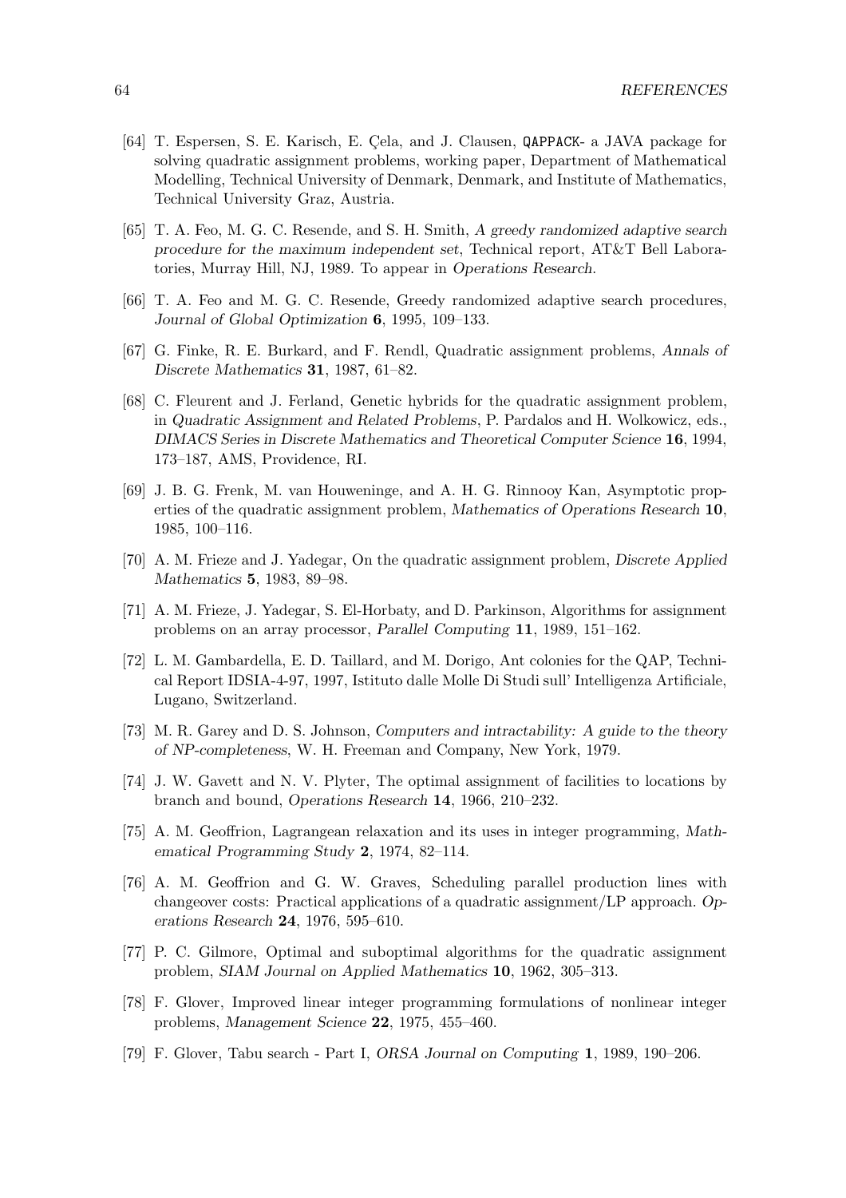[64] T. Espersen, S. E. Karisch, E. Çela, and J. Clausen, `QAPPACK`- a JAVA package for solving quadratic assignment problems, working paper, Department of Mathematical Modelling, Technical University of Denmark, Denmark, and Institute of Mathematics, Technical University Graz, Austria.

[65] T. A. Feo, M. G. C. Resende, and S. H. Smith, *A greedy randomized adaptive search procedure for the maximum independent set*, Technical report, AT&T Bell Laboratories, Murray Hill, NJ, 1989. To appear in *Operations Research*.

[66] T. A. Feo and M. G. C. Resende, Greedy randomized adaptive search procedures, *Journal of Global Optimization* **6**, 1995, 109–133.

[67] G. Finke, R. E. Burkard, and F. Rendl, Quadratic assignment problems, *Annals of Discrete Mathematics* **31**, 1987, 61–82.

[68] C. Fleurent and J. Ferland, Genetic hybrids for the quadratic assignment problem, in *Quadratic Assignment and Related Problems*, P. Pardalos and H. Wolkowicz, eds., *DIMACS Series in Discrete Mathematics and Theoretical Computer Science* **16**, 1994, 173–187, AMS, Providence, RI.

[69] J. B. G. Frenk, M. van Houweninge, and A. H. G. Rinnooy Kan, Asymptotic properties of the quadratic assignment problem, *Mathematics of Operations Research* **10**, 1985, 100–116.

[70] A. M. Frieze and J. Yadegar, On the quadratic assignment problem, *Discrete Applied Mathematics* **5**, 1983, 89–98.

[71] A. M. Frieze, J. Yadegar, S. El-Horbaty, and D. Parkinson, Algorithms for assignment problems on an array processor, *Parallel Computing* **11**, 1989, 151–162.

[72] L. M. Gambardella, E. D. Taillard, and M. Dorigo, Ant colonies for the QAP, Technical Report IDSIA-4-97, 1997, Istituto dalle Molle Di Studi sull' Intelligenza Artificiale, Lugano, Switzerland.

[73] M. R. Garey and D. S. Johnson, *Computers and intractability: A guide to the theory of NP-completeness*, W. H. Freeman and Company, New York, 1979.

[74] J. W. Gavett and N. V. Plyter, The optimal assignment of facilities to locations by branch and bound, *Operations Research* **14**, 1966, 210–232.

[75] A. M. Geoffrion, Lagrangean relaxation and its uses in integer programming, *Mathematical Programming Study* **2**, 1974, 82–114.

[76] A. M. Geoffrion and G. W. Graves, Scheduling parallel production lines with changeover costs: Practical applications of a quadratic assignment/LP approach. *Operations Research* **24**, 1976, 595–610.

[77] P. C. Gilmore, Optimal and suboptimal algorithms for the quadratic assignment problem, *SIAM Journal on Applied Mathematics* **10**, 1962, 305–313.

[78] F. Glover, Improved linear integer programming formulations of nonlinear integer problems, *Management Science* **22**, 1975, 455–460.

[79] F. Glover, Tabu search - Part I, *ORSA Journal on Computing* **1**, 1989, 190–206.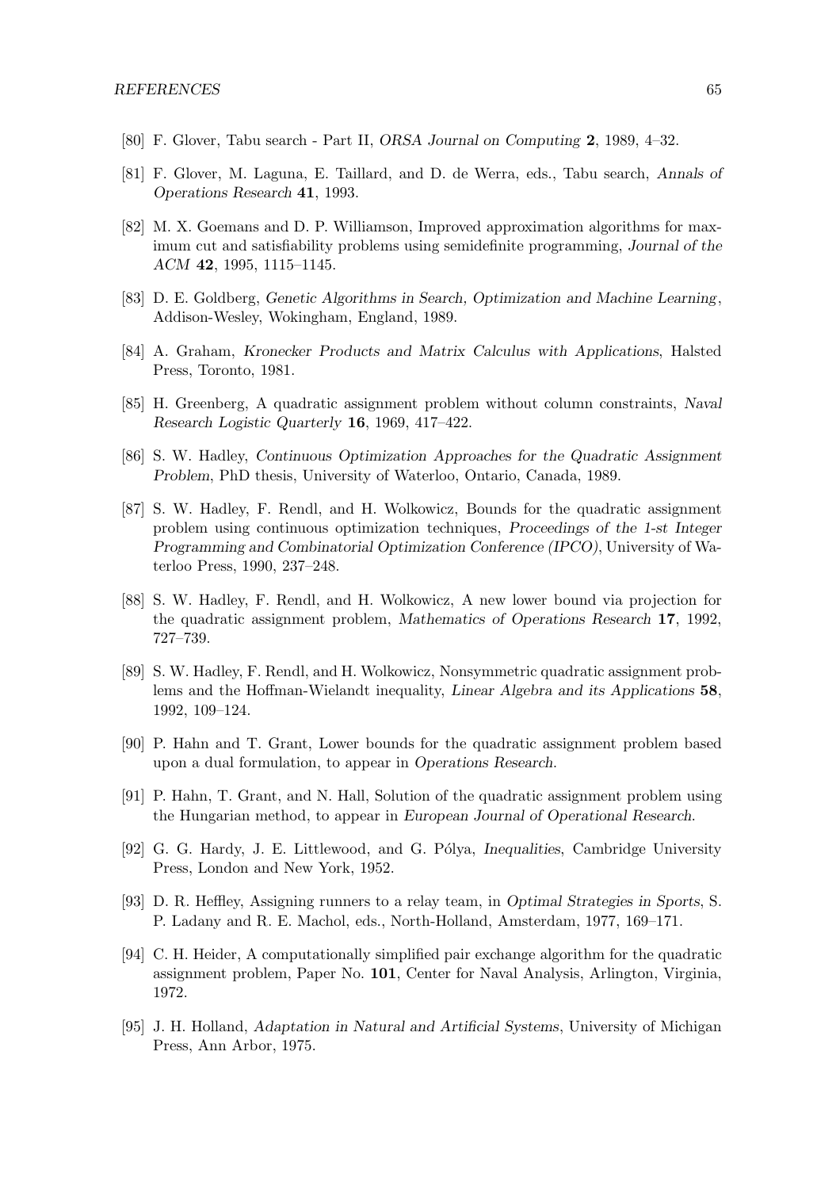[80] F. Glover, Tabu search - Part II, *ORSA Journal on Computing* **2**, 1989, 4–32.

[81] F. Glover, M. Laguna, E. Taillard, and D. de Werra, eds., Tabu search, *Annals of Operations Research* **41**, 1993.

[82] M. X. Goemans and D. P. Williamson, Improved approximation algorithms for maximum cut and satisfiability problems using semidefinite programming, *Journal of the ACM* **42**, 1995, 1115–1145.

[83] D. E. Goldberg, *Genetic Algorithms in Search, Optimization and Machine Learning*, Addison-Wesley, Wokingham, England, 1989.

[84] A. Graham, *Kronecker Products and Matrix Calculus with Applications*, Halsted Press, Toronto, 1981.

[85] H. Greenberg, A quadratic assignment problem without column constraints, *Naval Research Logistic Quarterly* **16**, 1969, 417–422.

[86] S. W. Hadley, *Continuous Optimization Approaches for the Quadratic Assignment Problem*, PhD thesis, University of Waterloo, Ontario, Canada, 1989.

[87] S. W. Hadley, F. Rendl, and H. Wolkowicz, Bounds for the quadratic assignment problem using continuous optimization techniques, *Proceedings of the 1-st Integer Programming and Combinatorial Optimization Conference (IPCO)*, University of Waterloo Press, 1990, 237–248.

[88] S. W. Hadley, F. Rendl, and H. Wolkowicz, A new lower bound via projection for the quadratic assignment problem, *Mathematics of Operations Research* **17**, 1992, 727–739.

[89] S. W. Hadley, F. Rendl, and H. Wolkowicz, Nonsymmetric quadratic assignment problems and the Hoffman-Wielandt inequality, *Linear Algebra and its Applications* **58**, 1992, 109–124.

[90] P. Hahn and T. Grant, Lower bounds for the quadratic assignment problem based upon a dual formulation, to appear in *Operations Research*.

[91] P. Hahn, T. Grant, and N. Hall, Solution of the quadratic assignment problem using the Hungarian method, to appear in *European Journal of Operational Research*.

[92] G. G. Hardy, J. E. Littlewood, and G. Pólya, *Inequalities*, Cambridge University Press, London and New York, 1952.

[93] D. R. Heffley, Assigning runners to a relay team, in *Optimal Strategies in Sports*, S. P. Ladany and R. E. Machol, eds., North-Holland, Amsterdam, 1977, 169–171.

[94] C. H. Heider, A computationally simplified pair exchange algorithm for the quadratic assignment problem, Paper No. **101**, Center for Naval Analysis, Arlington, Virginia, 1972.

[95] J. H. Holland, *Adaptation in Natural and Artificial Systems*, University of Michigan Press, Ann Arbor, 1975.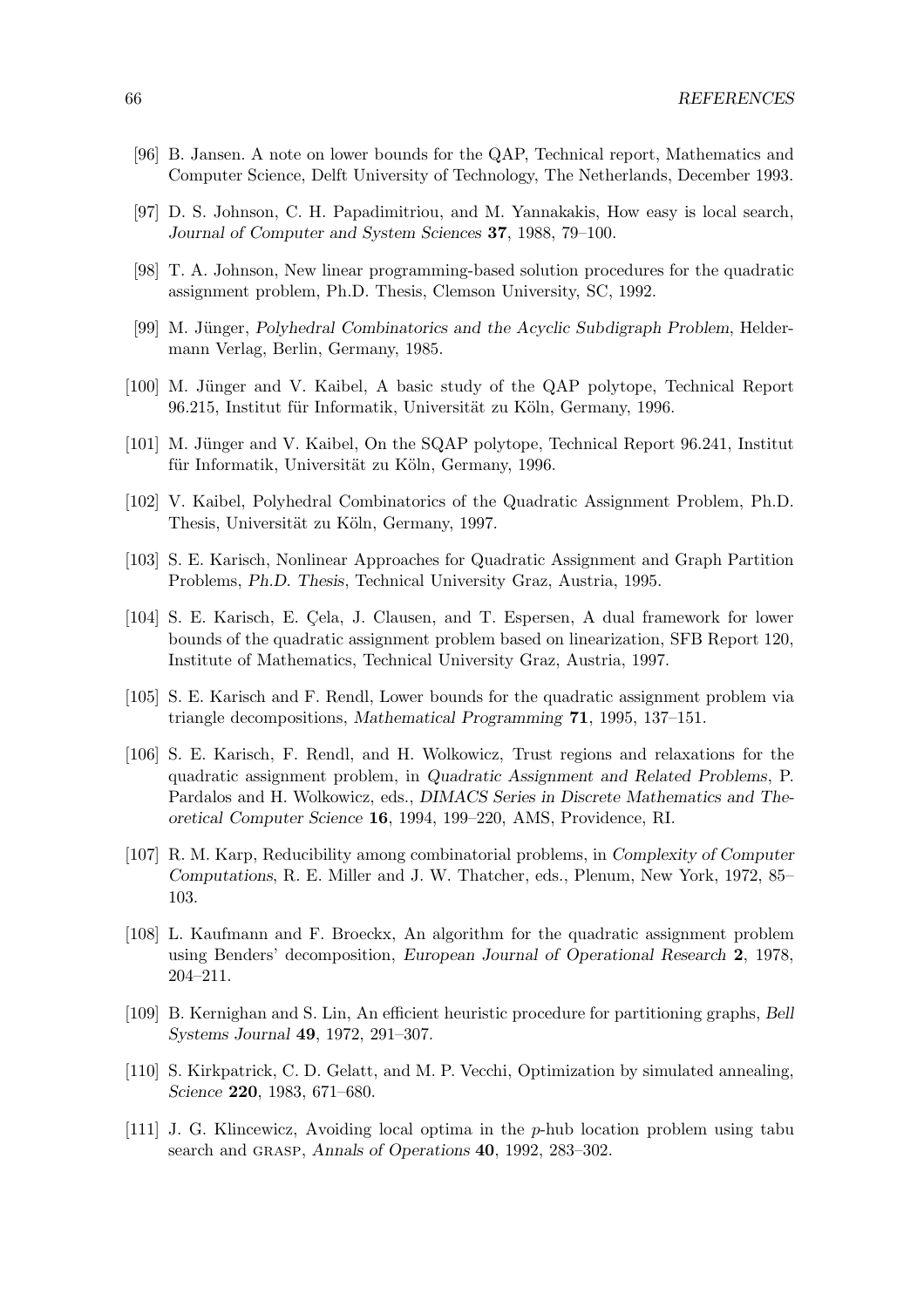[96] B. Jansen. A note on lower bounds for the QAP, Technical report, Mathematics and Computer Science, Delft University of Technology, The Netherlands, December 1993.

[97] D. S. Johnson, C. H. Papadimitriou, and M. Yannakakis, How easy is local search, *Journal of Computer and System Sciences* **37**, 1988, 79–100.

[98] T. A. Johnson, New linear programming-based solution procedures for the quadratic assignment problem, Ph.D. Thesis, Clemson University, SC, 1992.

[99] M. Jünger, *Polyhedral Combinatorics and the Acyclic Subdigraph Problem*, Heldermann Verlag, Berlin, Germany, 1985.

[100] M. Jünger and V. Kaibel, A basic study of the QAP polytope, Technical Report 96.215, Institut für Informatik, Universität zu Köln, Germany, 1996.

[101] M. Jünger and V. Kaibel, On the SQAP polytope, Technical Report 96.241, Institut für Informatik, Universität zu Köln, Germany, 1996.

[102] V. Kaibel, Polyhedral Combinatorics of the Quadratic Assignment Problem, Ph.D. Thesis, Universität zu Köln, Germany, 1997.

[103] S. E. Karisch, Nonlinear Approaches for Quadratic Assignment and Graph Partition Problems, *Ph.D. Thesis*, Technical University Graz, Austria, 1995.

[104] S. E. Karisch, E. Çela, J. Clausen, and T. Espersen, A dual framework for lower bounds of the quadratic assignment problem based on linearization, SFB Report 120, Institute of Mathematics, Technical University Graz, Austria, 1997.

[105] S. E. Karisch and F. Rendl, Lower bounds for the quadratic assignment problem via triangle decompositions, *Mathematical Programming* **71**, 1995, 137–151.

[106] S. E. Karisch, F. Rendl, and H. Wolkowicz, Trust regions and relaxations for the quadratic assignment problem, in *Quadratic Assignment and Related Problems*, P. Pardalos and H. Wolkowicz, eds., *DIMACS Series in Discrete Mathematics and Theoretical Computer Science* **16**, 1994, 199–220, AMS, Providence, RI.

[107] R. M. Karp, Reducibility among combinatorial problems, in *Complexity of Computer Computations*, R. E. Miller and J. W. Thatcher, eds., Plenum, New York, 1972, 85–103.

[108] L. Kaufmann and F. Broeckx, An algorithm for the quadratic assignment problem using Benders' decomposition, *European Journal of Operational Research* **2**, 1978, 204–211.

[109] B. Kernighan and S. Lin, An efficient heuristic procedure for partitioning graphs, *Bell Systems Journal* **49**, 1972, 291–307.

[110] S. Kirkpatrick, C. D. Gelatt, and M. P. Vecchi, Optimization by simulated annealing, *Science* **220**, 1983, 671–680.

[111] J. G. Klincewicz, Avoiding local optima in the $p$-hub location problem using tabu search and GRASP, *Annals of Operations* **40**, 1992, 283–302.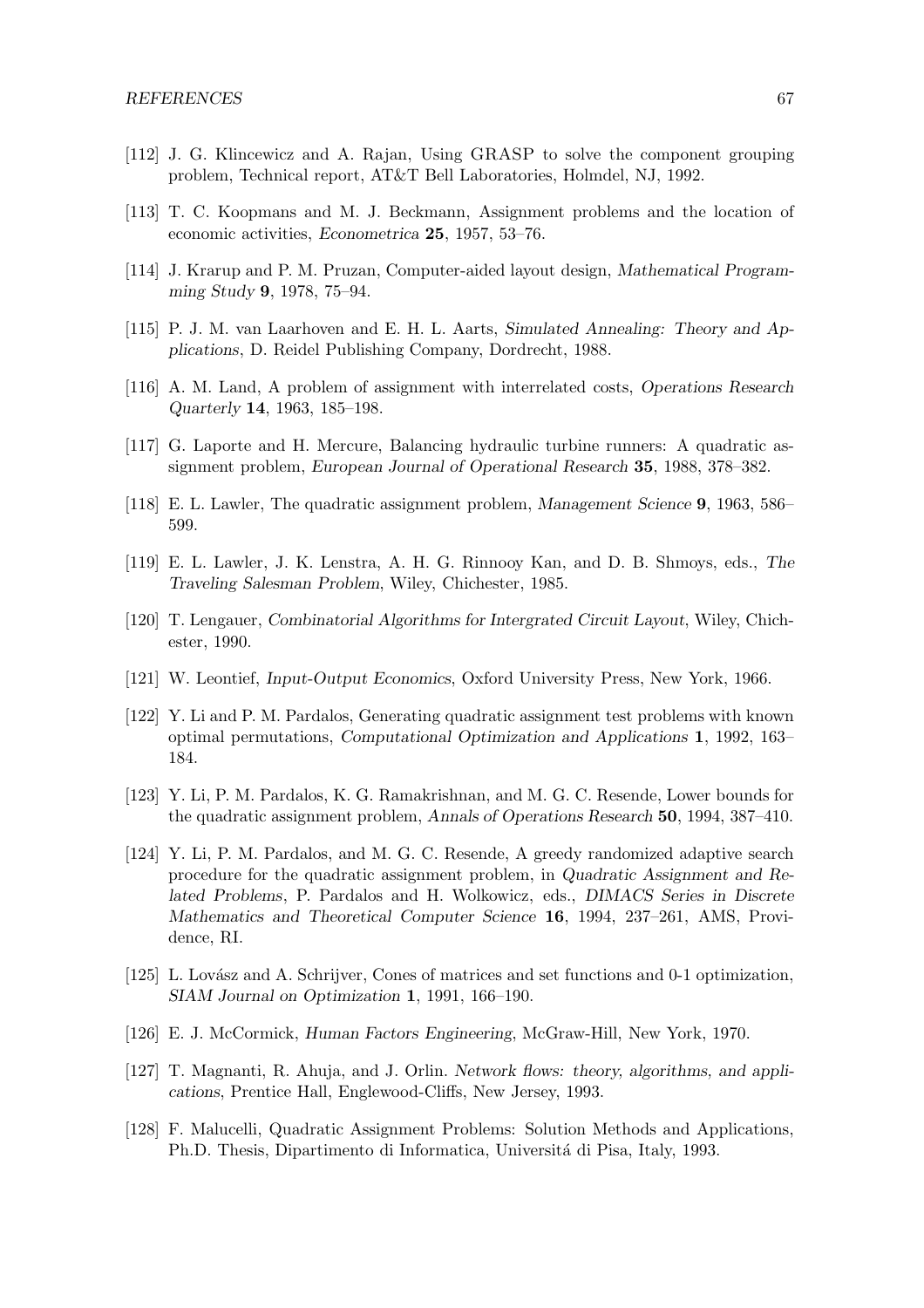[112] J. G. Klincewicz and A. Rajan, Using GRASP to solve the component grouping problem, Technical report, AT&T Bell Laboratories, Holmdel, NJ, 1992.

[113] T. C. Koopmans and M. J. Beckmann, Assignment problems and the location of economic activities, *Econometrica* **25**, 1957, 53–76.

[114] J. Krarup and P. M. Pruzan, Computer-aided layout design, *Mathematical Programming Study* **9**, 1978, 75–94.

[115] P. J. M. van Laarhoven and E. H. L. Aarts, *Simulated Annealing: Theory and Applications*, D. Reidel Publishing Company, Dordrecht, 1988.

[116] A. M. Land, A problem of assignment with interrelated costs, *Operations Research Quarterly* **14**, 1963, 185–198.

[117] G. Laporte and H. Mercure, Balancing hydraulic turbine runners: A quadratic assignment problem, *European Journal of Operational Research* **35**, 1988, 378–382.

[118] E. L. Lawler, The quadratic assignment problem, *Management Science* **9**, 1963, 586–599.

[119] E. L. Lawler, J. K. Lenstra, A. H. G. Rinnooy Kan, and D. B. Shmoys, eds., *The Traveling Salesman Problem*, Wiley, Chichester, 1985.

[120] T. Lengauer, *Combinatorial Algorithms for Intergrated Circuit Layout*, Wiley, Chichester, 1990.

[121] W. Leontief, *Input-Output Economics*, Oxford University Press, New York, 1966.

[122] Y. Li and P. M. Pardalos, Generating quadratic assignment test problems with known optimal permutations, *Computational Optimization and Applications* **1**, 1992, 163–184.

[123] Y. Li, P. M. Pardalos, K. G. Ramakrishnan, and M. G. C. Resende, Lower bounds for the quadratic assignment problem, *Annals of Operations Research* **50**, 1994, 387–410.

[124] Y. Li, P. M. Pardalos, and M. G. C. Resende, A greedy randomized adaptive search procedure for the quadratic assignment problem, in *Quadratic Assignment and Related Problems*, P. Pardalos and H. Wolkowicz, eds., *DIMACS Series in Discrete Mathematics and Theoretical Computer Science* **16**, 1994, 237–261, AMS, Providence, RI.

[125] L. Lovász and A. Schrijver, Cones of matrices and set functions and 0-1 optimization, *SIAM Journal on Optimization* **1**, 1991, 166–190.

[126] E. J. McCormick, *Human Factors Engineering*, McGraw-Hill, New York, 1970.

[127] T. Magnanti, R. Ahuja, and J. Orlin. *Network flows: theory, algorithms, and applications*, Prentice Hall, Englewood-Cliffs, New Jersey, 1993.

[128] F. Malucelli, Quadratic Assignment Problems: Solution Methods and Applications, Ph.D. Thesis, Dipartimento di Informatica, Universitá di Pisa, Italy, 1993.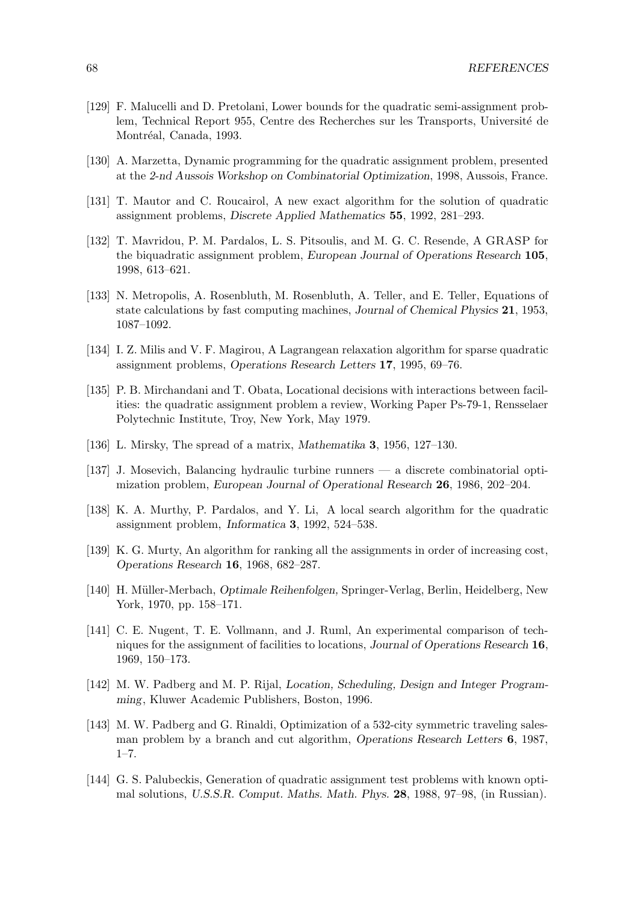[129] F. Malucelli and D. Pretolani, Lower bounds for the quadratic semi-assignment problem, Technical Report 955, Centre des Recherches sur les Transports, Université de Montréal, Canada, 1993.

[130] A. Marzetta, Dynamic programming for the quadratic assignment problem, presented at the *2-nd Aussois Workshop on Combinatorial Optimization*, 1998, Aussois, France.

[131] T. Mautor and C. Roucairol, A new exact algorithm for the solution of quadratic assignment problems, *Discrete Applied Mathematics* **55**, 1992, 281–293.

[132] T. Mavridou, P. M. Pardalos, L. S. Pitsoulis, and M. G. C. Resende, A GRASP for the biquadratic assignment problem, *European Journal of Operations Research* **105**, 1998, 613–621.

[133] N. Metropolis, A. Rosenbluth, M. Rosenbluth, A. Teller, and E. Teller, Equations of state calculations by fast computing machines, *Journal of Chemical Physics* **21**, 1953, 1087–1092.

[134] I. Z. Milis and V. F. Magirou, A Lagrangean relaxation algorithm for sparse quadratic assignment problems, *Operations Research Letters* **17**, 1995, 69–76.

[135] P. B. Mirchandani and T. Obata, Locational decisions with interactions between facilities: the quadratic assignment problem a review, Working Paper Ps-79-1, Rensselaer Polytechnic Institute, Troy, New York, May 1979.

[136] L. Mirsky, The spread of a matrix, *Mathematika* **3**, 1956, 127–130.

[137] J. Mosevich, Balancing hydraulic turbine runners — a discrete combinatorial optimization problem, *European Journal of Operational Research* **26**, 1986, 202–204.

[138] K. A. Murthy, P. Pardalos, and Y. Li, A local search algorithm for the quadratic assignment problem, *Informatica* **3**, 1992, 524–538.

[139] K. G. Murty, An algorithm for ranking all the assignments in order of increasing cost, *Operations Research* **16**, 1968, 682–287.

[140] H. Müller-Merbach, *Optimale Reihenfolgen,* Springer-Verlag, Berlin, Heidelberg, New York, 1970, pp. 158–171.

[141] C. E. Nugent, T. E. Vollmann, and J. Ruml, An experimental comparison of techniques for the assignment of facilities to locations, *Journal of Operations Research* **16**, 1969, 150–173.

[142] M. W. Padberg and M. P. Rijal, *Location, Scheduling, Design and Integer Programming*, Kluwer Academic Publishers, Boston, 1996.

[143] M. W. Padberg and G. Rinaldi, Optimization of a 532-city symmetric traveling salesman problem by a branch and cut algorithm, *Operations Research Letters* **6**, 1987, 1–7.

[144] G. S. Palubeckis, Generation of quadratic assignment test problems with known optimal solutions, *U.S.S.R. Comput. Maths. Math. Phys.* **28**, 1988, 97–98, (in Russian).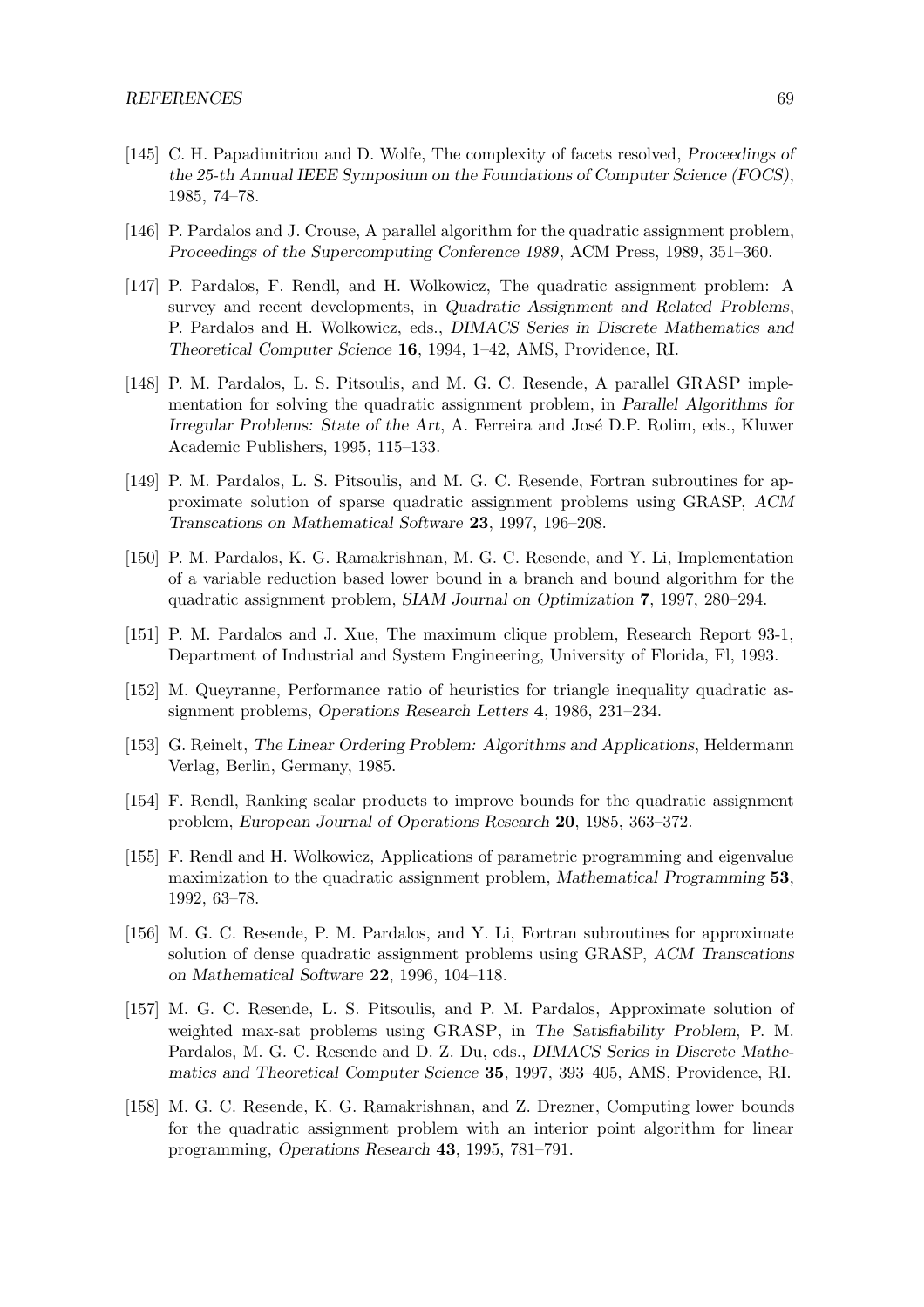[145] C. H. Papadimitriou and D. Wolfe, The complexity of facets resolved, *Proceedings of the 25-th Annual IEEE Symposium on the Foundations of Computer Science (FOCS)*, 1985, 74–78.

[146] P. Pardalos and J. Crouse, A parallel algorithm for the quadratic assignment problem, *Proceedings of the Supercomputing Conference 1989*, ACM Press, 1989, 351–360.

[147] P. Pardalos, F. Rendl, and H. Wolkowicz, The quadratic assignment problem: A survey and recent developments, in *Quadratic Assignment and Related Problems*, P. Pardalos and H. Wolkowicz, eds., *DIMACS Series in Discrete Mathematics and Theoretical Computer Science* **16**, 1994, 1–42, AMS, Providence, RI.

[148] P. M. Pardalos, L. S. Pitsoulis, and M. G. C. Resende, A parallel GRASP implementation for solving the quadratic assignment problem, in *Parallel Algorithms for Irregular Problems: State of the Art*, A. Ferreira and José D.P. Rolim, eds., Kluwer Academic Publishers, 1995, 115–133.

[149] P. M. Pardalos, L. S. Pitsoulis, and M. G. C. Resende, Fortran subroutines for approximate solution of sparse quadratic assignment problems using GRASP, *ACM Transcations on Mathematical Software* **23**, 1997, 196–208.

[150] P. M. Pardalos, K. G. Ramakrishnan, M. G. C. Resende, and Y. Li, Implementation of a variable reduction based lower bound in a branch and bound algorithm for the quadratic assignment problem, *SIAM Journal on Optimization* **7**, 1997, 280–294.

[151] P. M. Pardalos and J. Xue, The maximum clique problem, Research Report 93-1, Department of Industrial and System Engineering, University of Florida, Fl, 1993.

[152] M. Queyranne, Performance ratio of heuristics for triangle inequality quadratic assignment problems, *Operations Research Letters* **4**, 1986, 231–234.

[153] G. Reinelt, *The Linear Ordering Problem: Algorithms and Applications*, Heldermann Verlag, Berlin, Germany, 1985.

[154] F. Rendl, Ranking scalar products to improve bounds for the quadratic assignment problem, *European Journal of Operations Research* **20**, 1985, 363–372.

[155] F. Rendl and H. Wolkowicz, Applications of parametric programming and eigenvalue maximization to the quadratic assignment problem, *Mathematical Programming* **53**, 1992, 63–78.

[156] M. G. C. Resende, P. M. Pardalos, and Y. Li, Fortran subroutines for approximate solution of dense quadratic assignment problems using GRASP, *ACM Transcations on Mathematical Software* **22**, 1996, 104–118.

[157] M. G. C. Resende, L. S. Pitsoulis, and P. M. Pardalos, Approximate solution of weighted max-sat problems using GRASP, in *The Satisfiability Problem*, P. M. Pardalos, M. G. C. Resende and D. Z. Du, eds., *DIMACS Series in Discrete Mathematics and Theoretical Computer Science* **35**, 1997, 393–405, AMS, Providence, RI.

[158] M. G. C. Resende, K. G. Ramakrishnan, and Z. Drezner, Computing lower bounds for the quadratic assignment problem with an interior point algorithm for linear programming, *Operations Research* **43**, 1995, 781–791.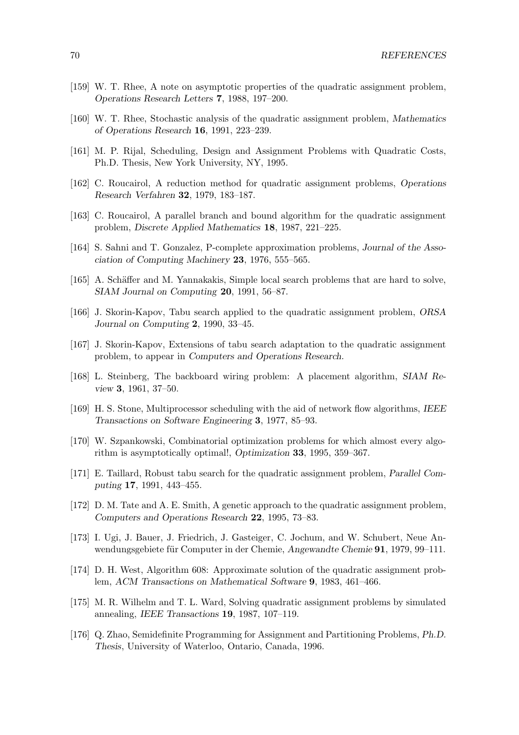[159] W. T. Rhee, A note on asymptotic properties of the quadratic assignment problem, *Operations Research Letters* **7**, 1988, 197–200.

[160] W. T. Rhee, Stochastic analysis of the quadratic assignment problem, *Mathematics of Operations Research* **16**, 1991, 223–239.

[161] M. P. Rijal, Scheduling, Design and Assignment Problems with Quadratic Costs, Ph.D. Thesis, New York University, NY, 1995.

[162] C. Roucairol, A reduction method for quadratic assignment problems, *Operations Research Verfahren* **32**, 1979, 183–187.

[163] C. Roucairol, A parallel branch and bound algorithm for the quadratic assignment problem, *Discrete Applied Mathematics* **18**, 1987, 221–225.

[164] S. Sahni and T. Gonzalez, P-complete approximation problems, *Journal of the Association of Computing Machinery* **23**, 1976, 555–565.

[165] A. Schäffer and M. Yannakakis, Simple local search problems that are hard to solve, *SIAM Journal on Computing* **20**, 1991, 56–87.

[166] J. Skorin-Kapov, Tabu search applied to the quadratic assignment problem, *ORSA Journal on Computing* **2**, 1990, 33–45.

[167] J. Skorin-Kapov, Extensions of tabu search adaptation to the quadratic assignment problem, to appear in *Computers and Operations Research*.

[168] L. Steinberg, The backboard wiring problem: A placement algorithm, *SIAM Review* **3**, 1961, 37–50.

[169] H. S. Stone, Multiprocessor scheduling with the aid of network flow algorithms, *IEEE Transactions on Software Engineering* **3**, 1977, 85–93.

[170] W. Szpankowski, Combinatorial optimization problems for which almost every algorithm is asymptotically optimal!, *Optimization* **33**, 1995, 359–367.

[171] E. Taillard, Robust tabu search for the quadratic assignment problem, *Parallel Computing* **17**, 1991, 443–455.

[172] D. M. Tate and A. E. Smith, A genetic approach to the quadratic assignment problem, *Computers and Operations Research* **22**, 1995, 73–83.

[173] I. Ugi, J. Bauer, J. Friedrich, J. Gasteiger, C. Jochum, and W. Schubert, Neue Anwendungsgebiete für Computer in der Chemie, *Angewandte Chemie* **91**, 1979, 99–111.

[174] D. H. West, Algorithm 608: Approximate solution of the quadratic assignment problem, *ACM Transactions on Mathematical Software* **9**, 1983, 461–466.

[175] M. R. Wilhelm and T. L. Ward, Solving quadratic assignment problems by simulated annealing, *IEEE Transactions* **19**, 1987, 107–119.

[176] Q. Zhao, Semidefinite Programming for Assignment and Partitioning Problems, *Ph.D. Thesis*, University of Waterloo, Ontario, Canada, 1996.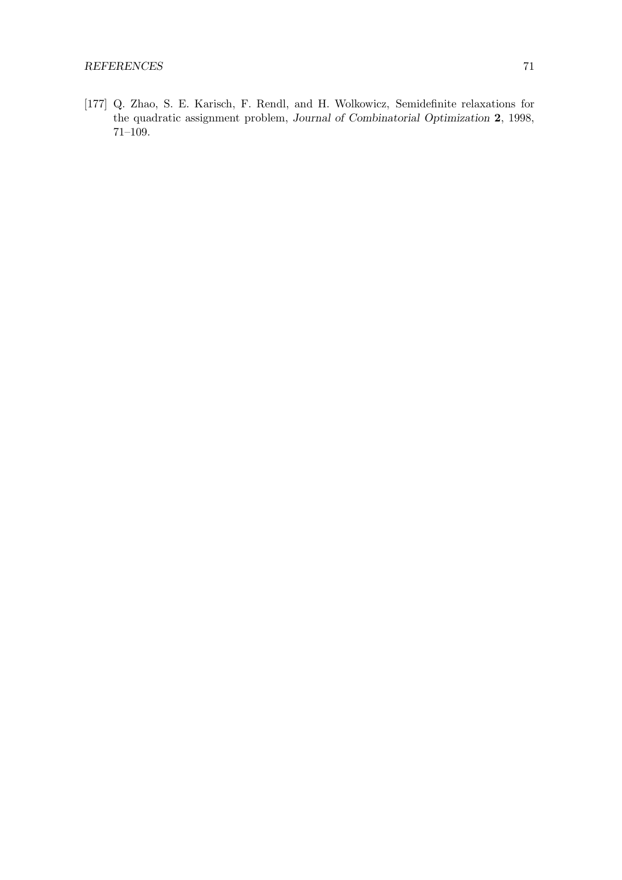[177] Q. Zhao, S. E. Karisch, F. Rendl, and H. Wolkowicz, Semidefinite relaxations for the quadratic assignment problem, *Journal of Combinatorial Optimization* **2**, 1998, 71–109.